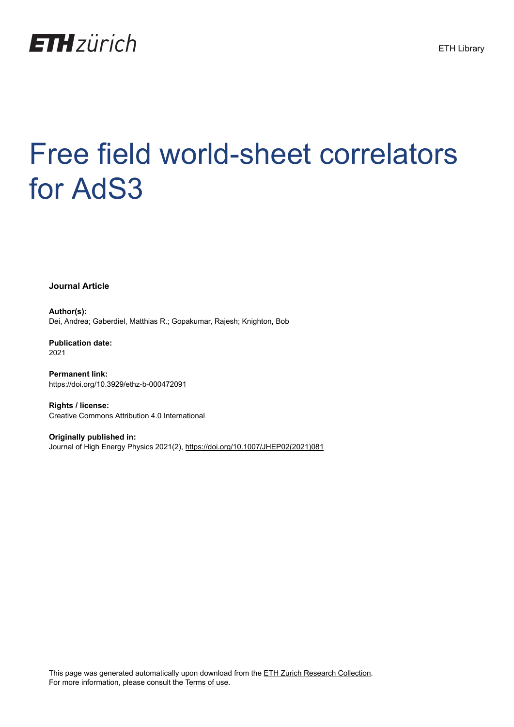ETH Library

# Free field world-sheet correlators for AdS3

**Journal Article**

**Author(s):**
Dei, Andrea; Gaberdiel, Matthias R.; Gopakumar, Rajesh; Knighton, Bob

**Publication date:**
2021

**Permanent link:**
https://doi.org/10.3929/ethz-b-000472091

**Rights / license:**
Creative Commons Attribution 4.0 International

**Originally published in:**
Journal of High Energy Physics 2021(2), https://doi.org/10.1007/JHEP02(2021)081

This page was generated automatically upon download from the ETH Zurich Research Collection.
For more information, please consult the Terms of use.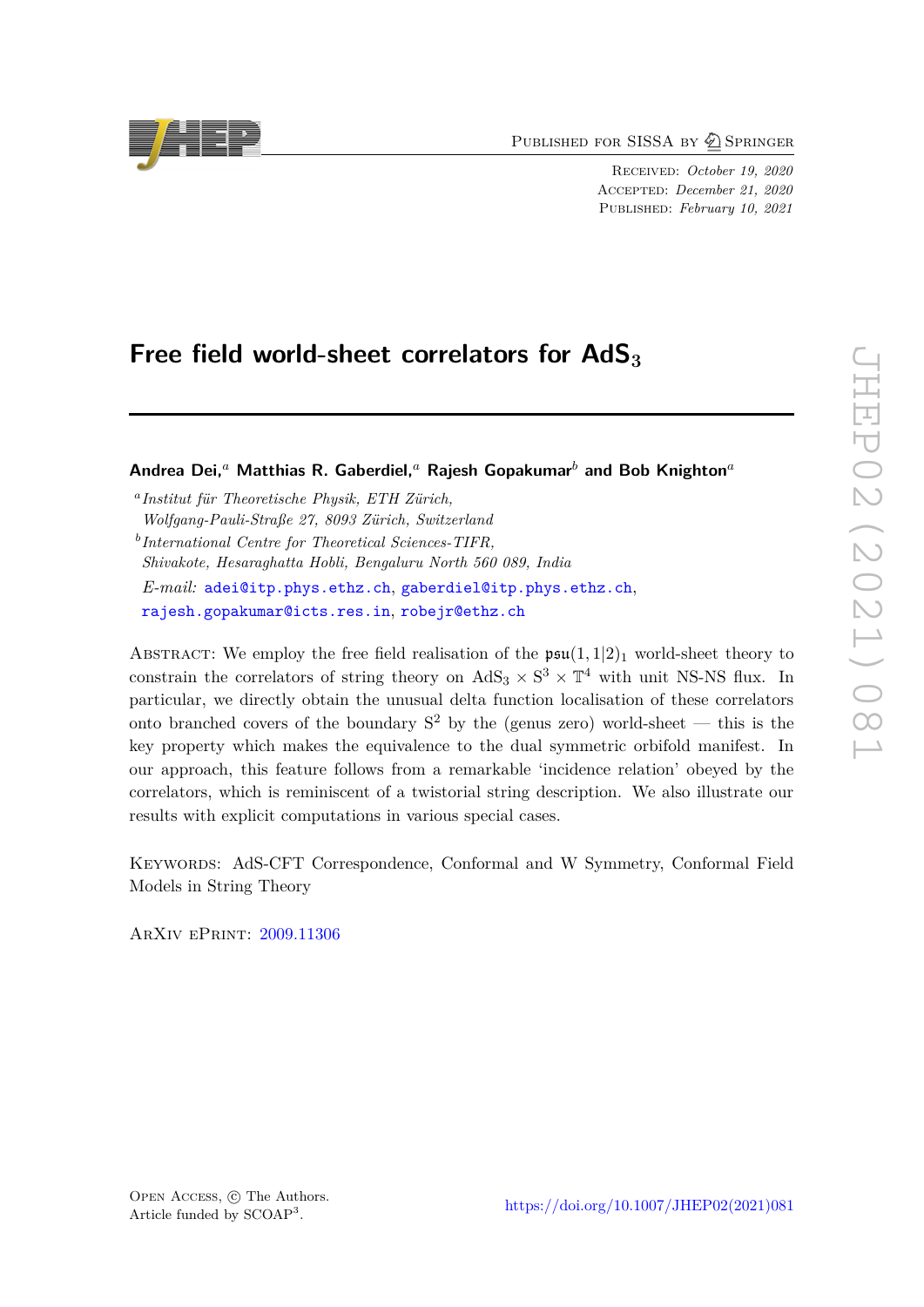Published for SISSA by Springer

Received: *October 19, 2020*
Accepted: *December 21, 2020*
Published: *February 10, 2021*

# Free field world-sheet correlators for AdS$_3$

**Andrea Dei,[a] Matthias R. Gaberdiel,[a] Rajesh Gopakumar[b] and Bob Knighton[a]**

[a] *Institut für Theoretische Physik, ETH Zürich, Wolfgang-Pauli-Straße 27, 8093 Zürich, Switzerland*

[b] *International Centre for Theoretical Sciences-TIFR, Shivakote, Hesaraghatta Hobli, Bengaluru North 560 089, India*

*E-mail:* adei@itp.phys.ethz.ch, gaberdiel@itp.phys.ethz.ch, rajesh.gopakumar@icts.res.in, robejr@ethz.ch

Abstract: We employ the free field realisation of the $\mathfrak{psu}(1,1|2)_1$ world-sheet theory to constrain the correlators of string theory on AdS$_3 \times$ S$^3 \times \mathbb{T}^4$ with unit NS-NS flux. In particular, we directly obtain the unusual delta function localisation of these correlators onto branched covers of the boundary S$^2$ by the (genus zero) world-sheet — this is the key property which makes the equivalence to the dual symmetric orbifold manifest. In our approach, this feature follows from a remarkable 'incidence relation' obeyed by the correlators, which is reminiscent of a twistorial string description. We also illustrate our results with explicit computations in various special cases.

Keywords: AdS-CFT Correspondence, Conformal and W Symmetry, Conformal Field Models in String Theory

ArXiv ePrint: 2009.11306

Open Access, © The Authors.
Article funded by SCOAP$^3$.

https://doi.org/10.1007/JHEP02(2021)081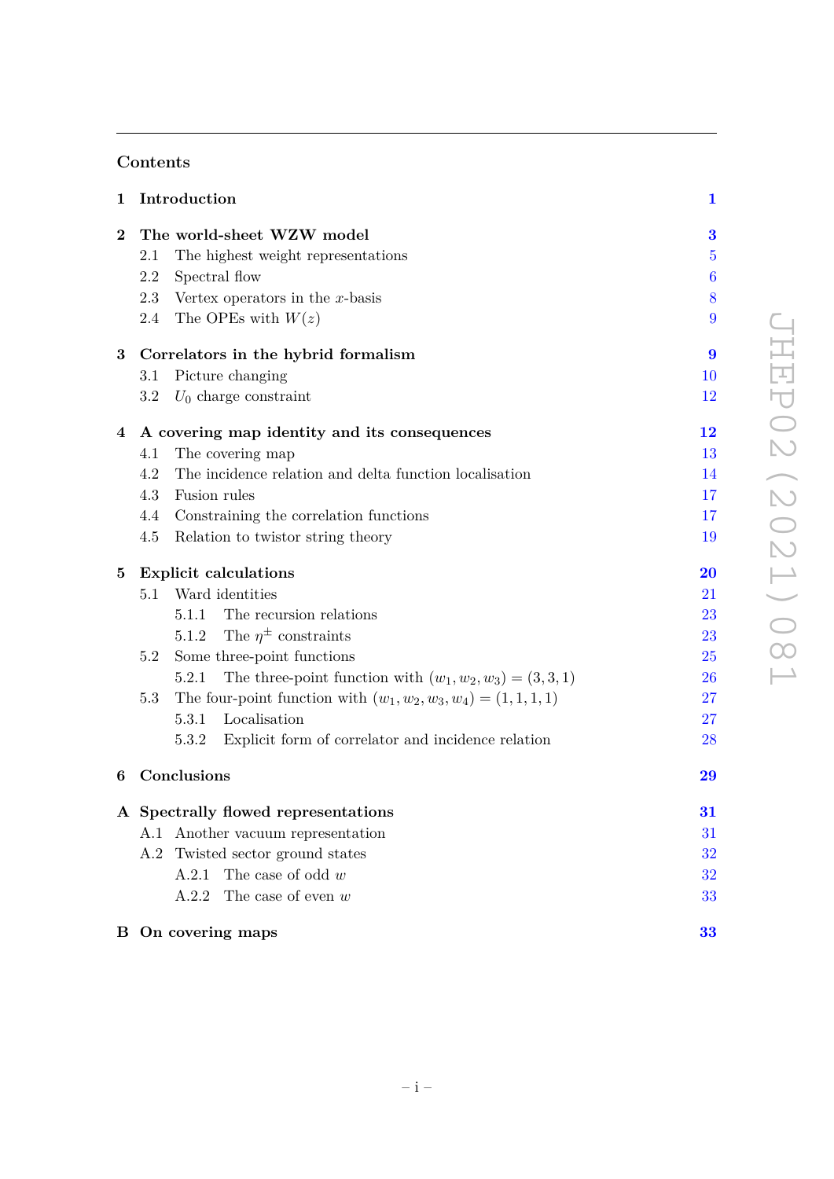## Contents

**1 Introduction** 1

**2 The world-sheet WZW model** 3
- 2.1 The highest weight representations 5
- 2.2 Spectral flow 6
- 2.3 Vertex operators in the $x$-basis 8
- 2.4 The OPEs with $W(z)$ 9

**3 Correlators in the hybrid formalism** 9
- 3.1 Picture changing 10
- 3.2 $U_0$ charge constraint 12

**4 A covering map identity and its consequences** 12
- 4.1 The covering map 13
- 4.2 The incidence relation and delta function localisation 14
- 4.3 Fusion rules 17
- 4.4 Constraining the correlation functions 17
- 4.5 Relation to twistor string theory 19

**5 Explicit calculations** 20
- 5.1 Ward identities 21
  - 5.1.1 The recursion relations 23
  - 5.1.2 The $\eta^{\pm}$ constraints 23
- 5.2 Some three-point functions 25
  - 5.2.1 The three-point function with $(w_1, w_2, w_3) = (3, 3, 1)$ 26
- 5.3 The four-point function with $(w_1, w_2, w_3, w_4) = (1, 1, 1, 1)$ 27
  - 5.3.1 Localisation 27
  - 5.3.2 Explicit form of correlator and incidence relation 28

**6 Conclusions** 29

**A Spectrally flowed representations** 31
- A.1 Another vacuum representation 31
- A.2 Twisted sector ground states 32
  - A.2.1 The case of odd $w$ 32
  - A.2.2 The case of even $w$ 33

**B On covering maps** 33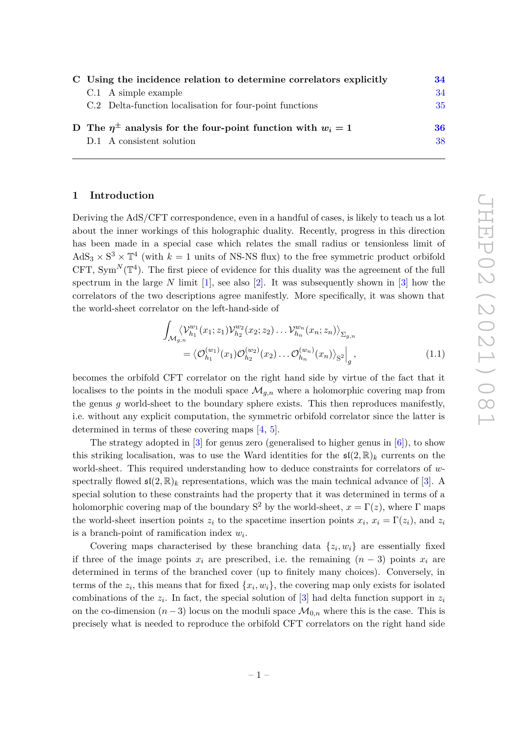| | | |
|---|---|---|
| **C** | **Using the incidence relation to determine correlators explicitly** | **34** |
| | C.1 A simple example | 34 |
| | C.2 Delta-function localisation for four-point functions | 35 |
| **D** | **The $\eta^{\pm}$ analysis for the four-point function with $w_i = 1$** | **36** |
| | D.1 A consistent solution | 38 |

## 1 Introduction

Deriving the AdS/CFT correspondence, even in a handful of cases, is likely to teach us a lot about the inner workings of this holographic duality. Recently, progress in this direction has been made in a special case which relates the small radius or tensionless limit of $\text{AdS}_3 \times \text{S}^3 \times \mathbb{T}^4$ (with $k = 1$ units of NS-NS flux) to the free symmetric product orbifold CFT, $\text{Sym}^N(\mathbb{T}^4)$. The first piece of evidence for this duality was the agreement of the full spectrum in the large $N$ limit [1], see also [2]. It was subsequently shown in [3] how the correlators of the two descriptions agree manifestly. More specifically, it was shown that the world-sheet correlator on the left-hand-side of

$$
\begin{aligned}
\int_{\mathcal{M}_{g,n}} \langle \mathcal{V}^{w_1}_{h_1}(x_1; z_1) \mathcal{V}^{w_2}_{h_2}(x_2; z_2) \ldots \mathcal{V}^{w_n}_{h_n}(x_n; z_n) \rangle_{\Sigma_{g,n}} \\
= \langle \mathcal{O}^{(w_1)}_{h_1}(x_1) \mathcal{O}^{(w_2)}_{h_2}(x_2) \ldots \mathcal{O}^{(w_n)}_{h_n}(x_n) \rangle_{\text{S}^2} \Big|_g ,
\end{aligned}
\tag{1.1}
$$

becomes the orbifold CFT correlator on the right hand side by virtue of the fact that it localises to the points in the moduli space $\mathcal{M}_{g,n}$ where a holomorphic covering map from the genus $g$ world-sheet to the boundary sphere exists. This then reproduces manifestly, i.e. without any explicit computation, the symmetric orbifold correlator since the latter is determined in terms of these covering maps [4, 5].

The strategy adopted in [3] for genus zero (generalised to higher genus in [6]), to show this striking localisation, was to use the Ward identities for the $\mathfrak{sl}(2, \mathbb{R})_k$ currents on the world-sheet. This required understanding how to deduce constraints for correlators of $w$-spectrally flowed $\mathfrak{sl}(2, \mathbb{R})_k$ representations, which was the main technical advance of [3]. A special solution to these constraints had the property that it was determined in terms of a holomorphic covering map of the boundary $\text{S}^2$ by the world-sheet, $x = \Gamma(z)$, where $\Gamma$ maps the world-sheet insertion points $z_i$ to the spacetime insertion points $x_i$, $x_i = \Gamma(z_i)$, and $z_i$ is a branch-point of ramification index $w_i$.

Covering maps characterised by these branching data $\{z_i, w_i\}$ are essentially fixed if three of the image points $x_i$ are prescribed, i.e. the remaining $(n - 3)$ points $x_i$ are determined in terms of the branched cover (up to finitely many choices). Conversely, in terms of the $z_i$, this means that for fixed $\{x_i, w_i\}$, the covering map only exists for isolated combinations of the $z_i$. In fact, the special solution of [3] had delta function support in $z_i$ on the co-dimension $(n-3)$ locus on the moduli space $\mathcal{M}_{0,n}$ where this is the case. This is precisely what is needed to reproduce the orbifold CFT correlators on the right hand side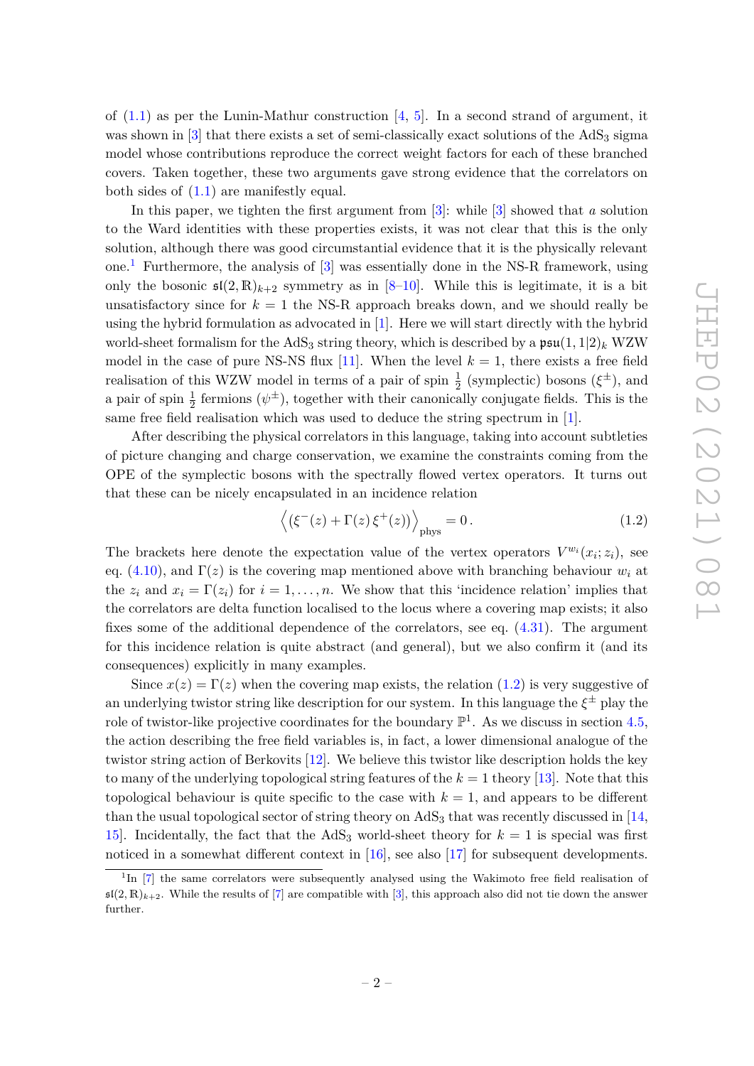of (1.1) as per the Lunin-Mathur construction [4, 5]. In a second strand of argument, it was shown in [3] that there exists a set of semi-classically exact solutions of the $\mathrm{AdS}_3$ sigma model whose contributions reproduce the correct weight factors for each of these branched covers. Taken together, these two arguments gave strong evidence that the correlators on both sides of (1.1) are manifestly equal.

In this paper, we tighten the first argument from [3]: while [3] showed that *a* solution to the Ward identities with these properties exists, it was not clear that this is the only solution, although there was good circumstantial evidence that it is the physically relevant one.[1] Furthermore, the analysis of [3] was essentially done in the NS-R framework, using only the bosonic $\mathfrak{sl}(2,\mathbb{R})_{k+2}$ symmetry as in [8–10]. While this is legitimate, it is a bit unsatisfactory since for $k=1$ the NS-R approach breaks down, and we should really be using the hybrid formulation as advocated in [1]. Here we will start directly with the hybrid world-sheet formalism for the $\mathrm{AdS}_3$ string theory, which is described by a $\mathfrak{psu}(1,1|2)_k$ WZW model in the case of pure NS-NS flux [11]. When the level $k=1$, there exists a free field realisation of this WZW model in terms of a pair of spin $\frac{1}{2}$ (symplectic) bosons ($\xi^{\pm}$), and a pair of spin $\frac{1}{2}$ fermions ($\psi^{\pm}$), together with their canonically conjugate fields. This is the same free field realisation which was used to deduce the string spectrum in [1].

After describing the physical correlators in this language, taking into account subtleties of picture changing and charge conservation, we examine the constraints coming from the OPE of the symplectic bosons with the spectrally flowed vertex operators. It turns out that these can be nicely encapsulated in an incidence relation

$$\Big\langle \big(\xi^-(z) + \Gamma(z)\,\xi^+(z)\big)\Big\rangle_{\rm phys} = 0\,. \tag{1.2}$$

The brackets here denote the expectation value of the vertex operators $V^{w_i}(x_i;z_i)$, see eq. (4.10), and $\Gamma(z)$ is the covering map mentioned above with branching behaviour $w_i$ at the $z_i$ and $x_i = \Gamma(z_i)$ for $i=1,\ldots,n$. We show that this 'incidence relation' implies that the correlators are delta function localised to the locus where a covering map exists; it also fixes some of the additional dependence of the correlators, see eq. (4.31). The argument for this incidence relation is quite abstract (and general), but we also confirm it (and its consequences) explicitly in many examples.

Since $x(z) = \Gamma(z)$ when the covering map exists, the relation (1.2) is very suggestive of an underlying twistor string like description for our system. In this language the $\xi^{\pm}$ play the role of twistor-like projective coordinates for the boundary $\mathbb{P}^1$. As we discuss in section 4.5, the action describing the free field variables is, in fact, a lower dimensional analogue of the twistor string action of Berkovits [12]. We believe this twistor like description holds the key to many of the underlying topological string features of the $k=1$ theory [13]. Note that this topological behaviour is quite specific to the case with $k=1$, and appears to be different than the usual topological sector of string theory on $\mathrm{AdS}_3$ that was recently discussed in [14, 15]. Incidentally, the fact that the $\mathrm{AdS}_3$ world-sheet theory for $k=1$ is special was first noticed in a somewhat different context in [16], see also [17] for subsequent developments.

[1] In [7] the same correlators were subsequently analysed using the Wakimoto free field realisation of $\mathfrak{sl}(2,\mathbb{R})_{k+2}$. While the results of [7] are compatible with [3], this approach also did not tie down the answer further.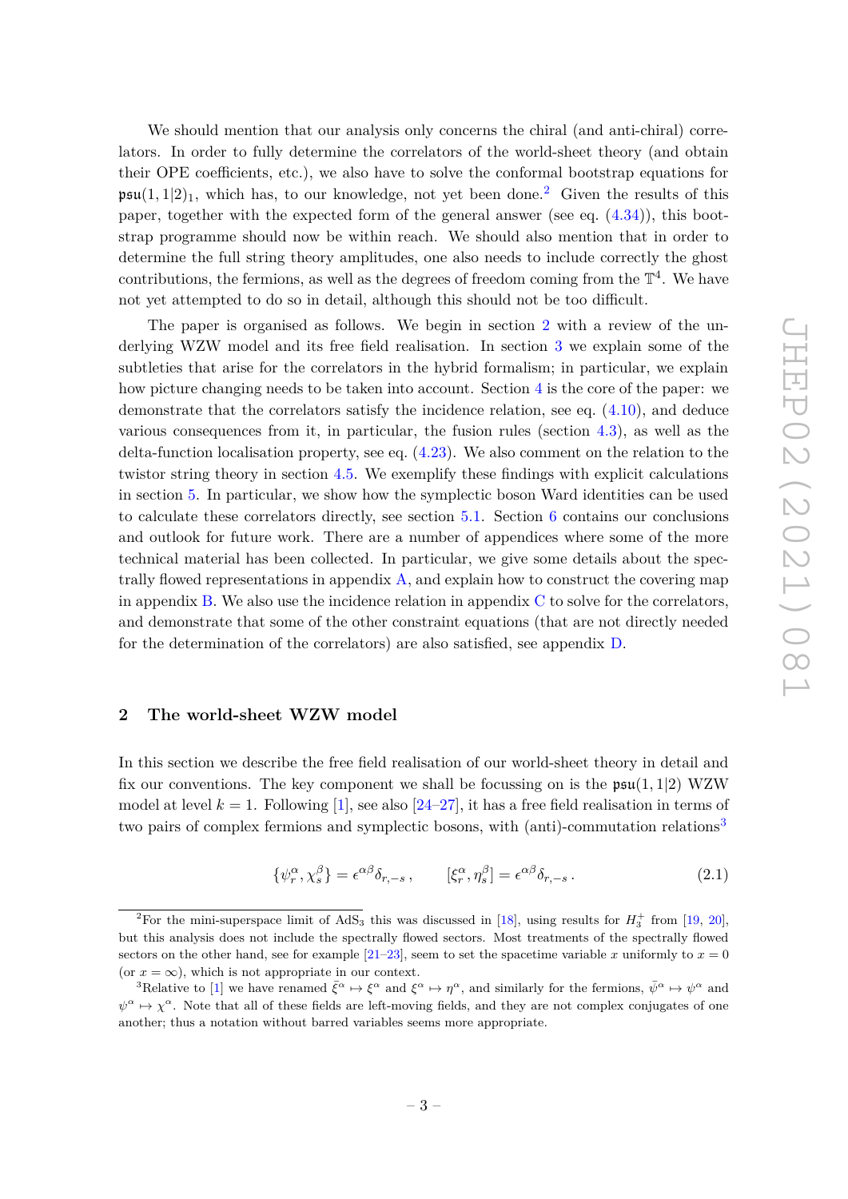We should mention that our analysis only concerns the chiral (and anti-chiral) correlators. In order to fully determine the correlators of the world-sheet theory (and obtain their OPE coefficients, etc.), we also have to solve the conformal bootstrap equations for $\mathfrak{psu}(1,1|2)_1$, which has, to our knowledge, not yet been done.[2] Given the results of this paper, together with the expected form of the general answer (see eq. (4.34)), this bootstrap programme should now be within reach. We should also mention that in order to determine the full string theory amplitudes, one also needs to include correctly the ghost contributions, the fermions, as well as the degrees of freedom coming from the $\mathbb{T}^4$. We have not yet attempted to do so in detail, although this should not be too difficult.

The paper is organised as follows. We begin in section 2 with a review of the underlying WZW model and its free field realisation. In section 3 we explain some of the subtleties that arise for the correlators in the hybrid formalism; in particular, we explain how picture changing needs to be taken into account. Section 4 is the core of the paper: we demonstrate that the correlators satisfy the incidence relation, see eq. (4.10), and deduce various consequences from it, in particular, the fusion rules (section 4.3), as well as the delta-function localisation property, see eq. (4.23). We also comment on the relation to the twistor string theory in section 4.5. We exemplify these findings with explicit calculations in section 5. In particular, we show how the symplectic boson Ward identities can be used to calculate these correlators directly, see section 5.1. Section 6 contains our conclusions and outlook for future work. There are a number of appendices where some of the more technical material has been collected. In particular, we give some details about the spectrally flowed representations in appendix A, and explain how to construct the covering map in appendix B. We also use the incidence relation in appendix C to solve for the correlators, and demonstrate that some of the other constraint equations (that are not directly needed for the determination of the correlators) are also satisfied, see appendix D.

## 2 The world-sheet WZW model

In this section we describe the free field realisation of our world-sheet theory in detail and fix our conventions. The key component we shall be focussing on is the $\mathfrak{psu}(1,1|2)$ WZW model at level $k=1$. Following [1], see also [24–27], it has a free field realisation in terms of two pairs of complex fermions and symplectic bosons, with (anti-)commutation relations[3]

$$\{\psi^\alpha_r, \chi^\beta_s\} = \epsilon^{\alpha\beta}\delta_{r,-s}\,, \qquad [\xi^\alpha_r, \eta^\beta_s] = \epsilon^{\alpha\beta}\delta_{r,-s}\,. \tag{2.1}$$

[2] For the mini-superspace limit of $\text{AdS}_3$ this was discussed in [18], using results for $H_3^+$ from [19, 20], but this analysis does not include the spectrally flowed sectors. Most treatments of the spectrally flowed sectors on the other hand, see for example [21–23], seem to set the spacetime variable $x$ uniformly to $x=0$ (or $x=\infty$), which is not appropriate in our context.

[3] Relative to [1] we have renamed $\bar{\xi}^\alpha \mapsto \xi^\alpha$ and $\xi^\alpha \mapsto \eta^\alpha$, and similarly for the fermions, $\bar{\psi}^\alpha \mapsto \psi^\alpha$ and $\psi^\alpha \mapsto \chi^\alpha$. Note that all of these fields are left-moving fields, and they are not complex conjugates of one another; thus a notation without barred variables seems more appropriate.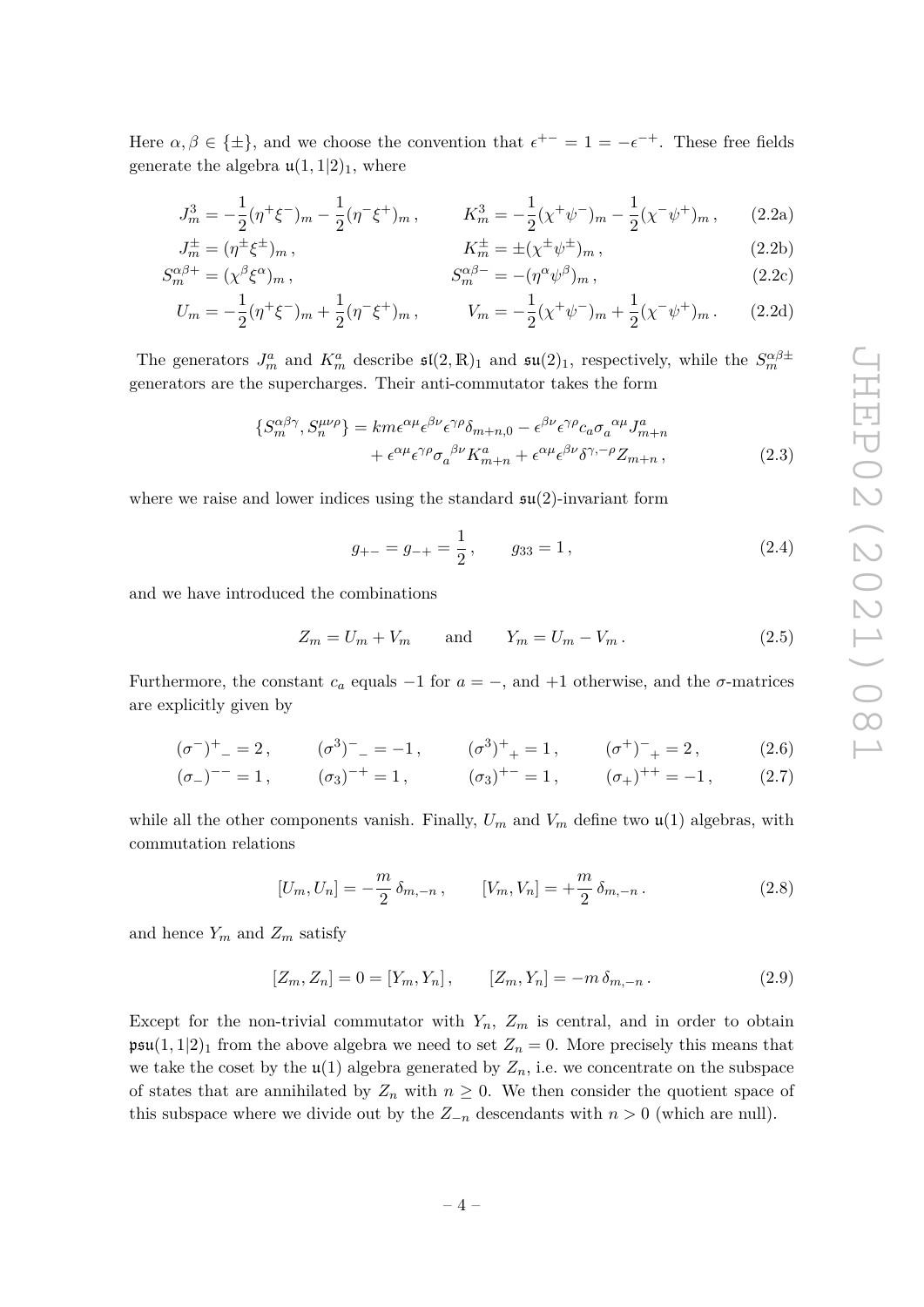Here $\alpha, \beta \in \{\pm\}$, and we choose the convention that $\epsilon^{+-} = 1 = -\epsilon^{-+}$. These free fields generate the algebra $\mathfrak{u}(1,1|2)_1$, where

$$J^3_m = -\frac{1}{2}(\eta^+\xi^-)_m - \frac{1}{2}(\eta^-\xi^+)_m\,, \qquad K^3_m = -\frac{1}{2}(\chi^+\psi^-)_m - \frac{1}{2}(\chi^-\psi^+)_m\,, \tag{2.2a}$$

$$J^\pm_m = (\eta^\pm\xi^\pm)_m\,, \qquad K^\pm_m = \pm(\chi^\pm\psi^\pm)_m\,, \tag{2.2b}$$

$$S^{\alpha\beta+}_m = (\chi^\beta\xi^\alpha)_m\,, \qquad S^{\alpha\beta-}_m = -(\eta^\alpha\psi^\beta)_m\,, \tag{2.2c}$$

$$U_m = -\frac{1}{2}(\eta^+\xi^-)_m + \frac{1}{2}(\eta^-\xi^+)_m\,, \qquad V_m = -\frac{1}{2}(\chi^+\psi^-)_m + \frac{1}{2}(\chi^-\psi^+)_m\,. \tag{2.2d}$$

The generators $J^a_m$ and $K^a_m$ describe $\mathfrak{sl}(2,\mathbb{R})_1$ and $\mathfrak{su}(2)_1$, respectively, while the $S^{\alpha\beta\pm}_m$ generators are the supercharges. Their anti-commutator takes the form

$$\begin{aligned}\{S^{\alpha\beta\gamma}_m, S^{\mu\nu\rho}_n\} = {} & km\epsilon^{\alpha\mu}\epsilon^{\beta\nu}\epsilon^{\gamma\rho}\delta_{m+n,0} - \epsilon^{\beta\nu}\epsilon^{\gamma\rho}c_a\sigma_a{}^{\alpha\mu}J^a_{m+n} \\ & + \epsilon^{\alpha\mu}\epsilon^{\gamma\rho}\sigma_a{}^{\beta\nu}K^a_{m+n} + \epsilon^{\alpha\mu}\epsilon^{\beta\nu}\delta^{\gamma,-\rho}Z_{m+n}\,,\end{aligned} \tag{2.3}$$

where we raise and lower indices using the standard $\mathfrak{su}(2)$-invariant form

$$g_{+-} = g_{-+} = \frac{1}{2}\,, \qquad g_{33} = 1\,, \tag{2.4}$$

and we have introduced the combinations

$$Z_m = U_m + V_m \qquad \text{and} \qquad Y_m = U_m - V_m\,. \tag{2.5}$$

Furthermore, the constant $c_a$ equals $-1$ for $a = -$, and $+1$ otherwise, and the $\sigma$-matrices are explicitly given by

$$(\sigma^-)^+{}_- = 2\,, \qquad (\sigma^3)^-{}_- = -1\,, \qquad (\sigma^3)^+{}_+ = 1\,, \qquad (\sigma^+)^-{}_+ = 2\,, \tag{2.6}$$

$$(\sigma_-)^{--} = 1\,, \qquad (\sigma_3)^{-+} = 1\,, \qquad (\sigma_3)^{+-} = 1\,, \qquad (\sigma_+)^{++} = -1\,, \tag{2.7}$$

while all the other components vanish. Finally, $U_m$ and $V_m$ define two $\mathfrak{u}(1)$ algebras, with commutation relations

$$[U_m, U_n] = -\frac{m}{2}\,\delta_{m,-n}\,, \qquad [V_m, V_n] = +\frac{m}{2}\,\delta_{m,-n}\,. \tag{2.8}$$

and hence $Y_m$ and $Z_m$ satisfy

$$[Z_m, Z_n] = 0 = [Y_m, Y_n]\,, \qquad [Z_m, Y_n] = -m\,\delta_{m,-n}\,. \tag{2.9}$$

Except for the non-trivial commutator with $Y_n$, $Z_m$ is central, and in order to obtain $\mathfrak{psu}(1,1|2)_1$ from the above algebra we need to set $Z_n = 0$. More precisely this means that we take the coset by the $\mathfrak{u}(1)$ algebra generated by $Z_n$, i.e. we concentrate on the subspace of states that are annihilated by $Z_n$ with $n \geq 0$. We then consider the quotient space of this subspace where we divide out by the $Z_{-n}$ descendants with $n > 0$ (which are null).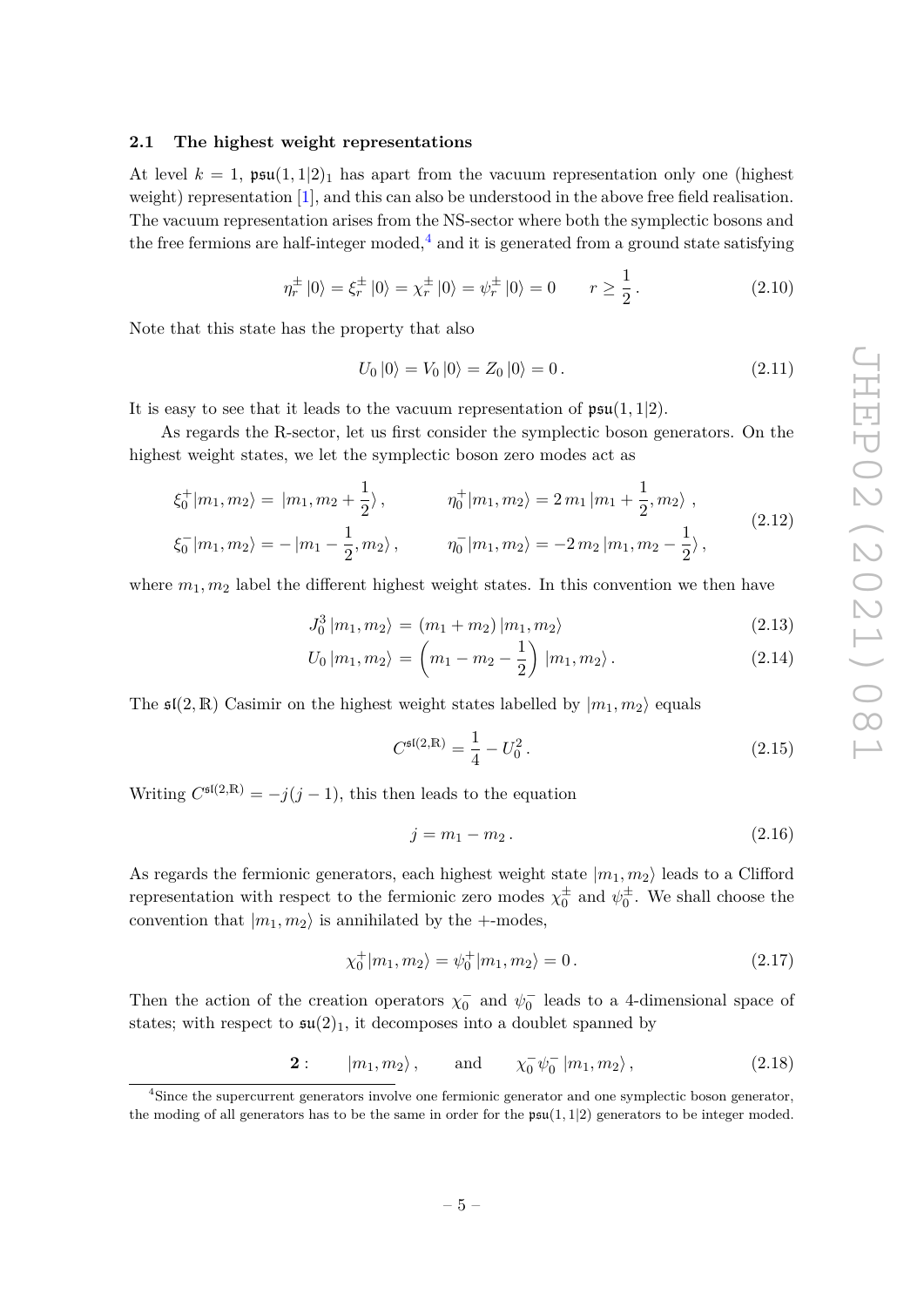### 2.1 The highest weight representations

At level $k = 1$, $\mathfrak{psu}(1,1|2)_1$ has apart from the vacuum representation only one (highest weight) representation [1], and this can also be understood in the above free field realisation. The vacuum representation arises from the NS-sector where both the symplectic bosons and the free fermions are half-integer moded,[4] and it is generated from a ground state satisfying

$$\eta^{\pm}_r |0\rangle = \xi^{\pm}_r |0\rangle = \chi^{\pm}_r |0\rangle = \psi^{\pm}_r |0\rangle = 0 \qquad r \geq \frac{1}{2}\,. \tag{2.10}$$

Note that this state has the property that also

$$U_0 |0\rangle = V_0 |0\rangle = Z_0 |0\rangle = 0\,. \tag{2.11}$$

It is easy to see that it leads to the vacuum representation of $\mathfrak{psu}(1,1|2)$.

As regards the R-sector, let us first consider the symplectic boson generators. On the highest weight states, we let the symplectic boson zero modes act as

$$\begin{aligned}
\xi^{+}_0 |m_1, m_2\rangle &= \, |m_1, m_2 + \tfrac{1}{2}\rangle\,, \qquad & \eta^{+}_0 |m_1, m_2\rangle &= 2\, m_1 \, |m_1 + \tfrac{1}{2}, m_2\rangle\,, \\
\xi^{-}_0 |m_1, m_2\rangle &= - \, |m_1 - \tfrac{1}{2}, m_2\rangle\,, \qquad & \eta^{-}_0 |m_1, m_2\rangle &= -2\, m_2 \, |m_1, m_2 - \tfrac{1}{2}\rangle\,,
\end{aligned} \tag{2.12}$$

where $m_1, m_2$ label the different highest weight states. In this convention we then have

$$J^3_0 \, |m_1, m_2\rangle \, = \, (m_1 + m_2) \, |m_1, m_2\rangle \tag{2.13}$$

$$U_0 \, |m_1, m_2\rangle \, = \, \left( m_1 - m_2 - \frac{1}{2} \right) \, |m_1, m_2\rangle\,. \tag{2.14}$$

The $\mathfrak{sl}(2,\mathbb{R})$ Casimir on the highest weight states labelled by $|m_1, m_2\rangle$ equals

$$C^{\mathfrak{sl}(2,\mathbb{R})} = \frac{1}{4} - U_0^2\,. \tag{2.15}$$

Writing $C^{\mathfrak{sl}(2,\mathbb{R})} = -j(j-1)$, this then leads to the equation

$$j = m_1 - m_2\,. \tag{2.16}$$

As regards the fermionic generators, each highest weight state $|m_1, m_2\rangle$ leads to a Clifford representation with respect to the fermionic zero modes $\chi^{\pm}_0$ and $\psi^{\pm}_0$. We shall choose the convention that $|m_1, m_2\rangle$ is annihilated by the $+$-modes,

$$\chi^{+}_0 |m_1, m_2\rangle = \psi^{+}_0 |m_1, m_2\rangle = 0\,. \tag{2.17}$$

Then the action of the creation operators $\chi^{-}_0$ and $\psi^{-}_0$ leads to a 4-dimensional space of states; with respect to $\mathfrak{su}(2)_1$, it decomposes into a doublet spanned by

$$\mathbf{2}: \qquad |m_1, m_2\rangle\,, \qquad \text{and} \qquad \chi^{-}_0 \psi^{-}_0 \, |m_1, m_2\rangle\,, \tag{2.18}$$

[4] Since the supercurrent generators involve one fermionic generator and one symplectic boson generator, the moding of all generators has to be the same in order for the $\mathfrak{psu}(1,1|2)$ generators to be integer moded.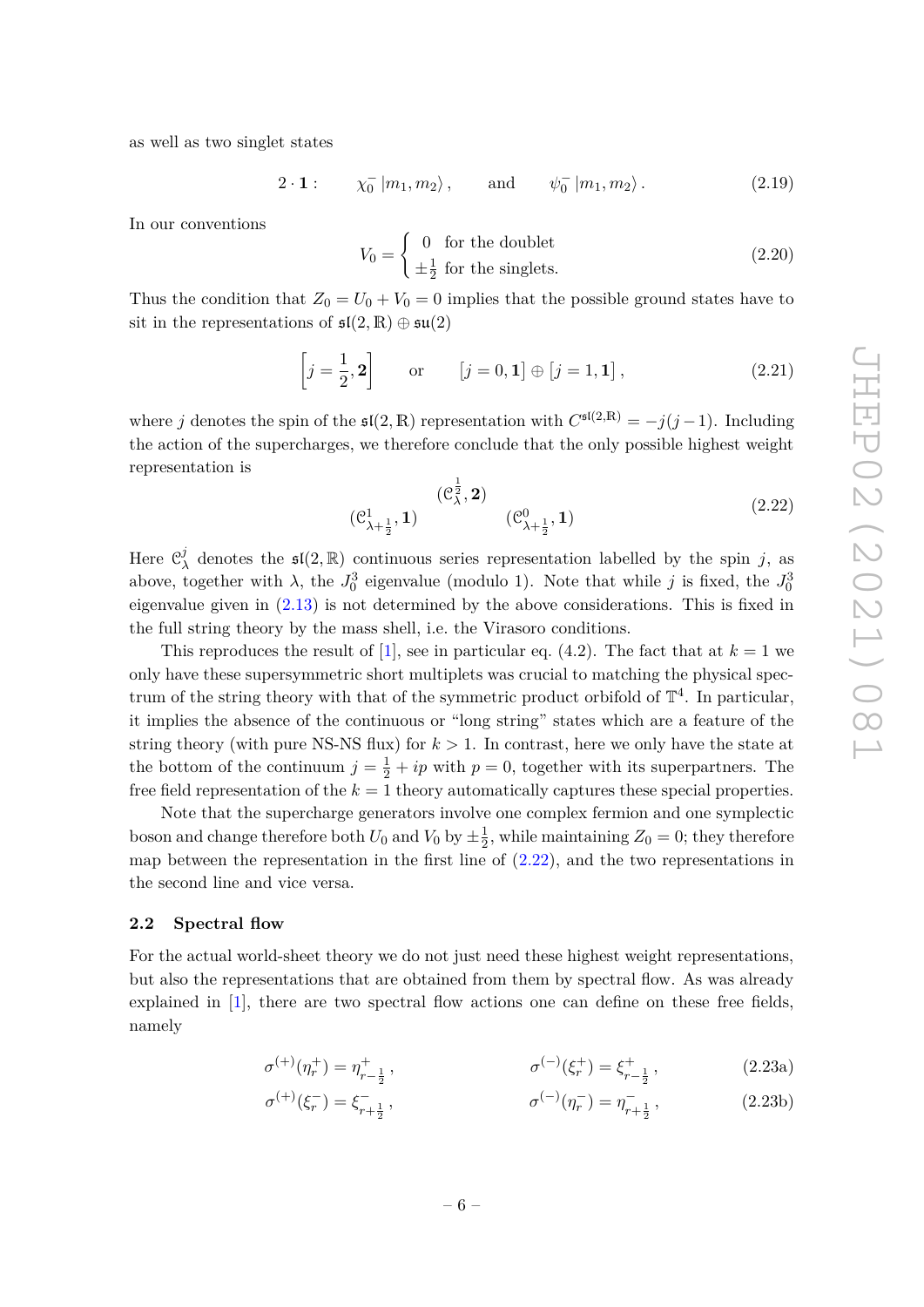as well as two singlet states

$$2 \cdot \mathbf{1}: \qquad \chi_0^- \, |m_1, m_2\rangle \,, \qquad \text{and} \qquad \psi_0^- \, |m_1, m_2\rangle \,. \tag{2.19}$$

In our conventions

$$V_0 = \begin{cases} 0 & \text{for the doublet} \\ \pm\frac{1}{2} & \text{for the singlets.} \end{cases} \tag{2.20}$$

Thus the condition that $Z_0 = U_0 + V_0 = 0$ implies that the possible ground states have to sit in the representations of $\mathfrak{sl}(2,\mathbb{R}) \oplus \mathfrak{su}(2)$

$$\left[ j = \frac{1}{2}, \mathbf{2} \right] \qquad \text{or} \qquad [j = 0, \mathbf{1}] \oplus [j = 1, \mathbf{1}] \,, \tag{2.21}$$

where $j$ denotes the spin of the $\mathfrak{sl}(2,\mathbb{R})$ representation with $C^{\mathfrak{sl}(2,\mathbb{R})} = -j(j-1)$. Including the action of the supercharges, we therefore conclude that the only possible highest weight representation is

$$\begin{matrix} & (\mathcal{C}^{\frac{1}{2}}_{\lambda}, \mathbf{2}) & \\ (\mathcal{C}^{1}_{\lambda+\frac{1}{2}}, \mathbf{1}) & & (\mathcal{C}^{0}_{\lambda+\frac{1}{2}}, \mathbf{1}) \end{matrix} \tag{2.22}$$

Here $\mathcal{C}^j_\lambda$ denotes the $\mathfrak{sl}(2,\mathbb{R})$ continuous series representation labelled by the spin $j$, as above, together with $\lambda$, the $J^3_0$ eigenvalue (modulo 1). Note that while $j$ is fixed, the $J^3_0$ eigenvalue given in (2.13) is not determined by the above considerations. This is fixed in the full string theory by the mass shell, i.e. the Virasoro conditions.

This reproduces the result of [1], see in particular eq. (4.2). The fact that at $k = 1$ we only have these supersymmetric short multiplets was crucial to matching the physical spectrum of the string theory with that of the symmetric product orbifold of $\mathbb{T}^4$. In particular, it implies the absence of the continuous or "long string" states which are a feature of the string theory (with pure NS-NS flux) for $k > 1$. In contrast, here we only have the state at the bottom of the continuum $j = \frac{1}{2} + ip$ with $p = 0$, together with its superpartners. The free field representation of the $k = 1$ theory automatically captures these special properties.

Note that the supercharge generators involve one complex fermion and one symplectic boson and change therefore both $U_0$ and $V_0$ by $\pm\frac{1}{2}$, while maintaining $Z_0 = 0$; they therefore map between the representation in the first line of (2.22), and the two representations in the second line and vice versa.

### 2.2 Spectral flow

For the actual world-sheet theory we do not just need these highest weight representations, but also the representations that are obtained from them by spectral flow. As was already explained in [1], there are two spectral flow actions one can define on these free fields, namely

$$\sigma^{(+)}(\eta^+_r) = \eta^+_{r-\frac{1}{2}} \,, \qquad \sigma^{(-)}(\xi^+_r) = \xi^+_{r-\frac{1}{2}} \,, \tag{2.23a}$$

$$\sigma^{(+)}(\xi^-_r) = \xi^-_{r+\frac{1}{2}} \,, \qquad \sigma^{(-)}(\eta^-_r) = \eta^-_{r+\frac{1}{2}} \,, \tag{2.23b}$$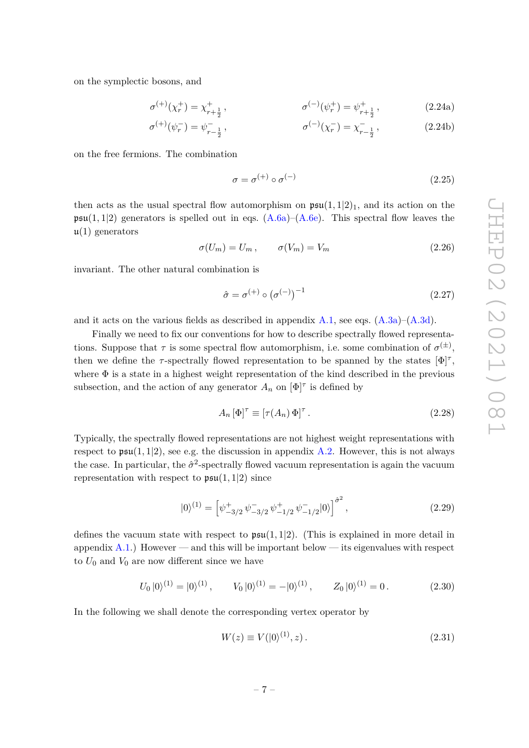on the symplectic bosons, and

$$\sigma^{(+)}(\chi^+_r) = \chi^+_{r+\frac{1}{2}}\,, \qquad\qquad \sigma^{(-)}(\psi^+_r) = \psi^+_{r+\frac{1}{2}}\,, \tag{2.24a}$$

$$\sigma^{(+)}(\psi^-_r) = \psi^-_{r-\frac{1}{2}}\,, \qquad\qquad \sigma^{(-)}(\chi^-_r) = \chi^-_{r-\frac{1}{2}}\,, \tag{2.24b}$$

on the free fermions. The combination

$$\sigma = \sigma^{(+)} \circ \sigma^{(-)} \tag{2.25}$$

then acts as the usual spectral flow automorphism on $\mathfrak{psu}(1,1|2)_1$, and its action on the $\mathfrak{psu}(1,1|2)$ generators is spelled out in eqs. (A.6a)–(A.6e). This spectral flow leaves the $\mathfrak{u}(1)$ generators

$$\sigma(U_m) = U_m\,, \qquad \sigma(V_m) = V_m \tag{2.26}$$

invariant. The other natural combination is

$$\hat{\sigma} = \sigma^{(+)} \circ \left(\sigma^{(-)}\right)^{-1} \tag{2.27}$$

and it acts on the various fields as described in appendix A.1, see eqs. (A.3a)–(A.3d).

Finally we need to fix our conventions for how to describe spectrally flowed representations. Suppose that $\tau$ is some spectral flow automorphism, i.e. some combination of $\sigma^{(\pm)}$, then we define the $\tau$-spectrally flowed representation to be spanned by the states $[\Phi]^\tau$, where $\Phi$ is a state in a highest weight representation of the kind described in the previous subsection, and the action of any generator $A_n$ on $[\Phi]^\tau$ is defined by

$$A_n\, [\Phi]^\tau \equiv [\tau(A_n)\, \Phi]^\tau\,. \tag{2.28}$$

Typically, the spectrally flowed representations are not highest weight representations with respect to $\mathfrak{psu}(1,1|2)$, see e.g. the discussion in appendix A.2. However, this is not always the case. In particular, the $\hat{\sigma}^2$-spectrally flowed vacuum representation is again the vacuum representation with respect to $\mathfrak{psu}(1,1|2)$ since

$$|0\rangle^{(1)} = \left[\psi^+_{-3/2}\, \psi^-_{-3/2}\, \psi^+_{-1/2}\, \psi^-_{-1/2} |0\rangle\right]^{\hat{\sigma}^2}\,, \tag{2.29}$$

defines the vacuum state with respect to $\mathfrak{psu}(1,1|2)$. (This is explained in more detail in appendix A.1.) However — and this will be important below — its eigenvalues with respect to $U_0$ and $V_0$ are now different since we have

$$U_0\, |0\rangle^{(1)} = |0\rangle^{(1)}\,, \qquad V_0\, |0\rangle^{(1)} = -|0\rangle^{(1)}\,, \qquad Z_0\, |0\rangle^{(1)} = 0\,. \tag{2.30}$$

In the following we shall denote the corresponding vertex operator by

$$W(z) \equiv V(|0\rangle^{(1)}, z)\,. \tag{2.31}$$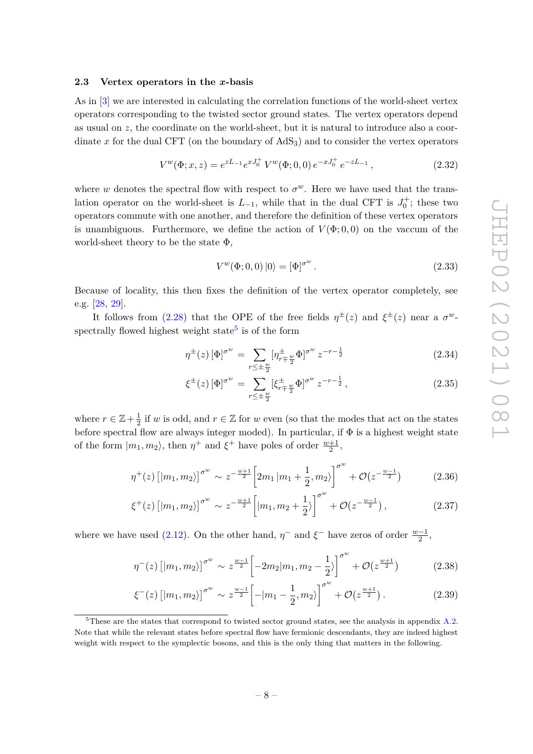### 2.3 Vertex operators in the $x$-basis

As in [3] we are interested in calculating the correlation functions of the world-sheet vertex operators corresponding to the twisted sector ground states. The vertex operators depend as usual on $z$, the coordinate on the world-sheet, but it is natural to introduce also a coordinate $x$ for the dual CFT (on the boundary of $\text{AdS}_3$) and to consider the vertex operators

$$V^w(\Phi; x, z) = e^{zL_{-1}} e^{xJ_0^+}\, V^w(\Phi; 0, 0)\, e^{-xJ_0^+}\, e^{-zL_{-1}}\,, \tag{2.32}$$

where $w$ denotes the spectral flow with respect to $\sigma^w$. Here we have used that the translation operator on the world-sheet is $L_{-1}$, while that in the dual CFT is $J_0^+$; these two operators commute with one another, and therefore the definition of these vertex operators is unambiguous. Furthermore, we define the action of $V(\Phi; 0, 0)$ on the vaccum of the world-sheet theory to be the state $\Phi$,

$$V^w(\Phi; 0, 0)\,|0\rangle = [\Phi]^{\sigma^w}\,. \tag{2.33}$$

Because of locality, this then fixes the definition of the vertex operator completely, see e.g. [28, 29].

It follows from (2.28) that the OPE of the free fields $\eta^\pm(z)$ and $\xi^\pm(z)$ near a $\sigma^w$-spectrally flowed highest weight state[5] is of the form

$$\eta^\pm(z)\,[\Phi]^{\sigma^w} = \sum_{r \le \pm\frac{w}{2}} [\eta^\pm_{r\mp\frac{w}{2}}\Phi]^{\sigma^w}\, z^{-r-\frac{1}{2}} \tag{2.34}$$

$$\xi^\pm(z)\,[\Phi]^{\sigma^w} = \sum_{r \le \pm\frac{w}{2}} [\xi^\pm_{r\mp\frac{w}{2}}\Phi]^{\sigma^w}\, z^{-r-\frac{1}{2}}\,, \tag{2.35}$$

where $r \in \mathbb{Z}+\frac{1}{2}$ if $w$ is odd, and $r \in \mathbb{Z}$ for $w$ even (so that the modes that act on the states before spectral flow are always integer moded). In particular, if $\Phi$ is a highest weight state of the form $|m_1, m_2\rangle$, then $\eta^+$ and $\xi^+$ have poles of order $\frac{w+1}{2}$,

$$\eta^+(z)\,\big[|m_1, m_2\rangle\big]^{\sigma^w} \sim z^{-\frac{w+1}{2}}\Big[2m_1\,|m_1+\frac{1}{2}, m_2\rangle\Big]^{\sigma^w} + \mathcal{O}(z^{-\frac{w-1}{2}}) \tag{2.36}$$

$$\xi^+(z)\,\big[|m_1, m_2\rangle\big]^{\sigma^w} \sim z^{-\frac{w+1}{2}}\Big[|m_1, m_2+\frac{1}{2}\rangle\Big]^{\sigma^w} + \mathcal{O}(z^{-\frac{w-1}{2}})\,, \tag{2.37}$$

where we have used (2.12). On the other hand, $\eta^-$ and $\xi^-$ have zeros of order $\frac{w-1}{2}$,

$$\eta^-(z)\,\big[|m_1, m_2\rangle\big]^{\sigma^w} \sim z^{\frac{w-1}{2}}\Big[-2m_2|m_1, m_2-\frac{1}{2}\rangle\Big]^{\sigma^w} + \mathcal{O}(z^{\frac{w+1}{2}}) \tag{2.38}$$

$$\xi^-(z)\,\big[|m_1, m_2\rangle\big]^{\sigma^w} \sim z^{\frac{w-1}{2}}\Big[-|m_1-\frac{1}{2}, m_2\rangle\Big]^{\sigma^w} + \mathcal{O}(z^{\frac{w+1}{2}})\,. \tag{2.39}$$

[5] These are the states that correspond to twisted sector ground states, see the analysis in appendix A.2. Note that while the relevant states before spectral flow have fermionic descendants, they are indeed highest weight with respect to the symplectic bosons, and this is the only thing that matters in the following.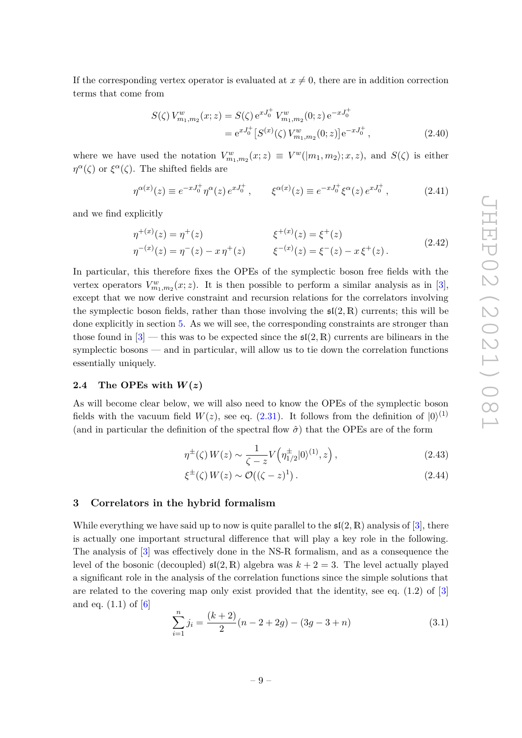If the corresponding vertex operator is evaluated at $x \neq 0$, there are in addition correction terms that come from

$$
\begin{aligned}
S(\zeta)\, V^w_{m_1,m_2}(x;z) &= S(\zeta)\, \mathrm{e}^{xJ_0^+}\, V^w_{m_1,m_2}(0;z)\, \mathrm{e}^{-xJ_0^+} \\
&= \mathrm{e}^{xJ_0^+} \big[ S^{(x)}(\zeta)\, V^w_{m_1,m_2}(0;z) \big] \mathrm{e}^{-xJ_0^+}\,, 
\end{aligned}
\tag{2.40}
$$

where we have used the notation $V^w_{m_1,m_2}(x;z) \equiv V^w(|m_1,m_2\rangle;x,z)$, and $S(\zeta)$ is either $\eta^\alpha(\zeta)$ or $\xi^\alpha(\zeta)$. The shifted fields are

$$
\eta^{\alpha(x)}(z) \equiv e^{-xJ_0^+}\,\eta^\alpha(z)\,e^{xJ_0^+}\,, \qquad \xi^{\alpha(x)}(z) \equiv e^{-xJ_0^+}\,\xi^\alpha(z)\,e^{xJ_0^+}\,, \tag{2.41}
$$

and we find explicitly

$$
\begin{aligned}
\eta^{+(x)}(z) &= \eta^+(z) & \xi^{+(x)}(z) &= \xi^+(z) \\
\eta^{-(x)}(z) &= \eta^-(z) - x\,\eta^+(z) & \xi^{-(x)}(z) &= \xi^-(z) - x\,\xi^+(z)\,.
\end{aligned}
\tag{2.42}
$$

In particular, this therefore fixes the OPEs of the symplectic boson free fields with the vertex operators $V^w_{m_1,m_2}(x;z)$. It is then possible to perform a similar analysis as in [3], except that we now derive constraint and recursion relations for the correlators involving the symplectic boson fields, rather than those involving the $\mathfrak{sl}(2,\mathbb{R})$ currents; this will be done explicitly in section 5. As we will see, the corresponding constraints are stronger than those found in [3] — this was to be expected since the $\mathfrak{sl}(2,\mathbb{R})$ currents are bilinears in the symplectic bosons — and in particular, will allow us to tie down the correlation functions essentially uniquely.

### 2.4 The OPEs with $W(z)$

As will become clear below, we will also need to know the OPEs of the symplectic boson fields with the vacuum field $W(z)$, see eq. (2.31). It follows from the definition of $|0\rangle^{(1)}$ (and in particular the definition of the spectral flow $\hat{\sigma}$) that the OPEs are of the form

$$
\eta^\pm(\zeta)\, W(z) \sim \frac{1}{\zeta - z} V\Big(\eta^\pm_{1/2}|0\rangle^{(1)}, z\Big)\,, \tag{2.43}
$$

$$
\xi^\pm(\zeta)\, W(z) \sim \mathcal{O}\big((\zeta - z)^1\big)\,. \tag{2.44}
$$

## 3 Correlators in the hybrid formalism

While everything we have said up to now is quite parallel to the $\mathfrak{sl}(2,\mathbb{R})$ analysis of [3], there is actually one important structural difference that will play a key role in the following. The analysis of [3] was effectively done in the NS-R formalism, and as a consequence the level of the bosonic (decoupled) $\mathfrak{sl}(2,\mathbb{R})$ algebra was $k+2 = 3$. The level actually played a significant role in the analysis of the correlation functions since the simple solutions that are related to the covering map only exist provided that the identity, see eq. (1.2) of [3] and eq. (1.1) of [6]

$$
\sum_{i=1}^{n} j_i = \frac{(k+2)}{2}(n - 2 + 2g) - (3g - 3 + n) \tag{3.1}
$$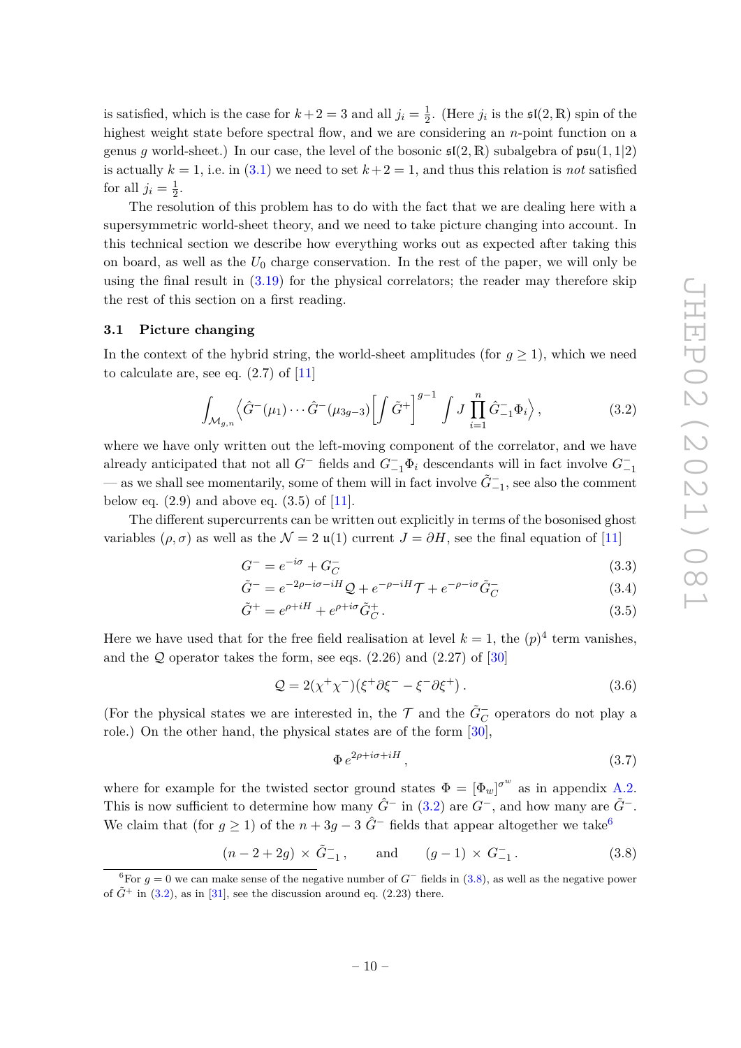is satisfied, which is the case for $k+2=3$ and all $j_i = \frac{1}{2}$. (Here $j_i$ is the $\mathfrak{sl}(2,\mathbb{R})$ spin of the highest weight state before spectral flow, and we are considering an $n$-point function on a genus $g$ world-sheet.) In our case, the level of the bosonic $\mathfrak{sl}(2,\mathbb{R})$ subalgebra of $\mathfrak{psu}(1,1|2)$ is actually $k=1$, i.e. in (3.1) we need to set $k+2=1$, and thus this relation is *not* satisfied for all $j_i = \frac{1}{2}$.

The resolution of this problem has to do with the fact that we are dealing here with a supersymmetric world-sheet theory, and we need to take picture changing into account. In this technical section we describe how everything works out as expected after taking this on board, as well as the $U_0$ charge conservation. In the rest of the paper, we will only be using the final result in (3.19) for the physical correlators; the reader may therefore skip the rest of this section on a first reading.

### 3.1 Picture changing

In the context of the hybrid string, the world-sheet amplitudes (for $g \geq 1$), which we need to calculate are, see eq. (2.7) of [11]

$$\int_{\mathcal{M}_{g,n}} \Big\langle \hat{G}^-(\mu_1) \cdots \hat{G}^-(\mu_{3g-3}) \Big[ \int \tilde{G}^+ \Big]^{g-1} \int J \prod_{i=1}^{n} \hat{G}^-_{-1} \Phi_i \Big\rangle \,, \tag{3.2}$$

where we have only written out the left-moving component of the correlator, and we have already anticipated that not all $G^-$ fields and $G^-_{-1}\Phi_i$ descendants will in fact involve $G^-_{-1}$ — as we shall see momentarily, some of them will in fact involve $\tilde{G}^-_{-1}$, see also the comment below eq. (2.9) and above eq. (3.5) of [11].

The different supercurrents can be written out explicitly in terms of the bosonised ghost variables $(\rho, \sigma)$ as well as the $\mathcal{N}=2$ $\mathfrak{u}(1)$ current $J = \partial H$, see the final equation of [11]

$$G^- = e^{-i\sigma} + G^-_C \tag{3.3}$$

$$\tilde{G}^- = e^{-2\rho - i\sigma - iH}\mathcal{Q} + e^{-\rho - iH}\mathcal{T} + e^{-\rho - i\sigma}\tilde{G}^-_C \tag{3.4}$$

$$\tilde{G}^+ = e^{\rho + iH} + e^{\rho + i\sigma}\tilde{G}^+_C \,. \tag{3.5}$$

Here we have used that for the free field realisation at level $k=1$, the $(p)^4$ term vanishes, and the $\mathcal{Q}$ operator takes the form, see eqs. (2.26) and (2.27) of [30]

$$\mathcal{Q} = 2(\chi^+\chi^-)(\xi^+\partial\xi^- - \xi^-\partial\xi^+) \,. \tag{3.6}$$

(For the physical states we are interested in, the $\mathcal{T}$ and the $\tilde{G}^-_C$ operators do not play a role.) On the other hand, the physical states are of the form [30],

$$\Phi \, e^{2\rho + i\sigma + iH} \,, \tag{3.7}$$

where for example for the twisted sector ground states $\Phi = [\Phi_w]^{\sigma^w}$ as in appendix A.2. This is now sufficient to determine how many $\hat{G}^-$ in (3.2) are $G^-$, and how many are $\tilde{G}^-$. We claim that (for $g \geq 1$) of the $n + 3g - 3$ $\hat{G}^-$ fields that appear altogether we take[6]

$$(n - 2 + 2g) \times \tilde{G}^-_{-1} \,, \qquad \text{and} \qquad (g-1) \times G^-_{-1} \,. \tag{3.8}$$

[6]For $g=0$ we can make sense of the negative number of $G^-$ fields in (3.8), as well as the negative power of $\tilde{G}^+$ in (3.2), as in [31], see the discussion around eq. (2.23) there.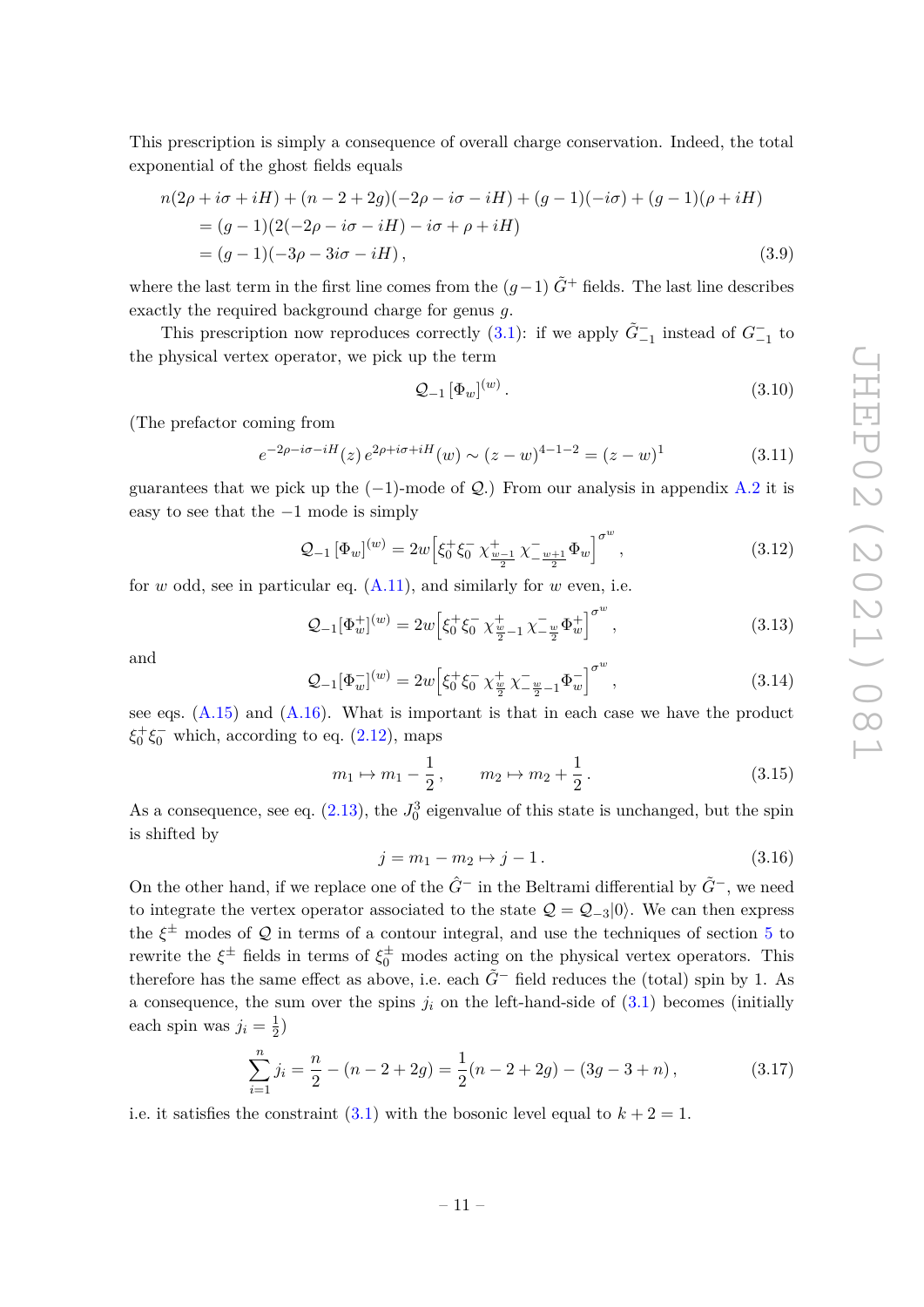This prescription is simply a consequence of overall charge conservation. Indeed, the total exponential of the ghost fields equals

$$
\begin{aligned}
&n(2\rho+i\sigma+iH)+(n-2+2g)(-2\rho-i\sigma-iH)+(g-1)(-i\sigma)+(g-1)(\rho+iH)\\
&\quad=(g-1)(2(-2\rho-i\sigma-iH)-i\sigma+\rho+iH)\\
&\quad=(g-1)(-3\rho-3i\sigma-iH)\,, \qquad (3.9)
\end{aligned}
$$

where the last term in the first line comes from the $(g-1)$ $\tilde{G}^+$ fields. The last line describes exactly the required background charge for genus $g$.

This prescription now reproduces correctly (3.1): if we apply $\tilde{G}^-_{-1}$ instead of $G^-_{-1}$ to the physical vertex operator, we pick up the term

$$
\mathcal{Q}_{-1}\left[\Phi_w\right]^{(w)}. \qquad (3.10)
$$

(The prefactor coming from

$$
e^{-2\rho-i\sigma-iH}(z)\,e^{2\rho+i\sigma+iH}(w)\sim(z-w)^{4-1-2}=(z-w)^1 \qquad (3.11)
$$

guarantees that we pick up the $(-1)$-mode of $\mathcal{Q}$.) From our analysis in appendix A.2 it is easy to see that the $-1$ mode is simply

$$
\mathcal{Q}_{-1}\left[\Phi_w\right]^{(w)}=2w\Big[\xi_0^+\xi_0^-\,\chi^+_{\frac{w-1}{2}}\,\chi^-_{-\frac{w+1}{2}}\Phi_w\Big]^{\sigma^w}, \qquad (3.12)
$$

for $w$ odd, see in particular eq. (A.11), and similarly for $w$ even, i.e.

$$
\mathcal{Q}_{-1}[\Phi_w^+]^{(w)}=2w\Big[\xi_0^+\xi_0^-\,\chi^+_{\frac{w}{2}-1}\,\chi^-_{-\frac{w}{2}}\Phi_w^+\Big]^{\sigma^w}, \qquad (3.13)
$$

and

$$
\mathcal{Q}_{-1}[\Phi_w^-]^{(w)}=2w\Big[\xi_0^+\xi_0^-\,\chi^+_{\frac{w}{2}}\,\chi^-_{-\frac{w}{2}-1}\Phi_w^-\Big]^{\sigma^w}, \qquad (3.14)
$$

see eqs. (A.15) and (A.16). What is important is that in each case we have the product $\xi_0^+\xi_0^-$ which, according to eq. (2.12), maps

$$
m_1\mapsto m_1-\frac{1}{2}\,,\qquad m_2\mapsto m_2+\frac{1}{2}\,. \qquad (3.15)
$$

As a consequence, see eq. (2.13), the $J^3_0$ eigenvalue of this state is unchanged, but the spin is shifted by

$$
j=m_1-m_2\mapsto j-1\,. \qquad (3.16)
$$

On the other hand, if we replace one of the $\hat{G}^-$ in the Beltrami differential by $\tilde{G}^-$, we need to integrate the vertex operator associated to the state $\mathcal{Q}=\mathcal{Q}_{-3}|0\rangle$. We can then express the $\xi^\pm$ modes of $\mathcal{Q}$ in terms of a contour integral, and use the techniques of section 5 to rewrite the $\xi^\pm$ fields in terms of $\xi^\pm_0$ modes acting on the physical vertex operators. This therefore has the same effect as above, i.e. each $\tilde{G}^-$ field reduces the (total) spin by 1. As a consequence, the sum over the spins $j_i$ on the left-hand-side of (3.1) becomes (initially each spin was $j_i=\frac{1}{2}$)

$$
\sum_{i=1}^n j_i=\frac{n}{2}-(n-2+2g)=\frac{1}{2}(n-2+2g)-(3g-3+n)\,, \qquad (3.17)
$$

i.e. it satisfies the constraint (3.1) with the bosonic level equal to $k+2=1$.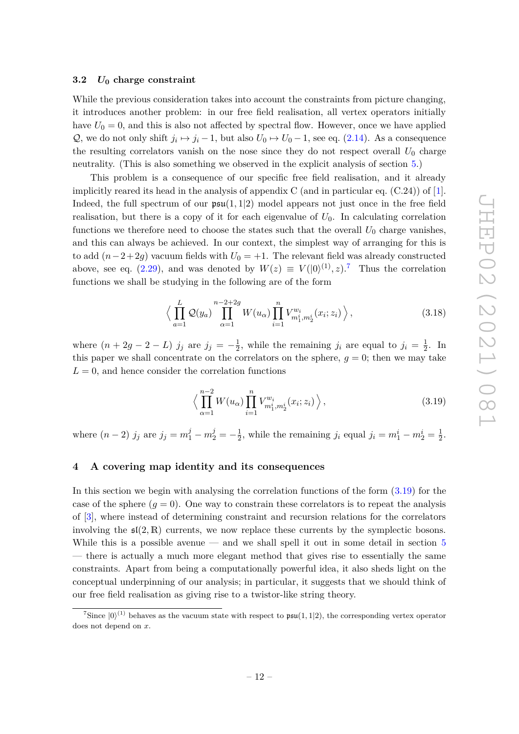### 3.2 $U_0$ charge constraint

While the previous consideration takes into account the constraints from picture changing, it introduces another problem: in our free field realisation, all vertex operators initially have $U_0 = 0$, and this is also not affected by spectral flow. However, once we have applied $\mathcal{Q}$, we do not only shift $j_i \mapsto j_i - 1$, but also $U_0 \mapsto U_0 - 1$, see eq. (2.14). As a consequence the resulting correlators vanish on the nose since they do not respect overall $U_0$ charge neutrality. (This is also something we observed in the explicit analysis of section 5.)

This problem is a consequence of our specific free field realisation, and it already implicitly reared its head in the analysis of appendix C (and in particular eq. (C.24)) of [1]. Indeed, the full spectrum of our $\mathfrak{psu}(1,1|2)$ model appears not just once in the free field realisation, but there is a copy of it for each eigenvalue of $U_0$. In calculating correlation functions we therefore need to choose the states such that the overall $U_0$ charge vanishes, and this can always be achieved. In our context, the simplest way of arranging for this is to add $(n-2+2g)$ vacuum fields with $U_0 = +1$. The relevant field was already constructed above, see eq. (2.29), and was denoted by $W(z) \equiv V(|0\rangle^{(1)}, z)$.[7] Thus the correlation functions we shall be studying in the following are of the form

$$\Big\langle \prod_{a=1}^{L} \mathcal{Q}(y_a) \prod_{\alpha=1}^{n-2+2g} W(u_\alpha) \prod_{i=1}^{n} V^{w_i}_{m_1^i, m_2^i}(x_i; z_i) \Big\rangle , \tag{3.18}$$

where $(n + 2g - 2 - L)$ $j_j$ are $j_j = -\frac{1}{2}$, while the remaining $j_i$ are equal to $j_i = \frac{1}{2}$. In this paper we shall concentrate on the correlators on the sphere, $g = 0$; then we may take $L = 0$, and hence consider the correlation functions

$$\Big\langle \prod_{\alpha=1}^{n-2} W(u_\alpha) \prod_{i=1}^{n} V^{w_i}_{m_1^i, m_2^i}(x_i; z_i) \Big\rangle , \tag{3.19}$$

where $(n-2)$ $j_j$ are $j_j = m_1^j - m_2^j = -\frac{1}{2}$, while the remaining $j_i$ equal $j_i = m_1^i - m_2^i = \frac{1}{2}$.

## 4 A covering map identity and its consequences

In this section we begin with analysing the correlation functions of the form (3.19) for the case of the sphere ($g = 0$). One way to constrain these correlators is to repeat the analysis of [3], where instead of determining constraint and recursion relations for the correlators involving the $\mathfrak{sl}(2,\mathbb{R})$ currents, we now replace these currents by the symplectic bosons. While this is a possible avenue — and we shall spell it out in some detail in section 5 — there is actually a much more elegant method that gives rise to essentially the same constraints. Apart from being a computationally powerful idea, it also sheds light on the conceptual underpinning of our analysis; in particular, it suggests that we should think of our free field realisation as giving rise to a twistor-like string theory.

[7] Since $|0\rangle^{(1)}$ behaves as the vacuum state with respect to $\mathfrak{psu}(1,1|2)$, the corresponding vertex operator does not depend on $x$.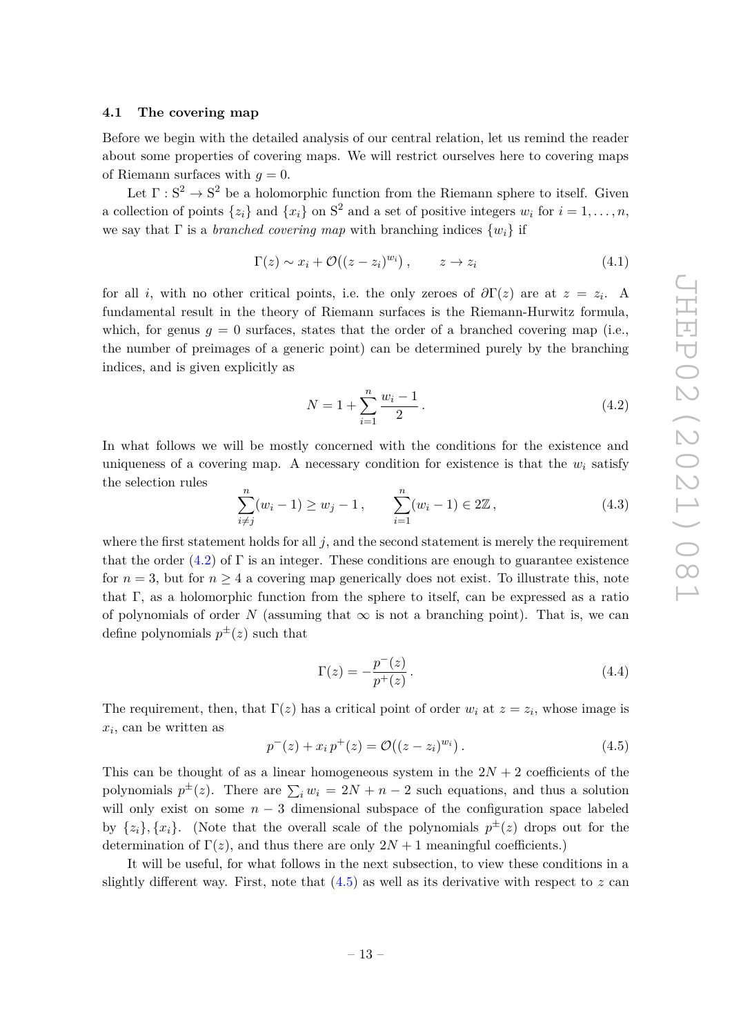### 4.1 The covering map

Before we begin with the detailed analysis of our central relation, let us remind the reader about some properties of covering maps. We will restrict ourselves here to covering maps of Riemann surfaces with $g = 0$.

Let $\Gamma : \mathrm{S}^2 \to \mathrm{S}^2$ be a holomorphic function from the Riemann sphere to itself. Given a collection of points $\{z_i\}$ and $\{x_i\}$ on $\mathrm{S}^2$ and a set of positive integers $w_i$ for $i = 1, \ldots, n$, we say that $\Gamma$ is a *branched covering map* with branching indices $\{w_i\}$ if

$$\Gamma(z) \sim x_i + \mathcal{O}\big((z - z_i)^{w_i}\big)\,, \qquad z \to z_i \tag{4.1}$$

for all $i$, with no other critical points, i.e. the only zeroes of $\partial\Gamma(z)$ are at $z = z_i$. A fundamental result in the theory of Riemann surfaces is the Riemann-Hurwitz formula, which, for genus $g = 0$ surfaces, states that the order of a branched covering map (i.e., the number of preimages of a generic point) can be determined purely by the branching indices, and is given explicitly as

$$N = 1 + \sum_{i=1}^{n} \frac{w_i - 1}{2}\,. \tag{4.2}$$

In what follows we will be mostly concerned with the conditions for the existence and uniqueness of a covering map. A necessary condition for existence is that the $w_i$ satisfy the selection rules

$$\sum_{i \neq j}^{n} (w_i - 1) \geq w_j - 1\,, \qquad \sum_{i=1}^{n} (w_i - 1) \in 2\mathbb{Z}\,, \tag{4.3}$$

where the first statement holds for all $j$, and the second statement is merely the requirement that the order (4.2) of $\Gamma$ is an integer. These conditions are enough to guarantee existence for $n = 3$, but for $n \geq 4$ a covering map generically does not exist. To illustrate this, note that $\Gamma$, as a holomorphic function from the sphere to itself, can be expressed as a ratio of polynomials of order $N$ (assuming that $\infty$ is not a branching point). That is, we can define polynomials $p^{\pm}(z)$ such that

$$\Gamma(z) = -\frac{p^{-}(z)}{p^{+}(z)}\,. \tag{4.4}$$

The requirement, then, that $\Gamma(z)$ has a critical point of order $w_i$ at $z = z_i$, whose image is $x_i$, can be written as

$$p^{-}(z) + x_i\, p^{+}(z) = \mathcal{O}\big((z - z_i)^{w_i}\big)\,. \tag{4.5}$$

This can be thought of as a linear homogeneous system in the $2N + 2$ coefficients of the polynomials $p^{\pm}(z)$. There are $\sum_i w_i = 2N + n - 2$ such equations, and thus a solution will only exist on some $n - 3$ dimensional subspace of the configuration space labeled by $\{z_i\}, \{x_i\}$. (Note that the overall scale of the polynomials $p^{\pm}(z)$ drops out for the determination of $\Gamma(z)$, and thus there are only $2N + 1$ meaningful coefficients.)

It will be useful, for what follows in the next subsection, to view these conditions in a slightly different way. First, note that (4.5) as well as its derivative with respect to $z$ can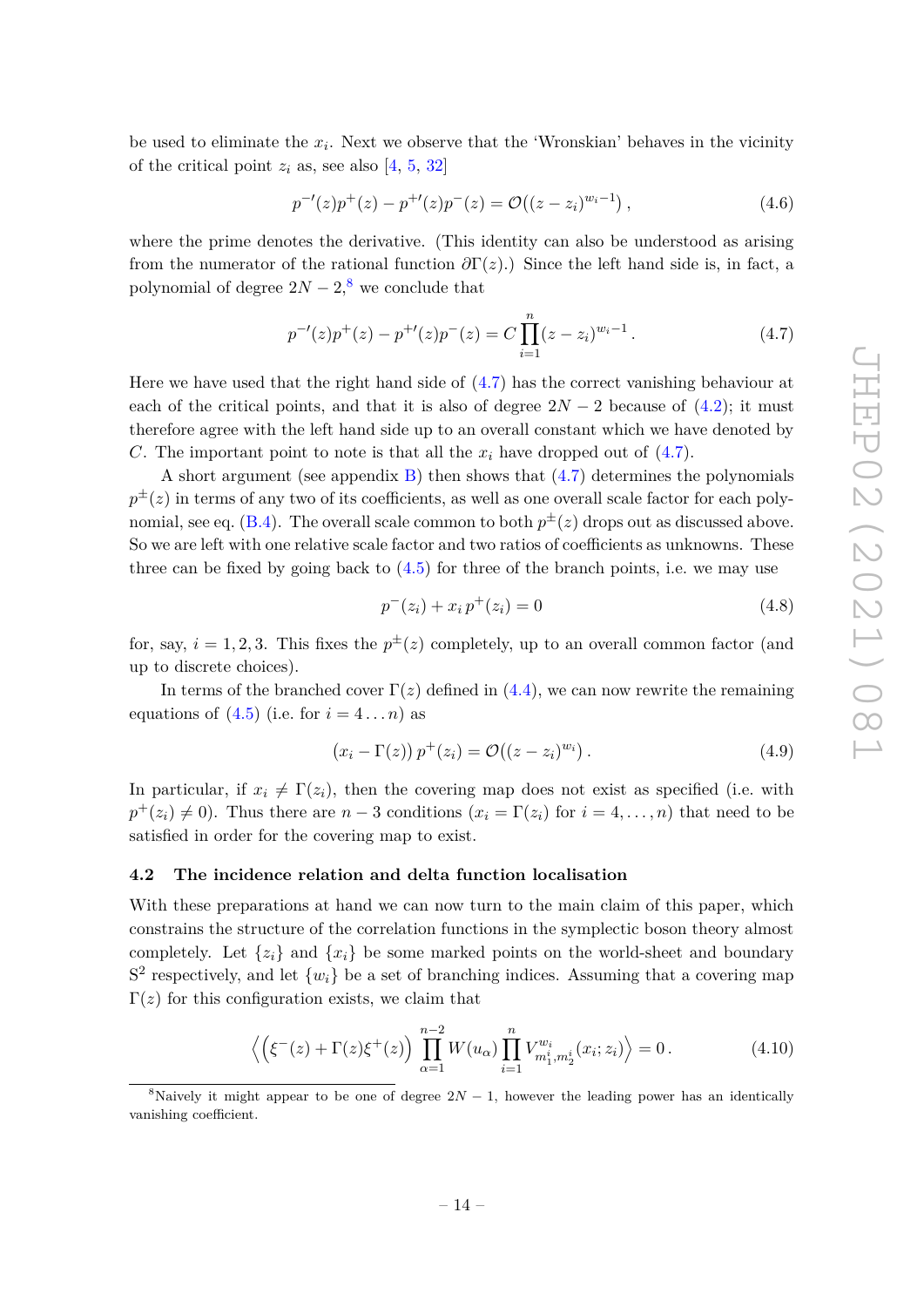be used to eliminate the $x_i$. Next we observe that the 'Wronskian' behaves in the vicinity of the critical point $z_i$ as, see also [4, 5, 32]

$$p^{-\prime}(z)p^{+}(z) - p^{+\prime}(z)p^{-}(z) = \mathcal{O}\big((z - z_i)^{w_i - 1}\big)\,, \tag{4.6}$$

where the prime denotes the derivative. (This identity can also be understood as arising from the numerator of the rational function $\partial\Gamma(z)$.) Since the left hand side is, in fact, a polynomial of degree $2N - 2$,[8] we conclude that

$$p^{-\prime}(z)p^{+}(z) - p^{+\prime}(z)p^{-}(z) = C\prod_{i=1}^{n}(z - z_i)^{w_i - 1}\,. \tag{4.7}$$

Here we have used that the right hand side of (4.7) has the correct vanishing behaviour at each of the critical points, and that it is also of degree $2N - 2$ because of (4.2); it must therefore agree with the left hand side up to an overall constant which we have denoted by $C$. The important point to note is that all the $x_i$ have dropped out of (4.7).

A short argument (see appendix B) then shows that (4.7) determines the polynomials $p^{\pm}(z)$ in terms of any two of its coefficients, as well as one overall scale factor for each polynomial, see eq. (B.4). The overall scale common to both $p^{\pm}(z)$ drops out as discussed above. So we are left with one relative scale factor and two ratios of coefficients as unknowns. These three can be fixed by going back to (4.5) for three of the branch points, i.e. we may use

$$p^{-}(z_i) + x_i\, p^{+}(z_i) = 0 \tag{4.8}$$

for, say, $i = 1, 2, 3$. This fixes the $p^{\pm}(z)$ completely, up to an overall common factor (and up to discrete choices).

In terms of the branched cover $\Gamma(z)$ defined in (4.4), we can now rewrite the remaining equations of (4.5) (i.e. for $i = 4 \ldots n$) as

$$\big(x_i - \Gamma(z)\big)\, p^{+}(z_i) = \mathcal{O}\big((z - z_i)^{w_i}\big)\,. \tag{4.9}$$

In particular, if $x_i \neq \Gamma(z_i)$, then the covering map does not exist as specified (i.e. with $p^{+}(z_i) \neq 0$). Thus there are $n - 3$ conditions ($x_i = \Gamma(z_i)$ for $i = 4, \ldots, n$) that need to be satisfied in order for the covering map to exist.

### 4.2 The incidence relation and delta function localisation

With these preparations at hand we can now turn to the main claim of this paper, which constrains the structure of the correlation functions in the symplectic boson theory almost completely. Let $\{z_i\}$ and $\{x_i\}$ be some marked points on the world-sheet and boundary $\mathrm{S}^2$ respectively, and let $\{w_i\}$ be a set of branching indices. Assuming that a covering map $\Gamma(z)$ for this configuration exists, we claim that

$$\Big\langle \Big(\xi^{-}(z) + \Gamma(z)\xi^{+}(z)\Big) \prod_{\alpha=1}^{n-2} W(u_\alpha) \prod_{i=1}^{n} V^{w_i}_{m_1^i, m_2^i}(x_i; z_i) \Big\rangle = 0\,. \tag{4.10}$$

[8] Naively it might appear to be one of degree $2N - 1$, however the leading power has an identically vanishing coefficient.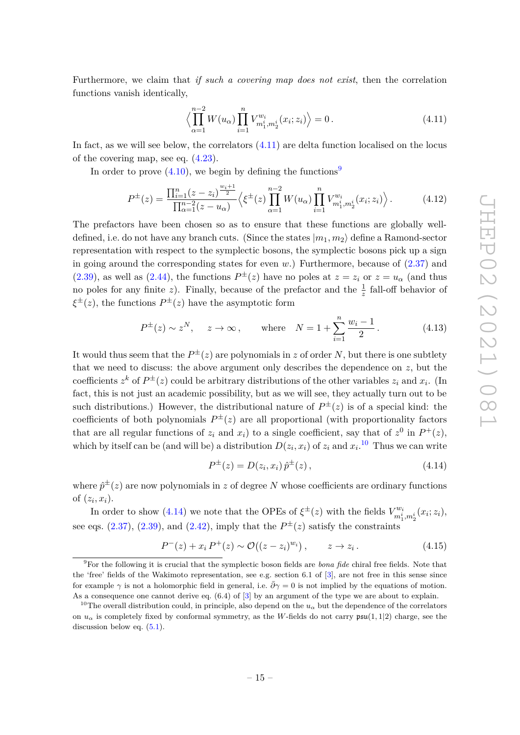Furthermore, we claim that *if such a covering map does not exist*, then the correlation functions vanish identically,

$$\Big\langle \prod_{\alpha=1}^{n-2} W(u_\alpha) \prod_{i=1}^{n} V^{w_i}_{m_1^i, m_2^i}(x_i; z_i) \Big\rangle = 0 \,. \tag{4.11}$$

In fact, as we will see below, the correlators (4.11) are delta function localised on the locus of the covering map, see eq. (4.23).

In order to prove (4.10), we begin by defining the functions[9]

$$P^\pm(z) = \frac{\prod_{i=1}^{n} (z - z_i)^{\frac{w_i+1}{2}}}{\prod_{\alpha=1}^{n-2} (z - u_\alpha)} \Big\langle \xi^\pm(z) \prod_{\alpha=1}^{n-2} W(u_\alpha) \prod_{i=1}^{n} V^{w_i}_{m_1^i, m_2^i}(x_i; z_i) \Big\rangle \,. \tag{4.12}$$

The prefactors have been chosen so as to ensure that these functions are globally well-defined, i.e. do not have any branch cuts. (Since the states $|m_1, m_2\rangle$ define a Ramond-sector representation with respect to the symplectic bosons, the symplectic bosons pick up a sign in going around the corresponding states for even $w$.) Furthermore, because of (2.37) and (2.39), as well as (2.44), the functions $P^\pm(z)$ have no poles at $z = z_i$ or $z = u_\alpha$ (and thus no poles for any finite $z$). Finally, because of the prefactor and the $\frac{1}{z}$ fall-off behavior of $\xi^\pm(z)$, the functions $P^\pm(z)$ have the asymptotic form

$$P^\pm(z) \sim z^N \,, \qquad z \to \infty \,, \qquad \text{where} \quad N = 1 + \sum_{i=1}^{n} \frac{w_i - 1}{2} \,. \tag{4.13}$$

It would thus seem that the $P^\pm(z)$ are polynomials in $z$ of order $N$, but there is one subtlety that we need to discuss: the above argument only describes the dependence on $z$, but the coefficients $z^k$ of $P^\pm(z)$ could be arbitrary distributions of the other variables $z_i$ and $x_i$. (In fact, this is not just an academic possibility, but as we will see, they actually turn out to be such distributions.) However, the distributional nature of $P^\pm(z)$ is of a special kind: the coefficients of both polynomials $P^\pm(z)$ are all proportional (with proportionality factors that are all regular functions of $z_i$ and $x_i$) to a single coefficient, say that of $z^0$ in $P^+(z)$, which by itself can be (and will be) a distribution $D(z_i, x_i)$ of $z_i$ and $x_i$.[10] Thus we can write

$$P^\pm(z) = D(z_i, x_i)\, \hat{p}^\pm(z) \,, \tag{4.14}$$

where $\hat{p}^\pm(z)$ are now polynomials in $z$ of degree $N$ whose coefficients are ordinary functions of $(z_i, x_i)$.

In order to show (4.14) we note that the OPEs of $\xi^\pm(z)$ with the fields $V^{w_i}_{m_1^i, m_2^i}(x_i; z_i)$, see eqs. (2.37), (2.39), and (2.42), imply that the $P^\pm(z)$ satisfy the constraints

$$P^-(z) + x_i\, P^+(z) \sim \mathcal{O}\big((z - z_i)^{w_i}\big) \,, \qquad z \to z_i \,. \tag{4.15}$$

---

[9] For the following it is crucial that the symplectic boson fields are *bona fide* chiral free fields. Note that the 'free' fields of the Wakimoto representation, see e.g. section 6.1 of [3], are not free in this sense since for example $\gamma$ is not a holomorphic field in general, i.e. $\bar{\partial}\gamma = 0$ is not implied by the equations of motion. As a consequence one cannot derive eq. (6.4) of [3] by an argument of the type we are about to explain.

[10] The overall distribution could, in principle, also depend on the $u_\alpha$ but the dependence of the correlators on $u_\alpha$ is completely fixed by conformal symmetry, as the $W$-fields do not carry $\mathfrak{psu}(1,1|2)$ charge, see the discussion below eq. (5.1).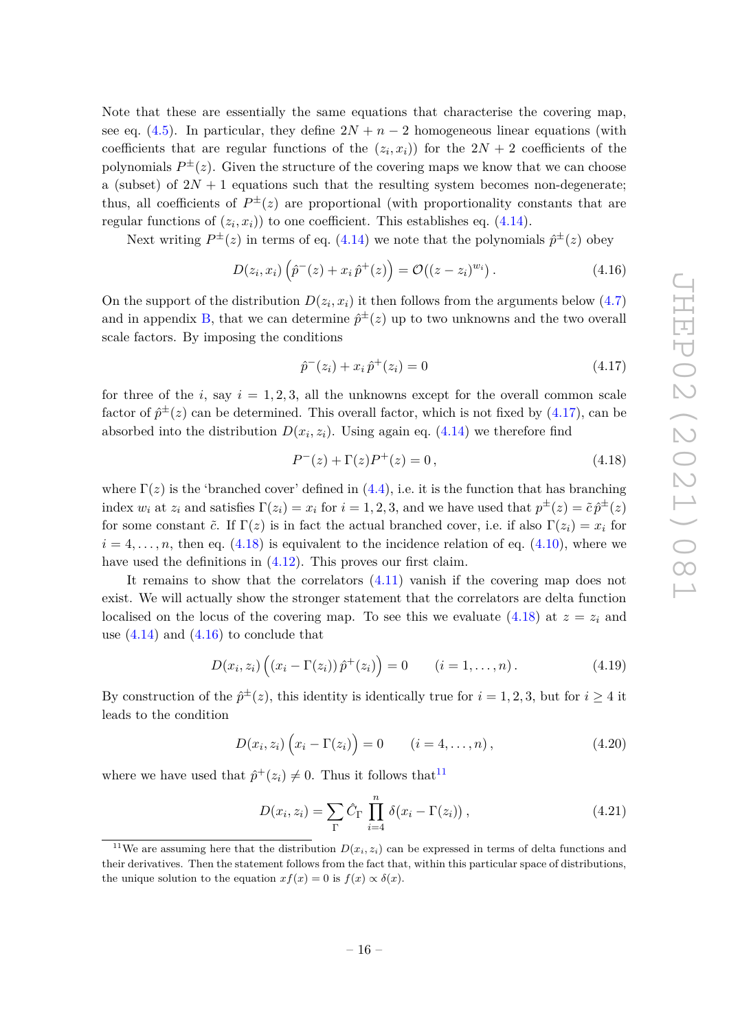Note that these are essentially the same equations that characterise the covering map, see eq. (4.5). In particular, they define $2N + n - 2$ homogeneous linear equations (with coefficients that are regular functions of the $(z_i, x_i)$) for the $2N + 2$ coefficients of the polynomials $P^{\pm}(z)$. Given the structure of the covering maps we know that we can choose a (subset) of $2N + 1$ equations such that the resulting system becomes non-degenerate; thus, all coefficients of $P^{\pm}(z)$ are proportional (with proportionality constants that are regular functions of $(z_i, x_i)$) to one coefficient. This establishes eq. (4.14).

Next writing $P^{\pm}(z)$ in terms of eq. (4.14) we note that the polynomials $\hat{p}^{\pm}(z)$ obey

$$D(z_i, x_i)\left(\hat{p}^{-}(z) + x_i\, \hat{p}^{+}(z)\right) = \mathcal{O}((z - z_i)^{w_i})\,. \tag{4.16}$$

On the support of the distribution $D(z_i, x_i)$ it then follows from the arguments below (4.7) and in appendix B, that we can determine $\hat{p}^{\pm}(z)$ up to two unknowns and the two overall scale factors. By imposing the conditions

$$\hat{p}^{-}(z_i) + x_i\, \hat{p}^{+}(z_i) = 0 \tag{4.17}$$

for three of the $i$, say $i = 1, 2, 3$, all the unknowns except for the overall common scale factor of $\hat{p}^{\pm}(z)$ can be determined. This overall factor, which is not fixed by (4.17), can be absorbed into the distribution $D(x_i, z_i)$. Using again eq. (4.14) we therefore find

$$P^{-}(z) + \Gamma(z) P^{+}(z) = 0\,, \tag{4.18}$$

where $\Gamma(z)$ is the 'branched cover' defined in (4.4), i.e. it is the function that has branching index $w_i$ at $z_i$ and satisfies $\Gamma(z_i) = x_i$ for $i = 1, 2, 3$, and we have used that $p^{\pm}(z) = \tilde{c}\, \hat{p}^{\pm}(z)$ for some constant $\tilde{c}$. If $\Gamma(z)$ is in fact the actual branched cover, i.e. if also $\Gamma(z_i) = x_i$ for $i = 4, \ldots, n$, then eq. (4.18) is equivalent to the incidence relation of eq. (4.10), where we have used the definitions in (4.12). This proves our first claim.

It remains to show that the correlators (4.11) vanish if the covering map does not exist. We will actually show the stronger statement that the correlators are delta function localised on the locus of the covering map. To see this we evaluate (4.18) at $z = z_i$ and use (4.14) and (4.16) to conclude that

$$D(x_i, z_i)\left((x_i - \Gamma(z_i))\, \hat{p}^{+}(z_i)\right) = 0 \qquad (i = 1, \ldots, n)\,. \tag{4.19}$$

By construction of the $\hat{p}^{\pm}(z)$, this identity is identically true for $i = 1, 2, 3$, but for $i \geq 4$ it leads to the condition

$$D(x_i, z_i)\left(x_i - \Gamma(z_i)\right) = 0 \qquad (i = 4, \ldots, n)\,, \tag{4.20}$$

where we have used that $\hat{p}^{+}(z_i) \neq 0$. Thus it follows that[11]

$$D(x_i, z_i) = \sum_{\Gamma} \hat{C}_{\Gamma} \prod_{i=4}^{n} \delta(x_i - \Gamma(z_i))\,, \tag{4.21}$$

[11] We are assuming here that the distribution $D(x_i, z_i)$ can be expressed in terms of delta functions and their derivatives. Then the statement follows from the fact that, within this particular space of distributions, the unique solution to the equation $x f(x) = 0$ is $f(x) \propto \delta(x)$.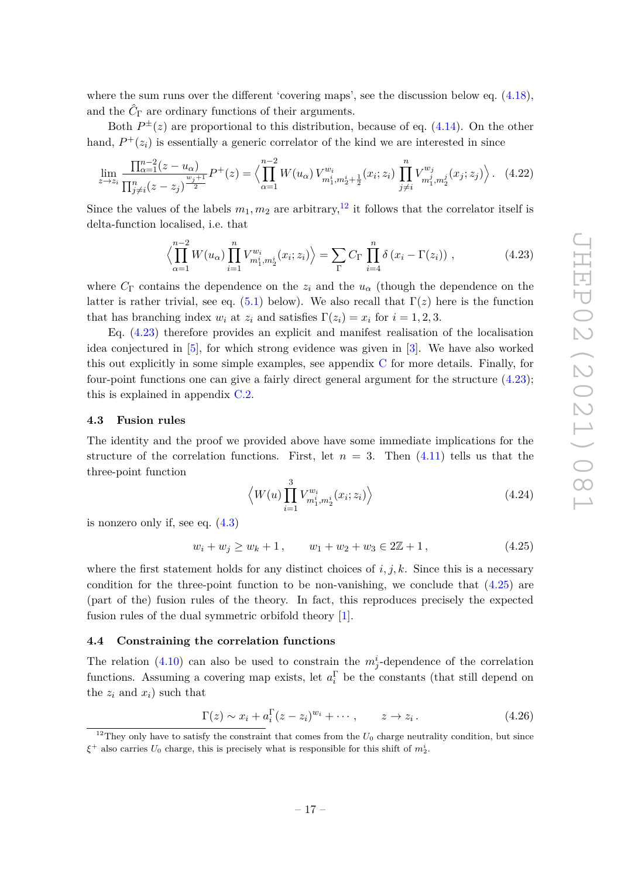where the sum runs over the different 'covering maps', see the discussion below eq. (4.18), and the $\hat{C}_\Gamma$ are ordinary functions of their arguments.

Both $P^{\pm}(z)$ are proportional to this distribution, because of eq. (4.14). On the other hand, $P^+(z_i)$ is essentially a generic correlator of the kind we are interested in since

$$\lim_{z\to z_i} \frac{\prod_{\alpha=1}^{n-2}(z-u_\alpha)}{\prod_{j\neq i}^{n}(z-z_j)^{\frac{w_j+1}{2}}} P^+(z) = \Big\langle \prod_{\alpha=1}^{n-2} W(u_\alpha)\, V^{w_i}_{m_1^i, m_2^i+\frac{1}{2}}(x_i;z_i) \prod_{j\neq i}^{n} V^{w_j}_{m_1^j,m_2^j}(x_j;z_j) \Big\rangle . \tag{4.22}$$

Since the values of the labels $m_1, m_2$ are arbitrary,[12] it follows that the correlator itself is delta-function localised, i.e. that

$$\Big\langle \prod_{\alpha=1}^{n-2} W(u_\alpha) \prod_{i=1}^{n} V^{w_i}_{m_1^i,m_2^i}(x_i;z_i) \Big\rangle = \sum_\Gamma C_\Gamma \prod_{i=4}^{n} \delta\left(x_i - \Gamma(z_i)\right) , \tag{4.23}$$

where $C_\Gamma$ contains the dependence on the $z_i$ and the $u_\alpha$ (though the dependence on the latter is rather trivial, see eq. (5.1) below). We also recall that $\Gamma(z)$ here is the function that has branching index $w_i$ at $z_i$ and satisfies $\Gamma(z_i) = x_i$ for $i = 1, 2, 3$.

Eq. (4.23) therefore provides an explicit and manifest realisation of the localisation idea conjectured in [5], for which strong evidence was given in [3]. We have also worked this out explicitly in some simple examples, see appendix C for more details. Finally, for four-point functions one can give a fairly direct general argument for the structure (4.23); this is explained in appendix C.2.

### 4.3 Fusion rules

The identity and the proof we provided above have some immediate implications for the structure of the correlation functions. First, let $n = 3$. Then (4.11) tells us that the three-point function

$$\Big\langle W(u) \prod_{i=1}^{3} V^{w_i}_{m_1^i,m_2^i}(x_i;z_i) \Big\rangle \tag{4.24}$$

is nonzero only if, see eq. (4.3)

$$w_i + w_j \geq w_k + 1 , \qquad w_1 + w_2 + w_3 \in 2\mathbb{Z} + 1 , \tag{4.25}$$

where the first statement holds for any distinct choices of $i, j, k$. Since this is a necessary condition for the three-point function to be non-vanishing, we conclude that (4.25) are (part of the) fusion rules of the theory. In fact, this reproduces precisely the expected fusion rules of the dual symmetric orbifold theory [1].

### 4.4 Constraining the correlation functions

The relation (4.10) can also be used to constrain the $m_j^i$-dependence of the correlation functions. Assuming a covering map exists, let $a_i^\Gamma$ be the constants (that still depend on the $z_i$ and $x_i$) such that

$$\Gamma(z) \sim x_i + a_i^\Gamma (z - z_i)^{w_i} + \cdots , \qquad z \to z_i . \tag{4.26}$$

[12] They only have to satisfy the constraint that comes from the $U_0$ charge neutrality condition, but since $\xi^+$ also carries $U_0$ charge, this is precisely what is responsible for this shift of $m_2^i$.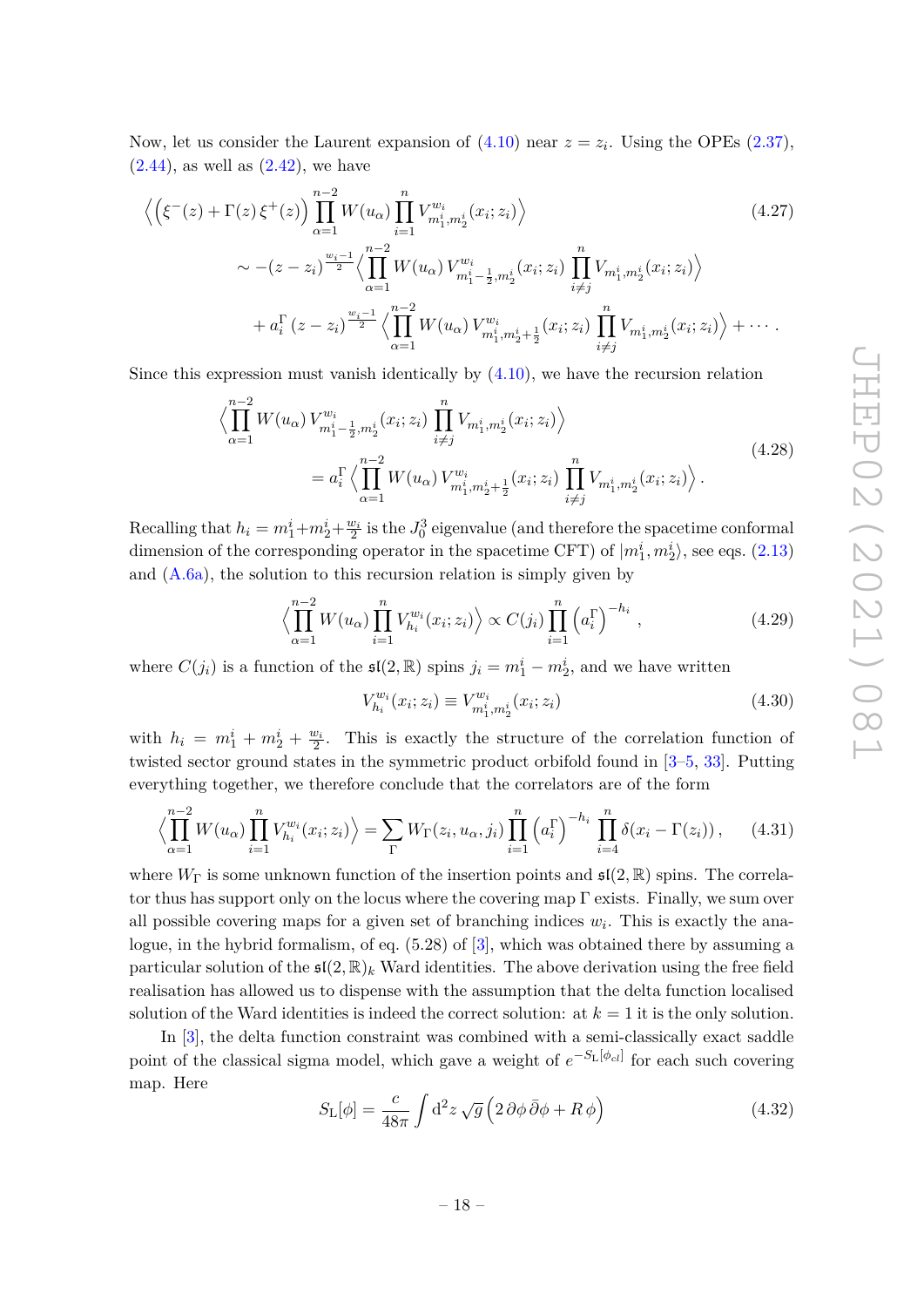Now, let us consider the Laurent expansion of (4.10) near $z = z_i$. Using the OPEs (2.37), (2.44), as well as (2.42), we have

$$
\begin{aligned}
&\Big\langle \Big(\xi^-(z) + \Gamma(z)\,\xi^+(z)\Big) \prod_{\alpha=1}^{n-2} W(u_\alpha) \prod_{i=1}^{n} V^{w_i}_{m_1^i, m_2^i}(x_i; z_i) \Big\rangle \\
&\quad \sim -(z - z_i)^{\frac{w_i - 1}{2}} \Big\langle \prod_{\alpha=1}^{n-2} W(u_\alpha)\, V^{w_i}_{m_1^i - \frac{1}{2}, m_2^i}(x_i; z_i) \prod_{i \neq j}^{n} V_{m_1^i, m_2^i}(x_i; z_i) \Big\rangle \\
&\qquad + a_i^\Gamma\, (z - z_i)^{\frac{w_i - 1}{2}} \Big\langle \prod_{\alpha=1}^{n-2} W(u_\alpha)\, V^{w_i}_{m_1^i, m_2^i + \frac{1}{2}}(x_i; z_i) \prod_{i \neq j}^{n} V_{m_1^i, m_2^i}(x_i; z_i) \Big\rangle + \cdots .
\end{aligned}
\tag{4.27}
$$

Since this expression must vanish identically by (4.10), we have the recursion relation

$$
\begin{aligned}
&\Big\langle \prod_{\alpha=1}^{n-2} W(u_\alpha)\, V^{w_i}_{m_1^i - \frac{1}{2}, m_2^i}(x_i; z_i) \prod_{i \neq j}^{n} V_{m_1^i, m_2^i}(x_i; z_i) \Big\rangle \\
&\qquad = a_i^\Gamma \Big\langle \prod_{\alpha=1}^{n-2} W(u_\alpha)\, V^{w_i}_{m_1^i, m_2^i + \frac{1}{2}}(x_i; z_i) \prod_{i \neq j}^{n} V_{m_1^i, m_2^i}(x_i; z_i) \Big\rangle .
\end{aligned}
\tag{4.28}
$$

Recalling that $h_i = m_1^i + m_2^i + \frac{w_i}{2}$ is the $J_0^3$ eigenvalue (and therefore the spacetime conformal dimension of the corresponding operator in the spacetime CFT) of $|m_1^i, m_2^i\rangle$, see eqs. (2.13) and (A.6a), the solution to this recursion relation is simply given by

$$
\Big\langle \prod_{\alpha=1}^{n-2} W(u_\alpha) \prod_{i=1}^{n} V^{w_i}_{h_i}(x_i; z_i) \Big\rangle \propto C(j_i) \prod_{i=1}^{n} \left(a_i^\Gamma\right)^{-h_i} ,
\tag{4.29}
$$

where $C(j_i)$ is a function of the $\mathfrak{sl}(2, \mathbb{R})$ spins $j_i = m_1^i - m_2^i$, and we have written

$$
V^{w_i}_{h_i}(x_i; z_i) \equiv V^{w_i}_{m_1^i, m_2^i}(x_i; z_i)
\tag{4.30}
$$

with $h_i = m_1^i + m_2^i + \frac{w_i}{2}$. This is exactly the structure of the correlation function of twisted sector ground states in the symmetric product orbifold found in [3–5, 33]. Putting everything together, we therefore conclude that the correlators are of the form

$$
\Big\langle \prod_{\alpha=1}^{n-2} W(u_\alpha) \prod_{i=1}^{n} V^{w_i}_{h_i}(x_i; z_i) \Big\rangle = \sum_{\Gamma} W_\Gamma(z_i, u_\alpha, j_i) \prod_{i=1}^{n} \left(a_i^\Gamma\right)^{-h_i} \prod_{i=4}^{n} \delta(x_i - \Gamma(z_i)) ,
\tag{4.31}
$$

where $W_\Gamma$ is some unknown function of the insertion points and $\mathfrak{sl}(2, \mathbb{R})$ spins. The correlator thus has support only on the locus where the covering map $\Gamma$ exists. Finally, we sum over all possible covering maps for a given set of branching indices $w_i$. This is exactly the analogue, in the hybrid formalism, of eq. (5.28) of [3], which was obtained there by assuming a particular solution of the $\mathfrak{sl}(2, \mathbb{R})_k$ Ward identities. The above derivation using the free field realisation has allowed us to dispense with the assumption that the delta function localised solution of the Ward identities is indeed the correct solution: at $k = 1$ it is the only solution.

In [3], the delta function constraint was combined with a semi-classically exact saddle point of the classical sigma model, which gave a weight of $e^{-S_{\mathrm{L}}[\phi_{cl}]}$ for each such covering map. Here

$$
S_{\mathrm{L}}[\phi] = \frac{c}{48\pi} \int \mathrm{d}^2 z\, \sqrt{g} \left(2\, \partial\phi\, \bar{\partial}\phi + R\, \phi\right)
\tag{4.32}
$$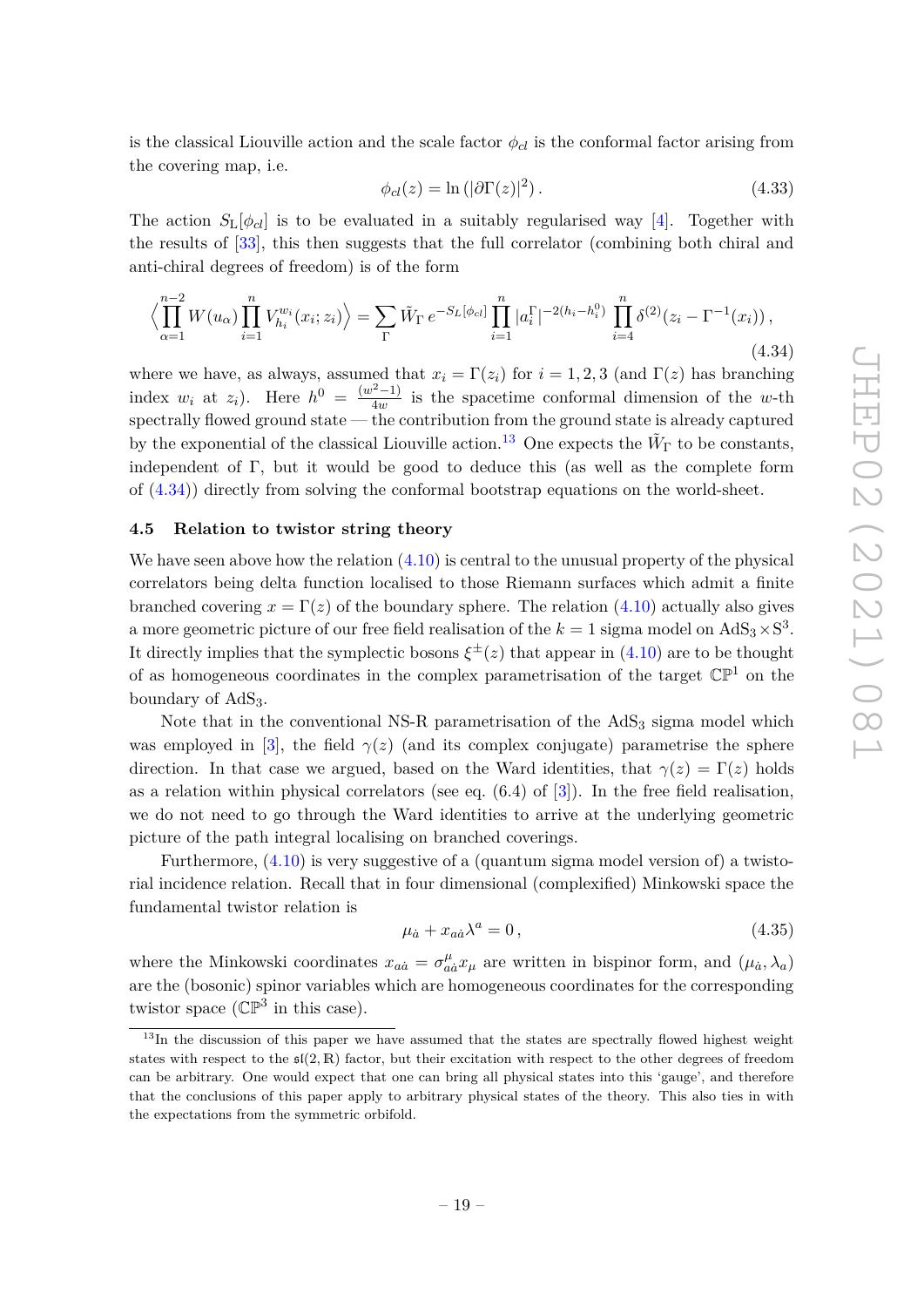is the classical Liouville action and the scale factor $\phi_{cl}$ is the conformal factor arising from the covering map, i.e.

$$\phi_{cl}(z) = \ln\left(|\partial\Gamma(z)|^2\right). \tag{4.33}$$

The action $S_{\rm L}[\phi_{cl}]$ is to be evaluated in a suitably regularised way [4]. Together with the results of [33], this then suggests that the full correlator (combining both chiral and anti-chiral degrees of freedom) is of the form

$$\left\langle \prod_{\alpha=1}^{n-2} W(u_\alpha) \prod_{i=1}^{n} V_{h_i}^{w_i}(x_i;z_i) \right\rangle = \sum_{\Gamma} \tilde{W}_\Gamma \, e^{-S_L[\phi_{cl}]} \prod_{i=1}^{n} |a_i^\Gamma|^{-2(h_i - h_i^0)} \prod_{i=4}^{n} \delta^{(2)}(z_i - \Gamma^{-1}(x_i)), \tag{4.34}$$

where we have, as always, assumed that $x_i = \Gamma(z_i)$ for $i = 1, 2, 3$ (and $\Gamma(z)$ has branching index $w_i$ at $z_i$). Here $h^0 = \frac{(w^2-1)}{4w}$ is the spacetime conformal dimension of the $w$-th spectrally flowed ground state — the contribution from the ground state is already captured by the exponential of the classical Liouville action.[13] One expects the $\tilde{W}_\Gamma$ to be constants, independent of $\Gamma$, but it would be good to deduce this (as well as the complete form of (4.34)) directly from solving the conformal bootstrap equations on the world-sheet.

### 4.5 Relation to twistor string theory

We have seen above how the relation (4.10) is central to the unusual property of the physical correlators being delta function localised to those Riemann surfaces which admit a finite branched covering $x = \Gamma(z)$ of the boundary sphere. The relation (4.10) actually also gives a more geometric picture of our free field realisation of the $k = 1$ sigma model on $\text{AdS}_3 \times \text{S}^3$. It directly implies that the symplectic bosons $\xi^\pm(z)$ that appear in (4.10) are to be thought of as homogeneous coordinates in the complex parametrisation of the target $\mathbb{CP}^1$ on the boundary of $\text{AdS}_3$.

Note that in the conventional NS-R parametrisation of the $\text{AdS}_3$ sigma model which was employed in [3], the field $\gamma(z)$ (and its complex conjugate) parametrise the sphere direction. In that case we argued, based on the Ward identities, that $\gamma(z) = \Gamma(z)$ holds as a relation within physical correlators (see eq. (6.4) of [3]). In the free field realisation, we do not need to go through the Ward identities to arrive at the underlying geometric picture of the path integral localising on branched coverings.

Furthermore, (4.10) is very suggestive of a (quantum sigma model version of) a twistorial incidence relation. Recall that in four dimensional (complexified) Minkowski space the fundamental twistor relation is

$$\mu_{\dot{a}} + x_{a\dot{a}}\lambda^a = 0, \tag{4.35}$$

where the Minkowski coordinates $x_{a\dot{a}} = \sigma^\mu_{a\dot{a}} x_\mu$ are written in bispinor form, and $(\mu_{\dot{a}}, \lambda_a)$ are the (bosonic) spinor variables which are homogeneous coordinates for the corresponding twistor space ($\mathbb{CP}^3$ in this case).

---

[13] In the discussion of this paper we have assumed that the states are spectrally flowed highest weight states with respect to the $\mathfrak{sl}(2,\mathbb{R})$ factor, but their excitation with respect to the other degrees of freedom can be arbitrary. One would expect that one can bring all physical states into this 'gauge', and therefore that the conclusions of this paper apply to arbitrary physical states of the theory. This also ties in with the expectations from the symmetric orbifold.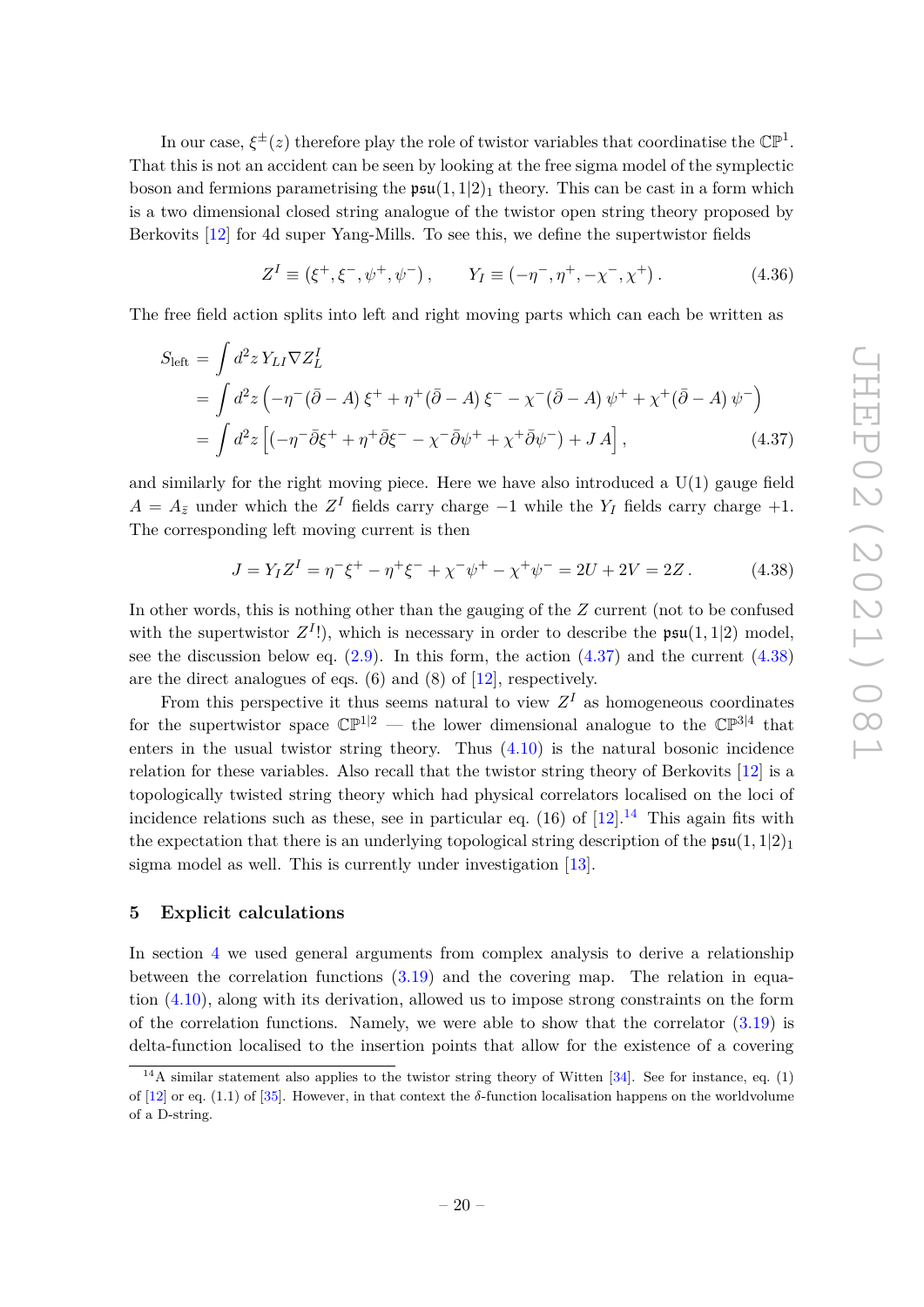In our case, $\xi^\pm(z)$ therefore play the role of twistor variables that coordinatise the $\mathbb{CP}^1$. That this is not an accident can be seen by looking at the free sigma model of the symplectic boson and fermions parametrising the $\mathfrak{psu}(1,1|2)_1$ theory. This can be cast in a form which is a two dimensional closed string analogue of the twistor open string theory proposed by Berkovits [12] for 4d super Yang-Mills. To see this, we define the supertwistor fields

$$Z^I \equiv (\xi^+, \xi^-, \psi^+, \psi^-)\,, \qquad Y_I \equiv (-\eta^-, \eta^+, -\chi^-, \chi^+)\,. \tag{4.36}$$

The free field action splits into left and right moving parts which can each be written as

$$\begin{aligned}
S_{\text{left}} &= \int d^2z\, Y_{LI} \nabla Z^I_L \\
&= \int d^2z \left(-\eta^-(\bar\partial - A)\,\xi^+ + \eta^+(\bar\partial - A)\,\xi^- - \chi^-(\bar\partial - A)\,\psi^+ + \chi^+(\bar\partial - A)\,\psi^-\right) \\
&= \int d^2z \left[(-\eta^-\bar\partial\xi^+ + \eta^+\bar\partial\xi^- - \chi^-\bar\partial\psi^+ + \chi^+\bar\partial\psi^-) + J\,A\right],
\end{aligned} \tag{4.37}$$

and similarly for the right moving piece. Here we have also introduced a U(1) gauge field $A = A_{\bar z}$ under which the $Z^I$ fields carry charge $-1$ while the $Y_I$ fields carry charge $+1$. The corresponding left moving current is then

$$J = Y_I Z^I = \eta^-\xi^+ - \eta^+\xi^- + \chi^-\psi^+ - \chi^+\psi^- = 2U + 2V = 2Z\,. \tag{4.38}$$

In other words, this is nothing other than the gauging of the $Z$ current (not to be confused with the supertwistor $Z^I$!), which is necessary in order to describe the $\mathfrak{psu}(1,1|2)$ model, see the discussion below eq. (2.9). In this form, the action (4.37) and the current (4.38) are the direct analogues of eqs. (6) and (8) of [12], respectively.

From this perspective it thus seems natural to view $Z^I$ as homogeneous coordinates for the supertwistor space $\mathbb{CP}^{1|2}$ — the lower dimensional analogue to the $\mathbb{CP}^{3|4}$ that enters in the usual twistor string theory. Thus (4.10) is the natural bosonic incidence relation for these variables. Also recall that the twistor string theory of Berkovits [12] is a topologically twisted string theory which had physical correlators localised on the loci of incidence relations such as these, see in particular eq. (16) of [12].[14] This again fits with the expectation that there is an underlying topological string description of the $\mathfrak{psu}(1,1|2)_1$ sigma model as well. This is currently under investigation [13].

## 5 Explicit calculations

In section 4 we used general arguments from complex analysis to derive a relationship between the correlation functions (3.19) and the covering map. The relation in equation (4.10), along with its derivation, allowed us to impose strong constraints on the form of the correlation functions. Namely, we were able to show that the correlator (3.19) is delta-function localised to the insertion points that allow for the existence of a covering

[14] A similar statement also applies to the twistor string theory of Witten [34]. See for instance, eq. (1) of [12] or eq. (1.1) of [35]. However, in that context the $\delta$-function localisation happens on the worldvolume of a D-string.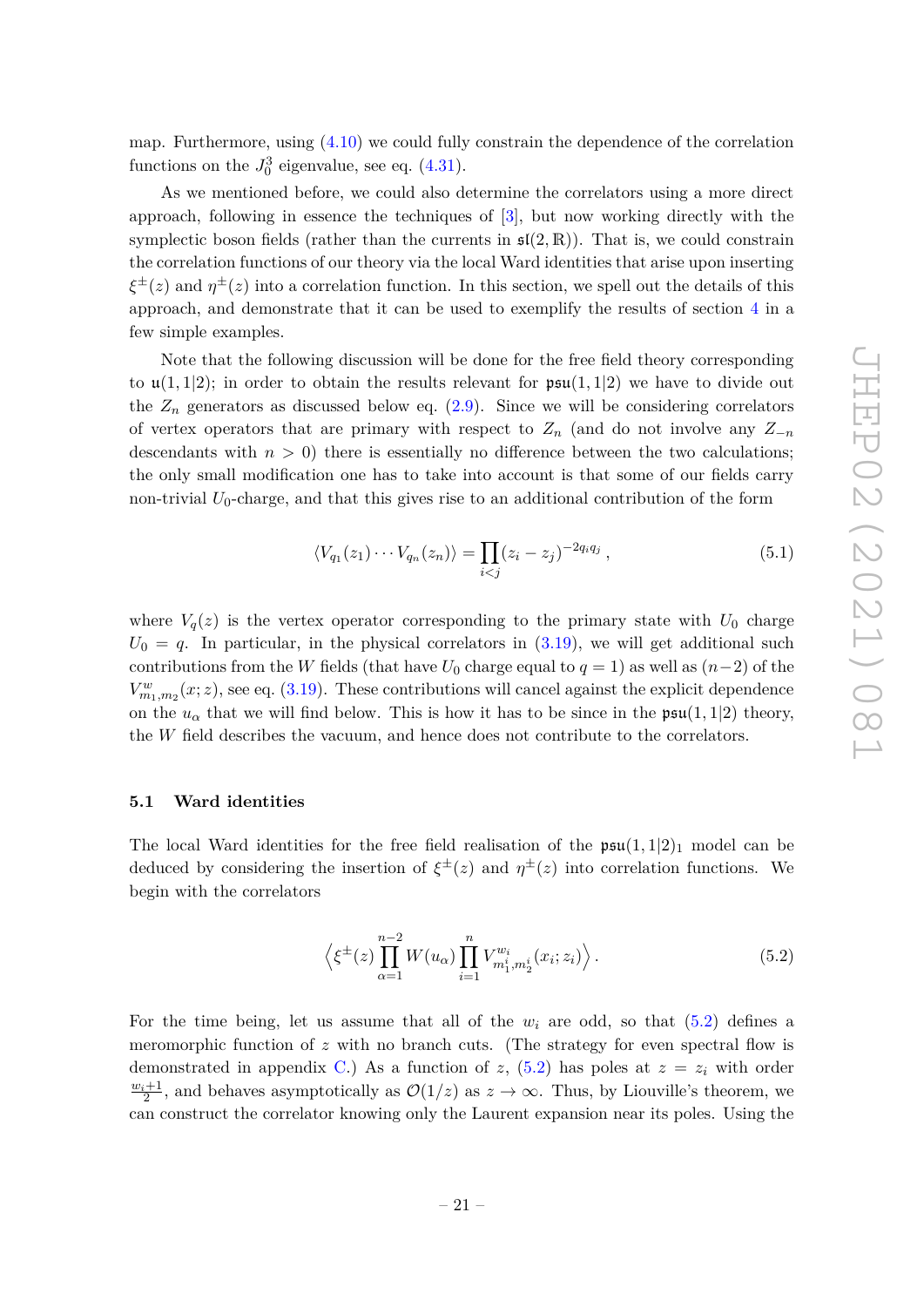map. Furthermore, using (4.10) we could fully constrain the dependence of the correlation functions on the $J_0^3$ eigenvalue, see eq. (4.31).

As we mentioned before, we could also determine the correlators using a more direct approach, following in essence the techniques of [3], but now working directly with the symplectic boson fields (rather than the currents in $\mathfrak{sl}(2,\mathbb{R})$). That is, we could constrain the correlation functions of our theory via the local Ward identities that arise upon inserting $\xi^{\pm}(z)$ and $\eta^{\pm}(z)$ into a correlation function. In this section, we spell out the details of this approach, and demonstrate that it can be used to exemplify the results of section 4 in a few simple examples.

Note that the following discussion will be done for the free field theory corresponding to $\mathfrak{u}(1,1|2)$; in order to obtain the results relevant for $\mathfrak{psu}(1,1|2)$ we have to divide out the $Z_n$ generators as discussed below eq. (2.9). Since we will be considering correlators of vertex operators that are primary with respect to $Z_n$ (and do not involve any $Z_{-n}$ descendants with $n>0$) there is essentially no difference between the two calculations; the only small modification one has to take into account is that some of our fields carry non-trivial $U_0$-charge, and that this gives rise to an additional contribution of the form

$$
\langle V_{q_1}(z_1)\cdots V_{q_n}(z_n)\rangle = \prod_{i<j}(z_i-z_j)^{-2q_iq_j}\,, \tag{5.1}
$$

where $V_q(z)$ is the vertex operator corresponding to the primary state with $U_0$ charge $U_0=q$. In particular, in the physical correlators in (3.19), we will get additional such contributions from the $W$ fields (that have $U_0$ charge equal to $q=1$) as well as $(n-2)$ of the $V^{w}_{m_1,m_2}(x;z)$, see eq. (3.19). These contributions will cancel against the explicit dependence on the $u_\alpha$ that we will find below. This is how it has to be since in the $\mathfrak{psu}(1,1|2)$ theory, the $W$ field describes the vacuum, and hence does not contribute to the correlators.

### 5.1 Ward identities

The local Ward identities for the free field realisation of the $\mathfrak{psu}(1,1|2)_1$ model can be deduced by considering the insertion of $\xi^{\pm}(z)$ and $\eta^{\pm}(z)$ into correlation functions. We begin with the correlators

$$
\left\langle \xi^{\pm}(z)\prod_{\alpha=1}^{n-2}W(u_\alpha)\prod_{i=1}^{n}V^{w_i}_{m_1^i,m_2^i}(x_i;z_i)\right\rangle . \tag{5.2}
$$

For the time being, let us assume that all of the $w_i$ are odd, so that (5.2) defines a meromorphic function of $z$ with no branch cuts. (The strategy for even spectral flow is demonstrated in appendix C.) As a function of $z$, (5.2) has poles at $z=z_i$ with order $\frac{w_i+1}{2}$, and behaves asymptotically as $\mathcal{O}(1/z)$ as $z\to\infty$. Thus, by Liouville's theorem, we can construct the correlator knowing only the Laurent expansion near its poles. Using the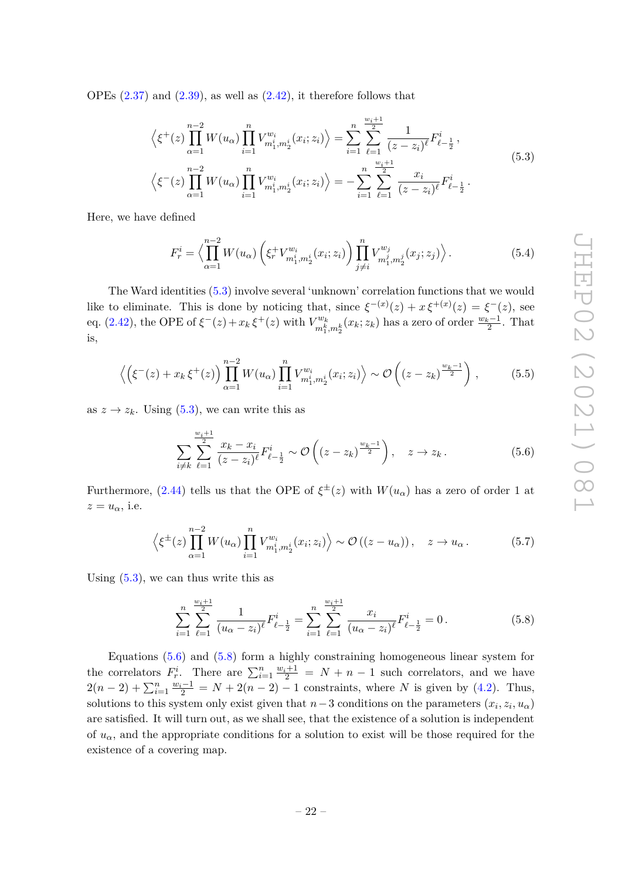OPEs (2.37) and (2.39), as well as (2.42), it therefore follows that

$$
\begin{aligned}
\Big\langle \xi^{+}(z) \prod_{\alpha=1}^{n-2} W(u_\alpha) \prod_{i=1}^{n} V^{w_i}_{m_1^i,m_2^i}(x_i;z_i) \Big\rangle &= \sum_{i=1}^{n} \sum_{\ell=1}^{\frac{w_i+1}{2}} \frac{1}{(z-z_i)^\ell} F^i_{\ell-\frac{1}{2}}\,, \\
\Big\langle \xi^{-}(z) \prod_{\alpha=1}^{n-2} W(u_\alpha) \prod_{i=1}^{n} V^{w_i}_{m_1^i,m_2^i}(x_i;z_i) \Big\rangle &= -\sum_{i=1}^{n} \sum_{\ell=1}^{\frac{w_i+1}{2}} \frac{x_i}{(z-z_i)^\ell} F^i_{\ell-\frac{1}{2}}\,.
\end{aligned}
\tag{5.3}
$$

Here, we have defined

$$
F^i_r = \Big\langle \prod_{\alpha=1}^{n-2} W(u_\alpha) \left( \xi^+_r V^{w_i}_{m_1^i,m_2^i}(x_i;z_i) \right) \prod_{j\neq i}^{n} V^{w_j}_{m_1^j,m_2^j}(x_j;z_j) \Big\rangle\,. \tag{5.4}
$$

The Ward identities (5.3) involve several 'unknown' correlation functions that we would like to eliminate. This is done by noticing that, since $\xi^{-(x)}(z) + x\,\xi^{+(x)}(z) = \xi^{-}(z)$, see eq. (2.42), the OPE of $\xi^-(z) + x_k\,\xi^+(z)$ with $V^{w_k}_{m_1^k,m_2^k}(x_k;z_k)$ has a zero of order $\frac{w_k-1}{2}$. That is,

$$
\Big\langle \Big( \xi^-(z) + x_k\,\xi^+(z) \Big) \prod_{\alpha=1}^{n-2} W(u_\alpha) \prod_{i=1}^{n} V^{w_i}_{m_1^i,m_2^i}(x_i;z_i) \Big\rangle \sim \mathcal{O}\left( (z-z_k)^{\frac{w_k-1}{2}} \right)\,, \tag{5.5}
$$

as $z \to z_k$. Using (5.3), we can write this as

$$
\sum_{i\neq k} \sum_{\ell=1}^{\frac{w_i+1}{2}} \frac{x_k - x_i}{(z-z_i)^\ell} F^i_{\ell-\frac{1}{2}} \sim \mathcal{O}\left( (z-z_k)^{\frac{w_k-1}{2}} \right)\,, \quad z \to z_k\,. \tag{5.6}
$$

Furthermore, (2.44) tells us that the OPE of $\xi^\pm(z)$ with $W(u_\alpha)$ has a zero of order 1 at $z = u_\alpha$, i.e.

$$
\Big\langle \xi^{\pm}(z) \prod_{\alpha=1}^{n-2} W(u_\alpha) \prod_{i=1}^{n} V^{w_i}_{m_1^i,m_2^i}(x_i;z_i) \Big\rangle \sim \mathcal{O}\left( (z-u_\alpha) \right)\,, \quad z \to u_\alpha\,. \tag{5.7}
$$

Using (5.3), we can thus write this as

$$
\sum_{i=1}^{n} \sum_{\ell=1}^{\frac{w_i+1}{2}} \frac{1}{(u_\alpha - z_i)^\ell} F^i_{\ell-\frac{1}{2}} = \sum_{i=1}^{n} \sum_{\ell=1}^{\frac{w_i+1}{2}} \frac{x_i}{(u_\alpha - z_i)^\ell} F^i_{\ell-\frac{1}{2}} = 0\,. \tag{5.8}
$$

Equations (5.6) and (5.8) form a highly constraining homogeneous linear system for the correlators $F^i_r$. There are $\sum_{i=1}^n \frac{w_i+1}{2} = N + n - 1$ such correlators, and we have $2(n-2) + \sum_{i=1}^n \frac{w_i-1}{2} = N + 2(n-2) - 1$ constraints, where $N$ is given by (4.2). Thus, solutions to this system only exist given that $n-3$ conditions on the parameters $(x_i, z_i, u_\alpha)$ are satisfied. It will turn out, as we shall see, that the existence of a solution is independent of $u_\alpha$, and the appropriate conditions for a solution to exist will be those required for the existence of a covering map.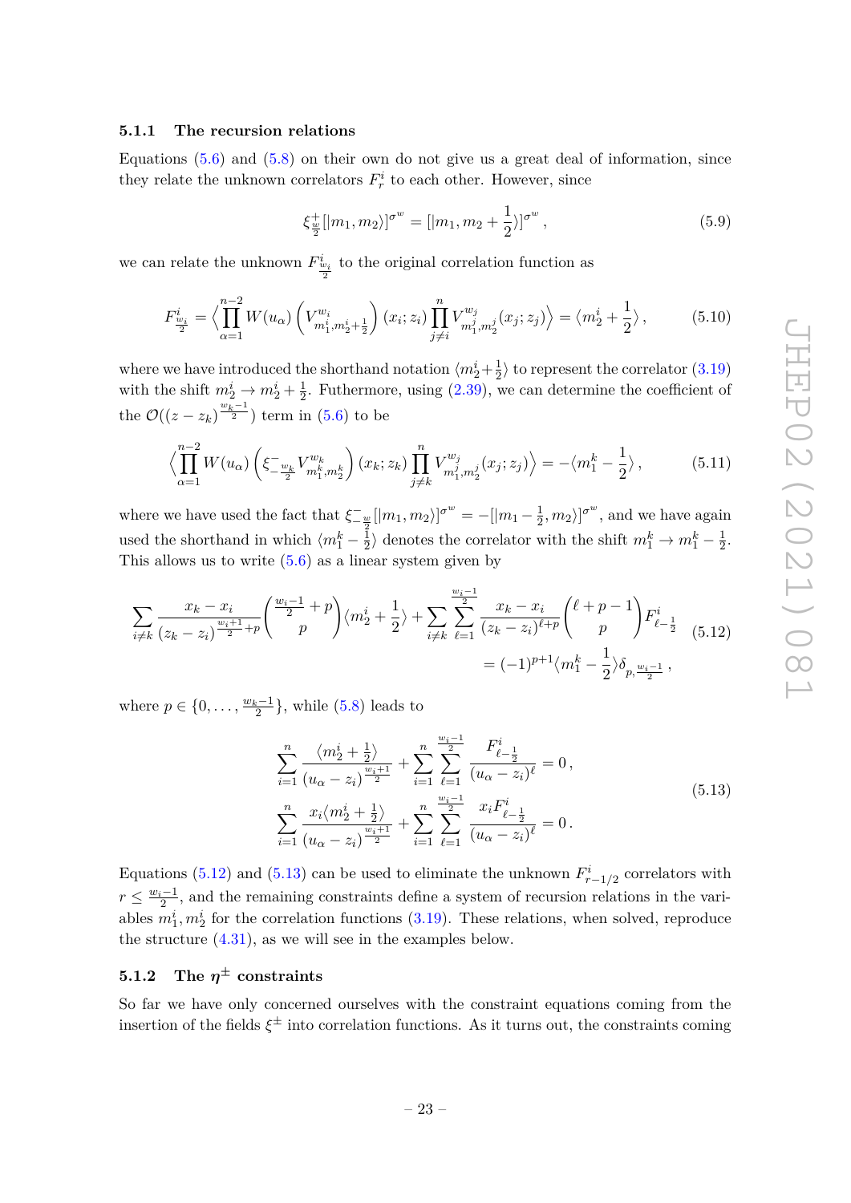### 5.1.1 The recursion relations

Equations (5.6) and (5.8) on their own do not give us a great deal of information, since they relate the unknown correlators $F^i_r$ to each other. However, since

$$\xi^+_{\frac{w}{2}}[|m_1, m_2\rangle]^{\sigma^w} = [|m_1, m_2 + \frac{1}{2}\rangle]^{\sigma^w}\,, \tag{5.9}$$

we can relate the unknown $F^i_{\frac{w_i}{2}}$ to the original correlation function as

$$F^i_{\frac{w_i}{2}} = \Big\langle \prod_{\alpha=1}^{n-2} W(u_\alpha) \left(V^{w_i}_{m_1^i, m_2^i+\frac{1}{2}}\right)(x_i; z_i) \prod_{j\neq i}^{n} V^{w_j}_{m_1^j, m_2^j}(x_j; z_j)\Big\rangle = \langle m_2^i + \frac{1}{2}\rangle\,, \tag{5.10}$$

where we have introduced the shorthand notation $\langle m_2^i + \frac{1}{2}\rangle$ to represent the correlator (3.19) with the shift $m_2^i \to m_2^i + \frac{1}{2}$. Futhermore, using (2.39), we can determine the coefficient of the $\mathcal{O}((z - z_k)^{\frac{w_k-1}{2}})$ term in (5.6) to be

$$\Big\langle \prod_{\alpha=1}^{n-2} W(u_\alpha) \left(\xi^-_{-\frac{w_k}{2}} V^{w_k}_{m_1^k, m_2^k}\right)(x_k; z_k) \prod_{j\neq k}^{n} V^{w_j}_{m_1^j, m_2^j}(x_j; z_j)\Big\rangle = -\langle m_1^k - \frac{1}{2}\rangle\,, \tag{5.11}$$

where we have used the fact that $\xi^-_{-\frac{w}{2}}[|m_1, m_2\rangle]^{\sigma^w} = -[|m_1 - \frac{1}{2}, m_2\rangle]^{\sigma^w}$, and we have again used the shorthand in which $\langle m_1^k - \frac{1}{2}\rangle$ denotes the correlator with the shift $m_1^k \to m_1^k - \frac{1}{2}$. This allows us to write (5.6) as a linear system given by

$$\begin{aligned}\sum_{i\neq k} \frac{x_k - x_i}{(z_k - z_i)^{\frac{w_i+1}{2}+p}} \binom{\frac{w_i-1}{2}+p}{p} \langle m_2^i + \frac{1}{2}\rangle + \sum_{i\neq k} \sum_{\ell=1}^{\frac{w_i-1}{2}} \frac{x_k - x_i}{(z_k - z_i)^{\ell+p}} \binom{\ell+p-1}{p} F^i_{\ell-\frac{1}{2}} \\ = (-1)^{p+1} \langle m_1^k - \frac{1}{2}\rangle \delta_{p, \frac{w_k-1}{2}}\,,\end{aligned} \tag{5.12}$$

where $p \in \{0, \ldots, \frac{w_k-1}{2}\}$, while (5.8) leads to

$$\begin{aligned}\sum_{i=1}^{n} \frac{\langle m_2^i + \frac{1}{2}\rangle}{(u_\alpha - z_i)^{\frac{w_i+1}{2}}} + \sum_{i=1}^{n} \sum_{\ell=1}^{\frac{w_i-1}{2}} \frac{F^i_{\ell-\frac{1}{2}}}{(u_\alpha - z_i)^{\ell}} = 0\,, \\ \sum_{i=1}^{n} \frac{x_i\langle m_2^i + \frac{1}{2}\rangle}{(u_\alpha - z_i)^{\frac{w_i+1}{2}}} + \sum_{i=1}^{n} \sum_{\ell=1}^{\frac{w_i-1}{2}} \frac{x_i F^i_{\ell-\frac{1}{2}}}{(u_\alpha - z_i)^{\ell}} = 0\,.\end{aligned} \tag{5.13}$$

Equations (5.12) and (5.13) can be used to eliminate the unknown $F^i_{r-1/2}$ correlators with $r \leq \frac{w_i-1}{2}$, and the remaining constraints define a system of recursion relations in the variables $m_1^i, m_2^i$ for the correlation functions (3.19). These relations, when solved, reproduce the structure (4.31), as we will see in the examples below.

### 5.1.2 The $\eta^\pm$ constraints

So far we have only concerned ourselves with the constraint equations coming from the insertion of the fields $\xi^\pm$ into correlation functions. As it turns out, the constraints coming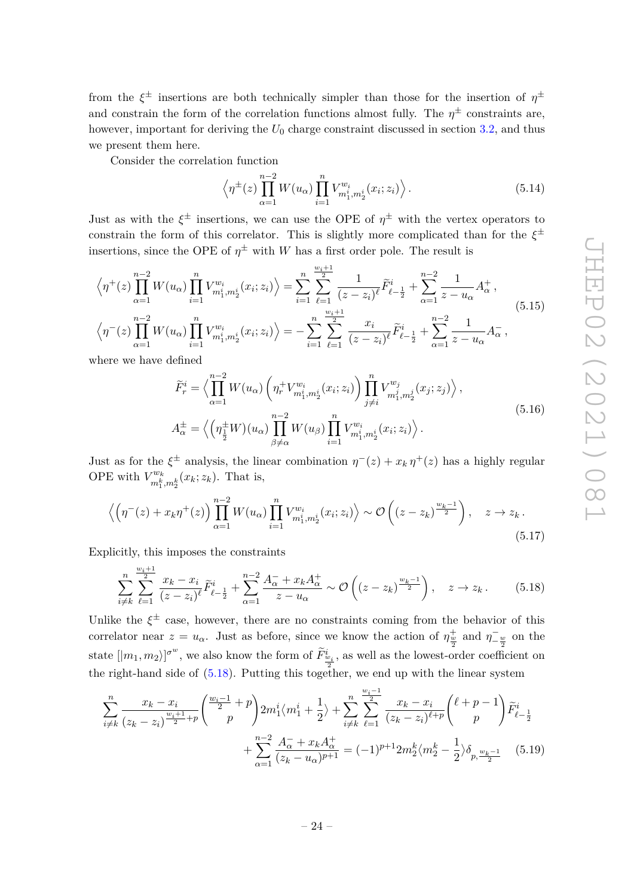from the $\xi^\pm$ insertions are both technically simpler than those for the insertion of $\eta^\pm$ and constrain the form of the correlation functions almost fully. The $\eta^\pm$ constraints are, however, important for deriving the $U_0$ charge constraint discussed in section 3.2, and thus we present them here.

Consider the correlation function

$$\Big\langle \eta^\pm(z) \prod_{\alpha=1}^{n-2} W(u_\alpha) \prod_{i=1}^{n} V^{w_i}_{m_1^i,m_2^i}(x_i;z_i) \Big\rangle \,. \tag{5.14}$$

Just as with the $\xi^\pm$ insertions, we can use the OPE of $\eta^\pm$ with the vertex operators to constrain the form of this correlator. This is slightly more complicated than for the $\xi^\pm$ insertions, since the OPE of $\eta^\pm$ with $W$ has a first order pole. The result is

$$\begin{aligned}
\Big\langle \eta^+(z) \prod_{\alpha=1}^{n-2} W(u_\alpha) \prod_{i=1}^{n} V^{w_i}_{m_1^i,m_2^i}(x_i;z_i) \Big\rangle &= \sum_{i=1}^{n} \sum_{\ell=1}^{\frac{w_i+1}{2}} \frac{1}{(z-z_i)^\ell} \widetilde{F}^i_{\ell-\frac{1}{2}} + \sum_{\alpha=1}^{n-2} \frac{1}{z-u_\alpha} A^+_\alpha \,, \\
\Big\langle \eta^-(z) \prod_{\alpha=1}^{n-2} W(u_\alpha) \prod_{i=1}^{n} V^{w_i}_{m_1^i,m_2^i}(x_i;z_i) \Big\rangle &= -\sum_{i=1}^{n} \sum_{\ell=1}^{\frac{w_i+1}{2}} \frac{x_i}{(z-z_i)^\ell} \widetilde{F}^i_{\ell-\frac{1}{2}} + \sum_{\alpha=1}^{n-2} \frac{1}{z-u_\alpha} A^-_\alpha \,,
\end{aligned} \tag{5.15}$$

where we have defined

$$\begin{aligned}
\widetilde{F}^i_r &= \Big\langle \prod_{\alpha=1}^{n-2} W(u_\alpha) \Big( \eta^+_r V^{w_i}_{m_1^i,m_2^i}(x_i;z_i) \Big) \prod_{j\neq i}^{n} V^{w_j}_{m_1^j,m_2^j}(x_j;z_j) \Big\rangle \,, \\
A^\pm_\alpha &= \Big\langle \Big( \eta^\pm_{\frac{1}{2}} W \Big)(u_\alpha) \prod_{\beta\neq\alpha}^{n-2} W(u_\beta) \prod_{i=1}^{n} V^{w_i}_{m_1^i,m_2^i}(x_i;z_i) \Big\rangle \,.
\end{aligned} \tag{5.16}$$

Just as for the $\xi^\pm$ analysis, the linear combination $\eta^-(z) + x_k\,\eta^+(z)$ has a highly regular OPE with $V^{w_k}_{m_1^k,m_2^k}(x_k;z_k)$. That is,

$$\Big\langle \Big(\eta^-(z) + x_k \eta^+(z)\Big) \prod_{\alpha=1}^{n-2} W(u_\alpha) \prod_{i=1}^{n} V^{w_i}_{m_1^i,m_2^i}(x_i;z_i) \Big\rangle \sim \mathcal{O}\Big( (z-z_k)^{\frac{w_k-1}{2}} \Big) \,, \quad z\to z_k \,. \tag{5.17}$$

Explicitly, this imposes the constraints

$$\sum_{i\neq k}^{n} \sum_{\ell=1}^{\frac{w_i+1}{2}} \frac{x_k - x_i}{(z-z_i)^\ell} \widetilde{F}^i_{\ell-\frac{1}{2}} + \sum_{\alpha=1}^{n-2} \frac{A^-_\alpha + x_k A^+_\alpha}{z-u_\alpha} \sim \mathcal{O}\Big( (z-z_k)^{\frac{w_k-1}{2}} \Big) \,, \quad z\to z_k \,. \tag{5.18}$$

Unlike the $\xi^\pm$ case, however, there are no constraints coming from the behavior of this correlator near $z=u_\alpha$. Just as before, since we know the action of $\eta^+_{\frac{w}{2}}$ and $\eta^-_{-\frac{w}{2}}$ on the state $[|m_1,m_2\rangle]^{\sigma^w}$, we also know the form of $\widetilde{F}^i_{\frac{w_i}{2}}$, as well as the lowest-order coefficient on the right-hand side of (5.18). Putting this together, we end up with the linear system

$$\begin{aligned}
\sum_{i\neq k}^{n} \frac{x_k - x_i}{(z_k - z_i)^{\frac{w_i+1}{2}+p}} \binom{\frac{w_i-1}{2}+p}{p} 2m_1^i \langle m_1^i + \tfrac{1}{2} \rangle + \sum_{i\neq k}^{n} \sum_{\ell=1}^{\frac{w_i-1}{2}} \frac{x_k - x_i}{(z_k-z_i)^{\ell+p}} \binom{\ell+p-1}{p} \widetilde{F}^i_{\ell-\frac{1}{2}} \\
+ \sum_{\alpha=1}^{n-2} \frac{A^-_\alpha + x_k A^+_\alpha}{(z_k - u_\alpha)^{p+1}} = (-1)^{p+1} 2m_2^k \langle m_2^k - \tfrac{1}{2} \rangle \delta_{p,\frac{w_k-1}{2}}
\end{aligned} \tag{5.19}$$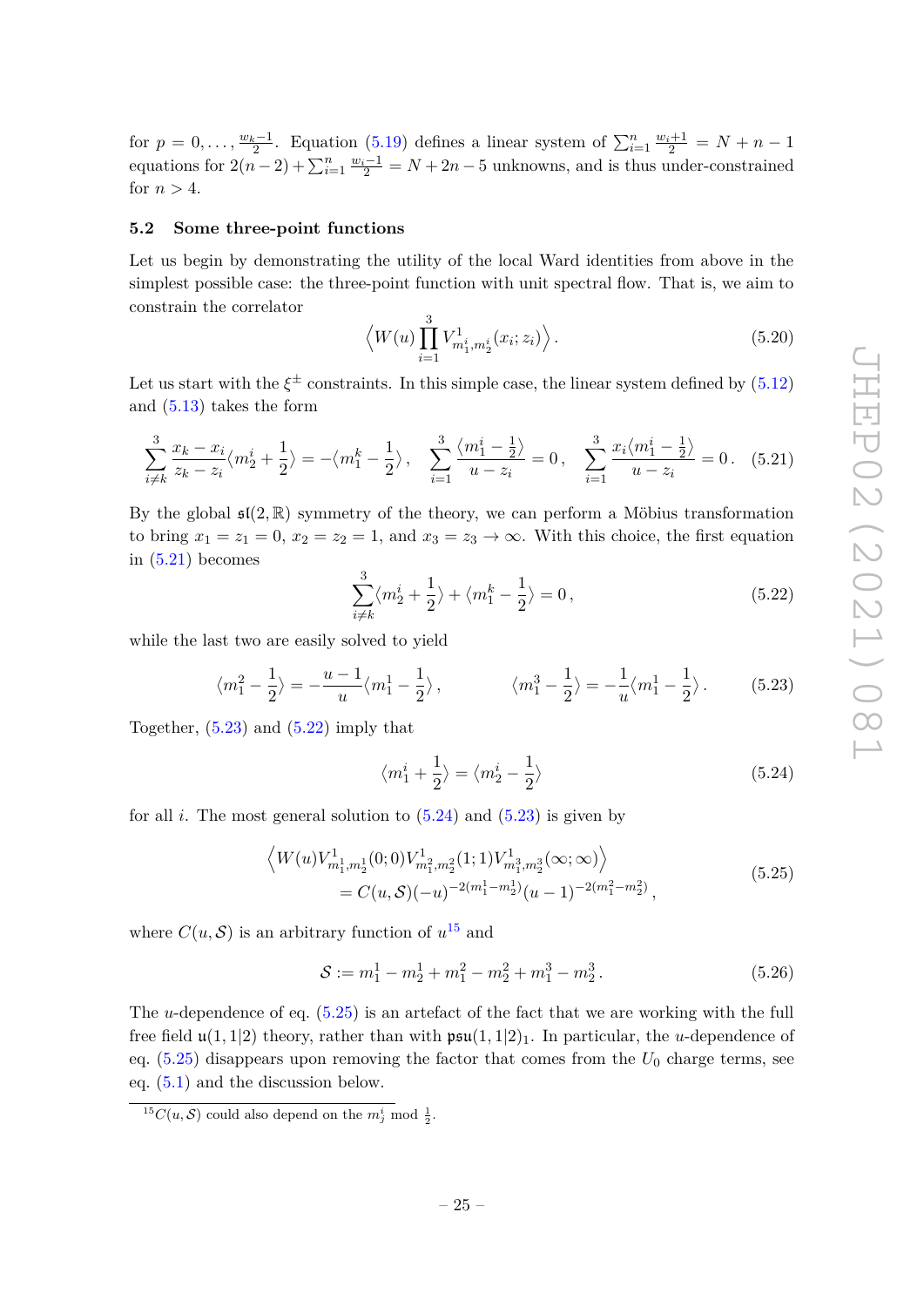for $p = 0, \ldots, \frac{w_k - 1}{2}$. Equation (5.19) defines a linear system of $\sum_{i=1}^n \frac{w_i+1}{2} = N + n - 1$ equations for $2(n-2) + \sum_{i=1}^n \frac{w_i - 1}{2} = N + 2n - 5$ unknowns, and is thus under-constrained for $n > 4$.

### 5.2 Some three-point functions

Let us begin by demonstrating the utility of the local Ward identities from above in the simplest possible case: the three-point function with unit spectral flow. That is, we aim to constrain the correlator

$$\Big\langle W(u) \prod_{i=1}^{3} V^1_{m_1^i, m_2^i}(x_i; z_i) \Big\rangle . \tag{5.20}$$

Let us start with the $\xi^\pm$ constraints. In this simple case, the linear system defined by (5.12) and (5.13) takes the form

$$\sum_{i \neq k}^{3} \frac{x_k - x_i}{z_k - z_i} \langle m_2^i + \frac{1}{2} \rangle = -\langle m_1^k - \frac{1}{2} \rangle , \quad \sum_{i=1}^{3} \frac{\langle m_1^i - \frac{1}{2} \rangle}{u - z_i} = 0 , \quad \sum_{i=1}^{3} \frac{x_i \langle m_1^i - \frac{1}{2} \rangle}{u - z_i} = 0 . \tag{5.21}$$

By the global $\mathfrak{sl}(2, \mathbb{R})$ symmetry of the theory, we can perform a Möbius transformation to bring $x_1 = z_1 = 0$, $x_2 = z_2 = 1$, and $x_3 = z_3 \to \infty$. With this choice, the first equation in (5.21) becomes

$$\sum_{i \neq k}^{3} \langle m_2^i + \frac{1}{2} \rangle + \langle m_1^k - \frac{1}{2} \rangle = 0 , \tag{5.22}$$

while the last two are easily solved to yield

$$\langle m_1^2 - \frac{1}{2} \rangle = -\frac{u-1}{u} \langle m_1^1 - \frac{1}{2} \rangle , \qquad \langle m_1^3 - \frac{1}{2} \rangle = -\frac{1}{u} \langle m_1^1 - \frac{1}{2} \rangle . \tag{5.23}$$

Together, (5.23) and (5.22) imply that

$$\langle m_1^i + \frac{1}{2} \rangle = \langle m_2^i - \frac{1}{2} \rangle \tag{5.24}$$

for all $i$. The most general solution to (5.24) and (5.23) is given by

$$\begin{aligned} &\Big\langle W(u) V^1_{m_1^1, m_2^1}(0; 0) V^1_{m_1^2, m_2^2}(1; 1) V^1_{m_1^3, m_2^3}(\infty; \infty) \Big\rangle \\ &\qquad = C(u, \mathcal{S}) (-u)^{-2(m_1^1 - m_2^1)} (u-1)^{-2(m_1^2 - m_2^2)} , \end{aligned} \tag{5.25}$$

where $C(u, \mathcal{S})$ is an arbitrary function of $u$[15] and

$$\mathcal{S} := m_1^1 - m_2^1 + m_1^2 - m_2^2 + m_1^3 - m_2^3 . \tag{5.26}$$

The $u$-dependence of eq. (5.25) is an artefact of the fact that we are working with the full free field $\mathfrak{u}(1,1|2)$ theory, rather than with $\mathfrak{psu}(1,1|2)_1$. In particular, the $u$-dependence of eq. (5.25) disappears upon removing the factor that comes from the $U_0$ charge terms, see eq. (5.1) and the discussion below.

[15] $C(u, \mathcal{S})$ could also depend on the $m_j^i \bmod \frac{1}{2}$.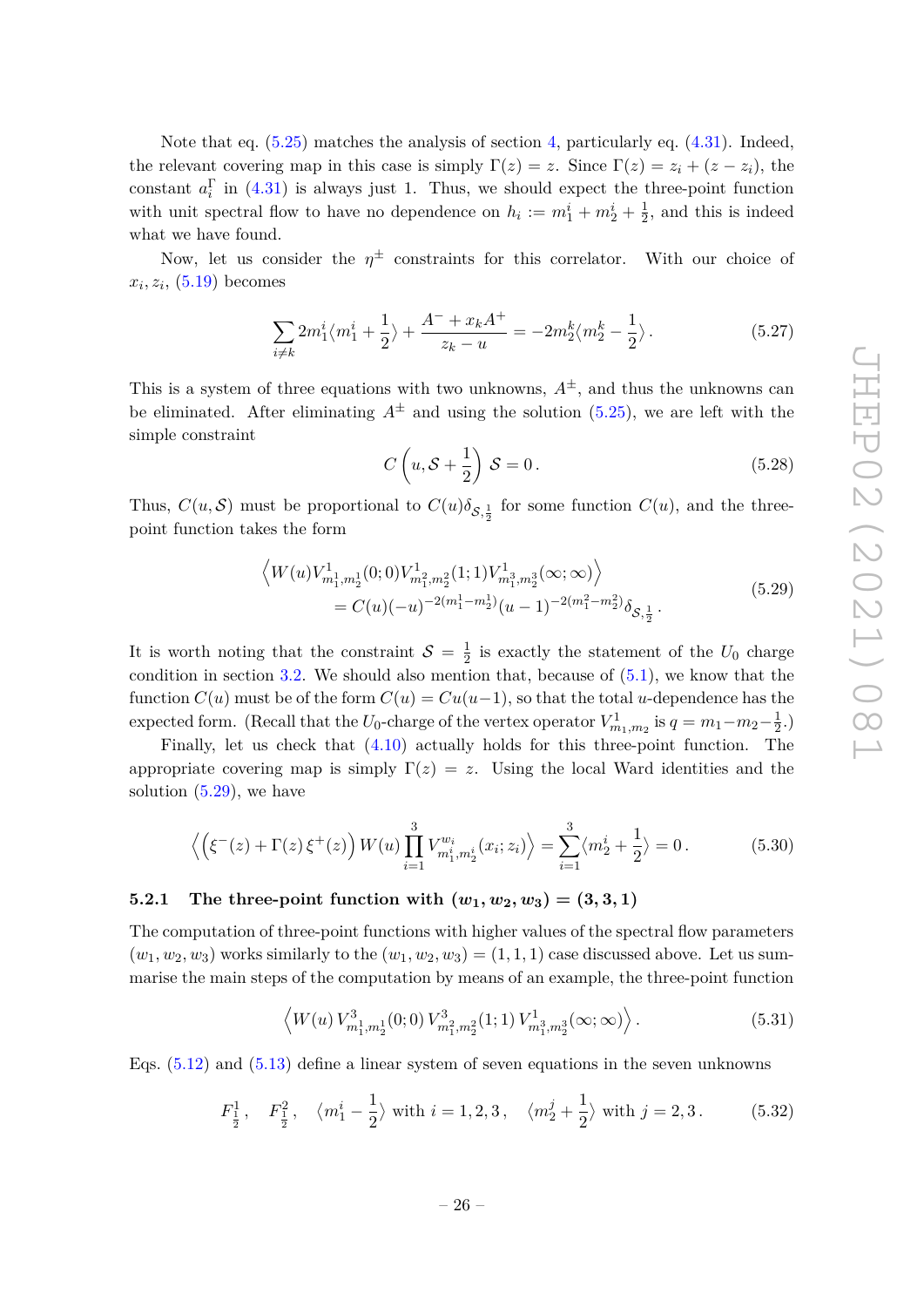Note that eq. (5.25) matches the analysis of section 4, particularly eq. (4.31). Indeed, the relevant covering map in this case is simply $\Gamma(z) = z$. Since $\Gamma(z) = z_i + (z - z_i)$, the constant $a_i^\Gamma$ in (4.31) is always just 1. Thus, we should expect the three-point function with unit spectral flow to have no dependence on $h_i := m_1^i + m_2^i + \frac{1}{2}$, and this is indeed what we have found.

Now, let us consider the $\eta^\pm$ constraints for this correlator. With our choice of $x_i, z_i$, (5.19) becomes

$$\sum_{i \neq k} 2m_1^i \langle m_1^i + \frac{1}{2} \rangle + \frac{A^- + x_k A^+}{z_k - u} = -2m_2^k \langle m_2^k - \frac{1}{2} \rangle \,. \tag{5.27}$$

This is a system of three equations with two unknowns, $A^\pm$, and thus the unknowns can be eliminated. After eliminating $A^\pm$ and using the solution (5.25), we are left with the simple constraint

$$C\left(u, \mathcal{S} + \frac{1}{2}\right) \mathcal{S} = 0 \,. \tag{5.28}$$

Thus, $C(u, \mathcal{S})$ must be proportional to $C(u)\delta_{\mathcal{S},\frac{1}{2}}$ for some function $C(u)$, and the three-point function takes the form

$$\begin{aligned} &\left\langle W(u) V^1_{m_1^1, m_2^1}(0;0) V^1_{m_1^2, m_2^2}(1;1) V^1_{m_1^3, m_2^3}(\infty;\infty) \right\rangle \\ &\qquad = C(u)(-u)^{-2(m_1^1 - m_2^1)}(u-1)^{-2(m_1^2 - m_2^2)} \delta_{\mathcal{S},\frac{1}{2}} \,. \end{aligned} \tag{5.29}$$

It is worth noting that the constraint $\mathcal{S} = \frac{1}{2}$ is exactly the statement of the $U_0$ charge condition in section 3.2. We should also mention that, because of (5.1), we know that the function $C(u)$ must be of the form $C(u) = Cu(u-1)$, so that the total $u$-dependence has the expected form. (Recall that the $U_0$-charge of the vertex operator $V^1_{m_1, m_2}$ is $q = m_1 - m_2 - \frac{1}{2}$.)

Finally, let us check that (4.10) actually holds for this three-point function. The appropriate covering map is simply $\Gamma(z) = z$. Using the local Ward identities and the solution (5.29), we have

$$\left\langle \left(\xi^-(z) + \Gamma(z)\,\xi^+(z)\right) W(u) \prod_{i=1}^{3} V^{w_i}_{m_1^i, m_2^i}(x_i; z_i) \right\rangle = \sum_{i=1}^{3} \langle m_2^i + \frac{1}{2} \rangle = 0 \,. \tag{5.30}$$

#### 5.2.1 The three-point function with $(w_1, w_2, w_3) = (3, 3, 1)$

The computation of three-point functions with higher values of the spectral flow parameters $(w_1, w_2, w_3)$ works similarly to the $(w_1, w_2, w_3) = (1, 1, 1)$ case discussed above. Let us summarise the main steps of the computation by means of an example, the three-point function

$$\left\langle W(u)\, V^3_{m_1^1, m_2^1}(0;0)\, V^3_{m_1^2, m_2^2}(1;1)\, V^1_{m_1^3, m_2^3}(\infty;\infty) \right\rangle . \tag{5.31}$$

Eqs. (5.12) and (5.13) define a linear system of seven equations in the seven unknowns

$$F^1_{\frac{1}{2}}, \quad F^2_{\frac{1}{2}}, \quad \langle m_1^i - \frac{1}{2} \rangle \text{ with } i = 1, 2, 3 \,, \quad \langle m_2^j + \frac{1}{2} \rangle \text{ with } j = 2, 3 \,. \tag{5.32}$$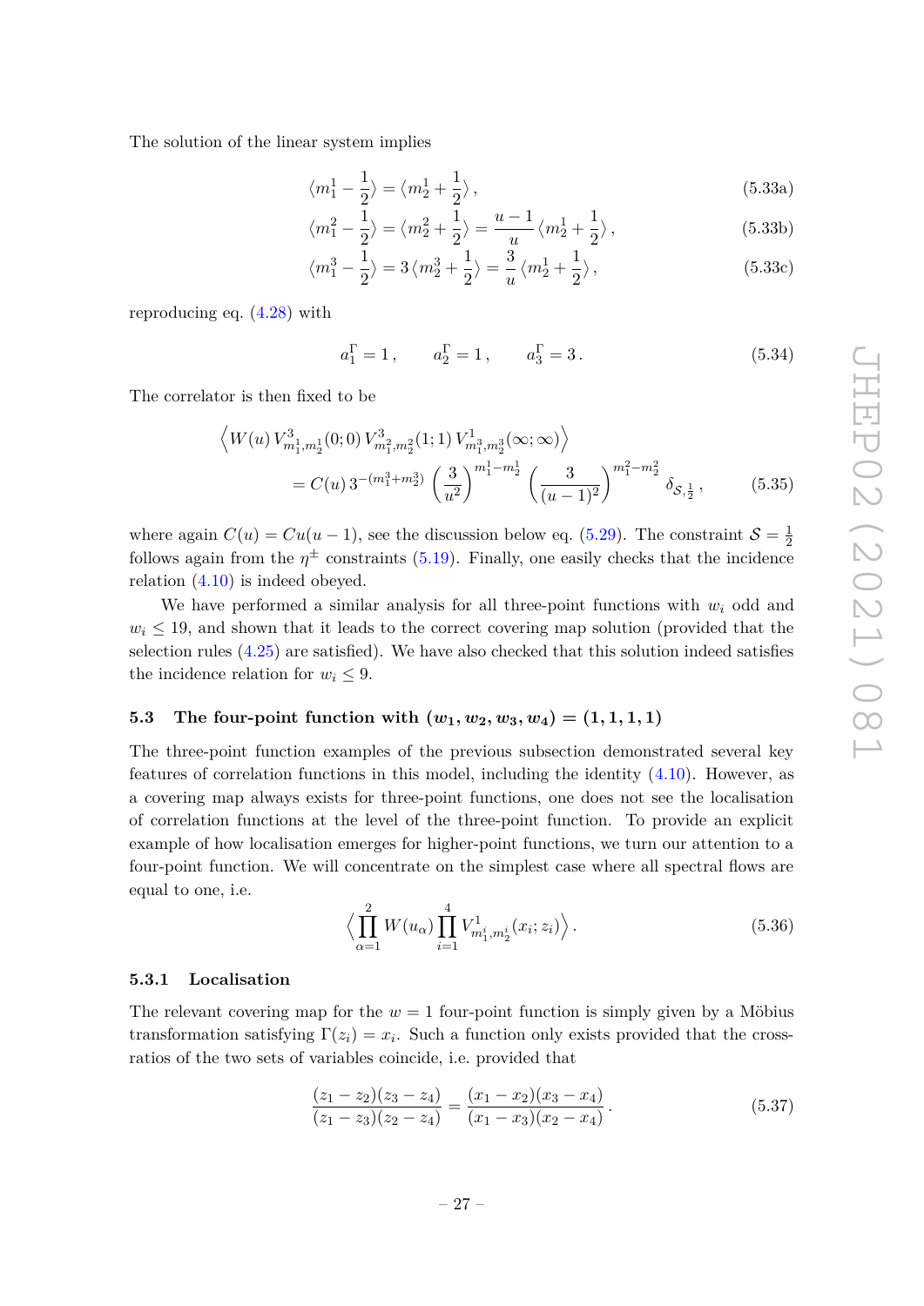The solution of the linear system implies

$$\langle m_1^1 - \frac{1}{2}\rangle = \langle m_2^1 + \frac{1}{2}\rangle\,, \tag{5.33a}$$

$$\langle m_1^2 - \frac{1}{2}\rangle = \langle m_2^2 + \frac{1}{2}\rangle = \frac{u-1}{u}\langle m_2^1 + \frac{1}{2}\rangle\,, \tag{5.33b}$$

$$\langle m_1^3 - \frac{1}{2}\rangle = 3\,\langle m_2^3 + \frac{1}{2}\rangle = \frac{3}{u}\langle m_2^1 + \frac{1}{2}\rangle\,, \tag{5.33c}$$

reproducing eq. (4.28) with

$$a_1^\Gamma = 1\,, \qquad a_2^\Gamma = 1\,, \qquad a_3^\Gamma = 3\,. \tag{5.34}$$

The correlator is then fixed to be

$$\begin{aligned}\Big\langle W(u)\, V^3_{m_1^1,m_2^1}(0;0)\, V^3_{m_1^2,m_2^2}(1;1)\, V^1_{m_1^3,m_2^3}(\infty;\infty)\Big\rangle \\ = C(u)\, 3^{-(m_1^3+m_2^3)} \left(\frac{3}{u^2}\right)^{m_1^1-m_2^1} \left(\frac{3}{(u-1)^2}\right)^{m_1^2-m_2^2} \delta_{\mathcal{S},\frac{1}{2}}\,,\end{aligned} \tag{5.35}$$

where again $C(u) = Cu(u-1)$, see the discussion below eq. (5.29). The constraint $\mathcal{S} = \frac{1}{2}$ follows again from the $\eta^\pm$ constraints (5.19). Finally, one easily checks that the incidence relation (4.10) is indeed obeyed.

We have performed a similar analysis for all three-point functions with $w_i$ odd and $w_i \leq 19$, and shown that it leads to the correct covering map solution (provided that the selection rules (4.25) are satisfied). We have also checked that this solution indeed satisfies the incidence relation for $w_i \leq 9$.

### 5.3 The four-point function with $(w_1, w_2, w_3, w_4) = (1, 1, 1, 1)$

The three-point function examples of the previous subsection demonstrated several key features of correlation functions in this model, including the identity (4.10). However, as a covering map always exists for three-point functions, one does not see the localisation of correlation functions at the level of the three-point function. To provide an explicit example of how localisation emerges for higher-point functions, we turn our attention to a four-point function. We will concentrate on the simplest case where all spectral flows are equal to one, i.e.

$$\Big\langle \prod_{\alpha=1}^{2} W(u_\alpha) \prod_{i=1}^{4} V^1_{m_1^i,m_2^i}(x_i;z_i)\Big\rangle\,. \tag{5.36}$$

#### 5.3.1 Localisation

The relevant covering map for the $w = 1$ four-point function is simply given by a Möbius transformation satisfying $\Gamma(z_i) = x_i$. Such a function only exists provided that the cross-ratios of the two sets of variables coincide, i.e. provided that

$$\frac{(z_1-z_2)(z_3-z_4)}{(z_1-z_3)(z_2-z_4)} = \frac{(x_1-x_2)(x_3-x_4)}{(x_1-x_3)(x_2-x_4)}\,. \tag{5.37}$$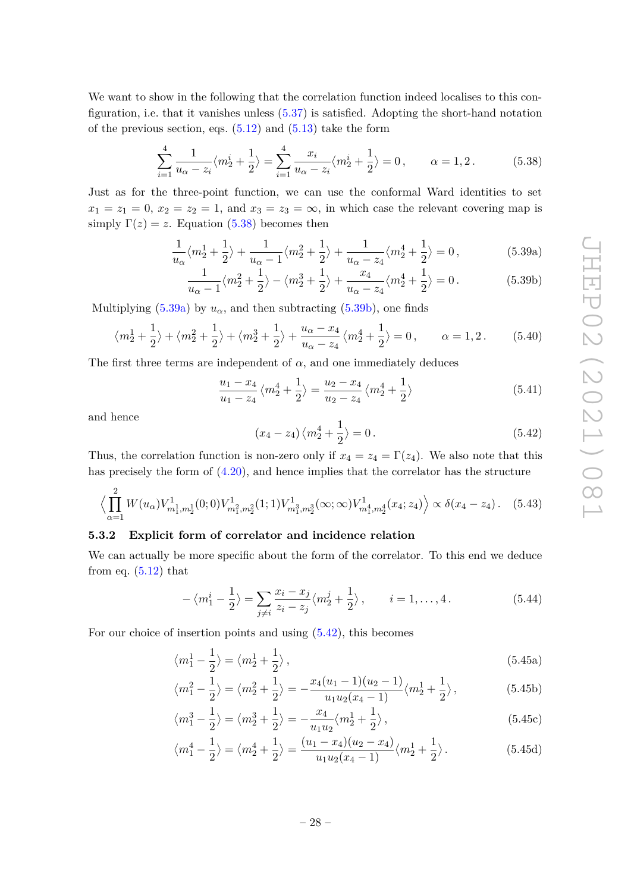We want to show in the following that the correlation function indeed localises to this configuration, i.e. that it vanishes unless (5.37) is satisfied. Adopting the short-hand notation of the previous section, eqs. (5.12) and (5.13) take the form

$$\sum_{i=1}^{4} \frac{1}{u_\alpha - z_i} \langle m_2^i + \frac{1}{2} \rangle = \sum_{i=1}^{4} \frac{x_i}{u_\alpha - z_i} \langle m_2^i + \frac{1}{2} \rangle = 0\,, \qquad \alpha = 1, 2\,. \tag{5.38}$$

Just as for the three-point function, we can use the conformal Ward identities to set $x_1 = z_1 = 0$, $x_2 = z_2 = 1$, and $x_3 = z_3 = \infty$, in which case the relevant covering map is simply $\Gamma(z) = z$. Equation (5.38) becomes then

$$\frac{1}{u_\alpha} \langle m_2^1 + \frac{1}{2} \rangle + \frac{1}{u_\alpha - 1} \langle m_2^2 + \frac{1}{2} \rangle + \frac{1}{u_\alpha - z_4} \langle m_2^4 + \frac{1}{2} \rangle = 0\,, \tag{5.39a}$$

$$\frac{1}{u_\alpha - 1} \langle m_2^2 + \frac{1}{2} \rangle - \langle m_2^3 + \frac{1}{2} \rangle + \frac{x_4}{u_\alpha - z_4} \langle m_2^4 + \frac{1}{2} \rangle = 0\,. \tag{5.39b}$$

Multiplying (5.39a) by $u_\alpha$, and then subtracting (5.39b), one finds

$$\langle m_2^1 + \frac{1}{2} \rangle + \langle m_2^2 + \frac{1}{2} \rangle + \langle m_2^3 + \frac{1}{2} \rangle + \frac{u_\alpha - x_4}{u_\alpha - z_4} \langle m_2^4 + \frac{1}{2} \rangle = 0\,, \qquad \alpha = 1, 2\,. \tag{5.40}$$

The first three terms are independent of $\alpha$, and one immediately deduces

$$\frac{u_1 - x_4}{u_1 - z_4} \langle m_2^4 + \frac{1}{2} \rangle = \frac{u_2 - x_4}{u_2 - z_4} \langle m_2^4 + \frac{1}{2} \rangle \tag{5.41}$$

and hence

$$(x_4 - z_4) \langle m_2^4 + \frac{1}{2} \rangle = 0\,. \tag{5.42}$$

Thus, the correlation function is non-zero only if $x_4 = z_4 = \Gamma(z_4)$. We also note that this has precisely the form of (4.20), and hence implies that the correlator has the structure

$$\Big\langle \prod_{\alpha=1}^{2} W(u_\alpha) V^1_{m_1^1, m_2^1}(0;0) V^1_{m_1^2, m_2^2}(1;1) V^1_{m_1^3, m_2^3}(\infty;\infty) V^1_{m_1^4, m_2^4}(x_4;z_4) \Big\rangle \propto \delta(x_4 - z_4)\,. \tag{5.43}$$

### 5.3.2 Explicit form of correlator and incidence relation

We can actually be more specific about the form of the correlator. To this end we deduce from eq. (5.12) that

$$-\langle m_1^i - \frac{1}{2} \rangle = \sum_{j \neq i} \frac{x_i - x_j}{z_i - z_j} \langle m_2^j + \frac{1}{2} \rangle\,, \qquad i = 1, \ldots, 4\,. \tag{5.44}$$

For our choice of insertion points and using (5.42), this becomes

$$\langle m_1^1 - \frac{1}{2} \rangle = \langle m_2^1 + \frac{1}{2} \rangle\,, \tag{5.45a}$$

$$\langle m_1^2 - \frac{1}{2} \rangle = \langle m_2^2 + \frac{1}{2} \rangle = -\frac{x_4 (u_1 - 1)(u_2 - 1)}{u_1 u_2 (x_4 - 1)} \langle m_2^1 + \frac{1}{2} \rangle\,, \tag{5.45b}$$

$$\langle m_1^3 - \frac{1}{2} \rangle = \langle m_2^3 + \frac{1}{2} \rangle = -\frac{x_4}{u_1 u_2} \langle m_2^1 + \frac{1}{2} \rangle\,, \tag{5.45c}$$

$$\langle m_1^4 - \frac{1}{2} \rangle = \langle m_2^4 + \frac{1}{2} \rangle = \frac{(u_1 - x_4)(u_2 - x_4)}{u_1 u_2 (x_4 - 1)} \langle m_2^1 + \frac{1}{2} \rangle\,. \tag{5.45d}$$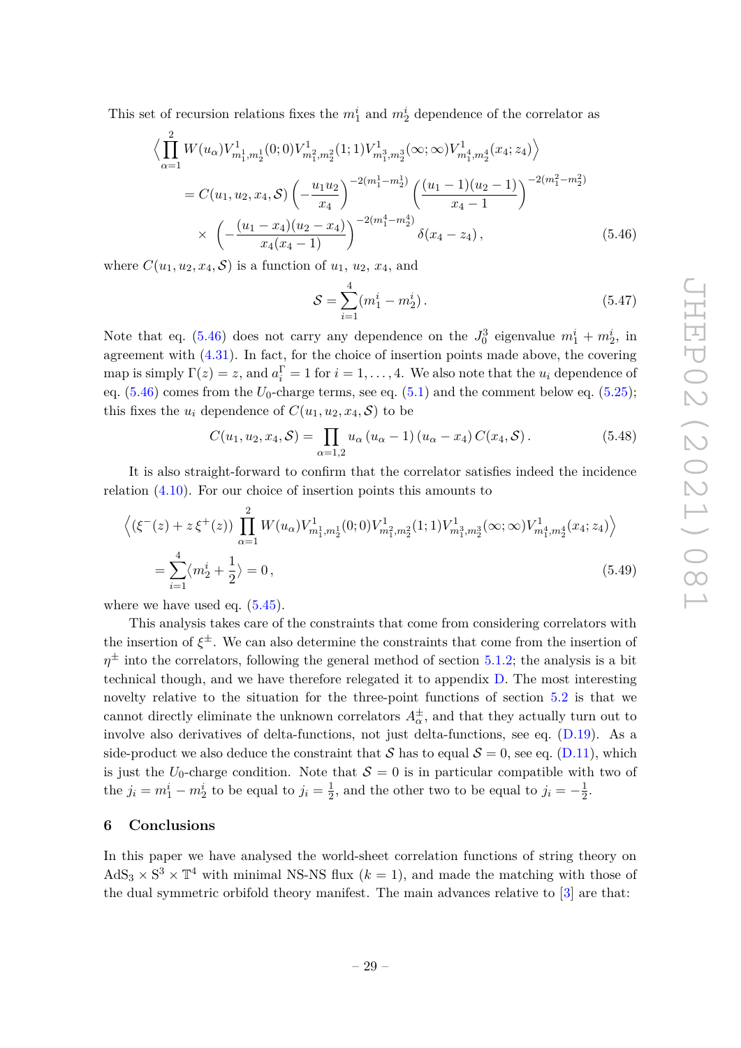This set of recursion relations fixes the $m_1^i$ and $m_2^i$ dependence of the correlator as

$$
\begin{aligned}
\Big\langle \prod_{\alpha=1}^{2} & W(u_\alpha) V^1_{m_1^1,m_2^1}(0;0) V^1_{m_1^2,m_2^2}(1;1) V^1_{m_1^3,m_2^3}(\infty;\infty) V^1_{m_1^4,m_2^4}(x_4;z_4) \Big\rangle \\
&= C(u_1,u_2,x_4,\mathcal{S}) \left(-\frac{u_1 u_2}{x_4}\right)^{-2(m_1^1-m_2^1)} \left(\frac{(u_1-1)(u_2-1)}{x_4-1}\right)^{-2(m_1^2-m_2^2)} \\
&\quad \times \left(-\frac{(u_1-x_4)(u_2-x_4)}{x_4(x_4-1)}\right)^{-2(m_1^4-m_2^4)} \delta(x_4-z_4)\,, 
\end{aligned} \tag{5.46}
$$

where $C(u_1,u_2,x_4,\mathcal{S})$ is a function of $u_1$, $u_2$, $x_4$, and

$$
\mathcal{S} = \sum_{i=1}^{4} (m_1^i - m_2^i)\,. \tag{5.47}
$$

Note that eq. (5.46) does not carry any dependence on the $J_0^3$ eigenvalue $m_1^i + m_2^i$, in agreement with (4.31). In fact, for the choice of insertion points made above, the covering map is simply $\Gamma(z) = z$, and $a_i^\Gamma = 1$ for $i = 1, \ldots, 4$. We also note that the $u_i$ dependence of eq. (5.46) comes from the $U_0$-charge terms, see eq. (5.1) and the comment below eq. (5.25); this fixes the $u_i$ dependence of $C(u_1,u_2,x_4,\mathcal{S})$ to be

$$
C(u_1,u_2,x_4,\mathcal{S}) = \prod_{\alpha=1,2} u_\alpha\,(u_\alpha-1)\,(u_\alpha-x_4)\, C(x_4,\mathcal{S})\,. \tag{5.48}
$$

It is also straight-forward to confirm that the correlator satisfies indeed the incidence relation (4.10). For our choice of insertion points this amounts to

$$
\begin{aligned}
\Big\langle (\xi^-(z) + z\,\xi^+(z)) & \prod_{\alpha=1}^{2} W(u_\alpha) V^1_{m_1^1,m_2^1}(0;0) V^1_{m_1^2,m_2^2}(1;1) V^1_{m_1^3,m_2^3}(\infty;\infty) V^1_{m_1^4,m_2^4}(x_4;z_4) \Big\rangle \\
&= \sum_{i=1}^{4} \langle m_2^i + \frac{1}{2} \rangle = 0\,, 
\end{aligned} \tag{5.49}
$$

where we have used eq. (5.45).

This analysis takes care of the constraints that come from considering correlators with the insertion of $\xi^\pm$. We can also determine the constraints that come from the insertion of $\eta^\pm$ into the correlators, following the general method of section 5.1.2; the analysis is a bit technical though, and we have therefore relegated it to appendix D. The most interesting novelty relative to the situation for the three-point functions of section 5.2 is that we cannot directly eliminate the unknown correlators $A_\alpha^\pm$, and that they actually turn out to involve also derivatives of delta-functions, not just delta-functions, see eq. (D.19). As a side-product we also deduce the constraint that $\mathcal{S}$ has to equal $\mathcal{S} = 0$, see eq. (D.11), which is just the $U_0$-charge condition. Note that $\mathcal{S} = 0$ is in particular compatible with two of the $j_i = m_1^i - m_2^i$ to be equal to $j_i = \frac{1}{2}$, and the other two to be equal to $j_i = -\frac{1}{2}$.

## 6 Conclusions

In this paper we have analysed the world-sheet correlation functions of string theory on $\mathrm{AdS}_3 \times \mathrm{S}^3 \times \mathbb{T}^4$ with minimal NS-NS flux ($k = 1$), and made the matching with those of the dual symmetric orbifold theory manifest. The main advances relative to [3] are that: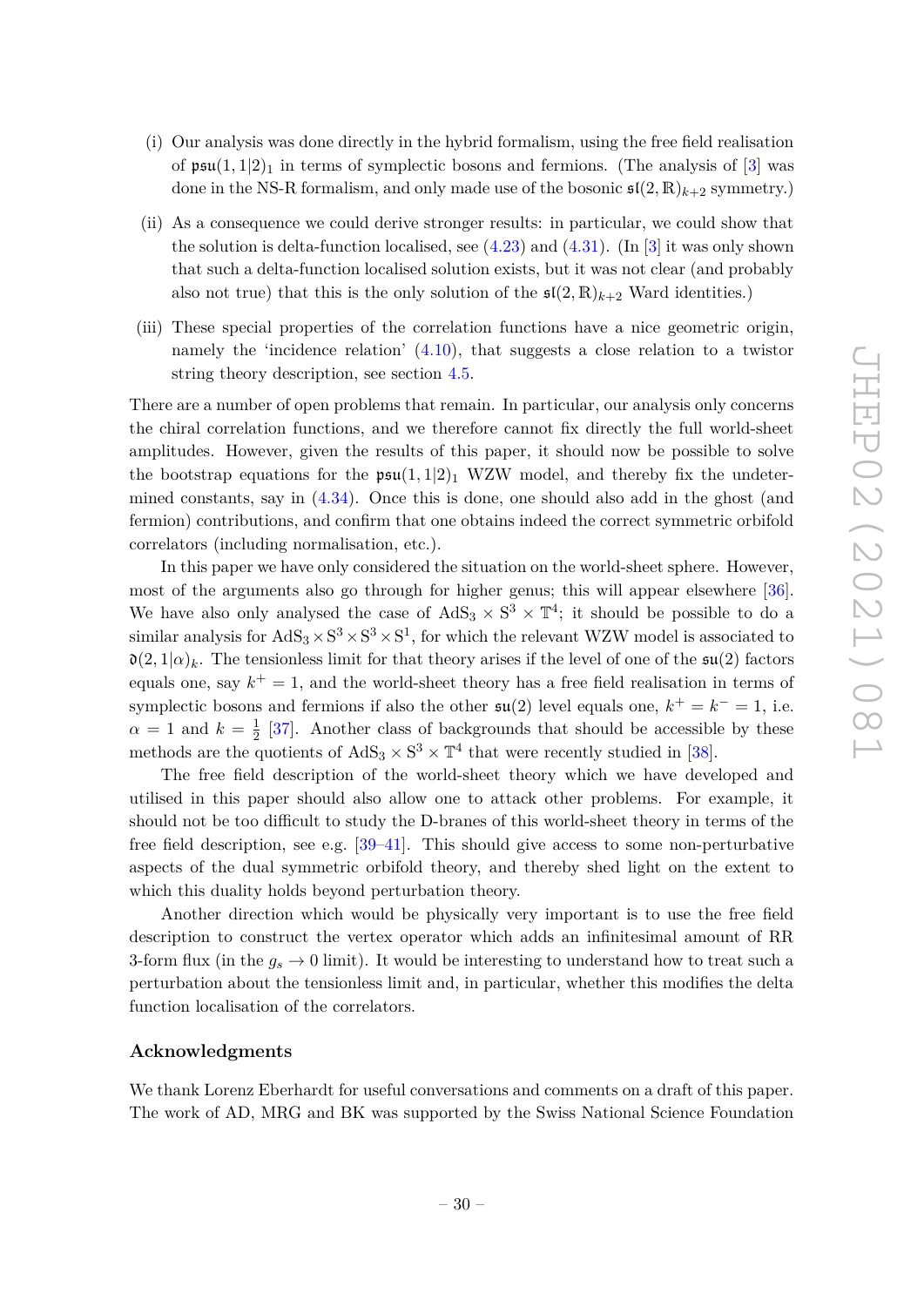(i) Our analysis was done directly in the hybrid formalism, using the free field realisation of $\mathfrak{psu}(1,1|2)_1$ in terms of symplectic bosons and fermions. (The analysis of [3] was done in the NS-R formalism, and only made use of the bosonic $\mathfrak{sl}(2,\mathbb{R})_{k+2}$ symmetry.)

(ii) As a consequence we could derive stronger results: in particular, we could show that the solution is delta-function localised, see (4.23) and (4.31). (In [3] it was only shown that such a delta-function localised solution exists, but it was not clear (and probably also not true) that this is the only solution of the $\mathfrak{sl}(2,\mathbb{R})_{k+2}$ Ward identities.)

(iii) These special properties of the correlation functions have a nice geometric origin, namely the 'incidence relation' (4.10), that suggests a close relation to a twistor string theory description, see section 4.5.

There are a number of open problems that remain. In particular, our analysis only concerns the chiral correlation functions, and we therefore cannot fix directly the full world-sheet amplitudes. However, given the results of this paper, it should now be possible to solve the bootstrap equations for the $\mathfrak{psu}(1,1|2)_1$ WZW model, and thereby fix the undetermined constants, say in (4.34). Once this is done, one should also add in the ghost (and fermion) contributions, and confirm that one obtains indeed the correct symmetric orbifold correlators (including normalisation, etc.).

In this paper we have only considered the situation on the world-sheet sphere. However, most of the arguments also go through for higher genus; this will appear elsewhere [36]. We have also only analysed the case of $\mathrm{AdS}_3 \times \mathrm{S}^3 \times \mathbb{T}^4$; it should be possible to do a similar analysis for $\mathrm{AdS}_3 \times \mathrm{S}^3 \times \mathrm{S}^3 \times \mathrm{S}^1$, for which the relevant WZW model is associated to $\mathfrak{d}(2,1|\alpha)_k$. The tensionless limit for that theory arises if the level of one of the $\mathfrak{su}(2)$ factors equals one, say $k^+ = 1$, and the world-sheet theory has a free field realisation in terms of symplectic bosons and fermions if also the other $\mathfrak{su}(2)$ level equals one, $k^+ = k^- = 1$, i.e. $\alpha = 1$ and $k = \frac{1}{2}$ [37]. Another class of backgrounds that should be accessible by these methods are the quotients of $\mathrm{AdS}_3 \times \mathrm{S}^3 \times \mathbb{T}^4$ that were recently studied in [38].

The free field description of the world-sheet theory which we have developed and utilised in this paper should also allow one to attack other problems. For example, it should not be too difficult to study the D-branes of this world-sheet theory in terms of the free field description, see e.g. [39–41]. This should give access to some non-perturbative aspects of the dual symmetric orbifold theory, and thereby shed light on the extent to which this duality holds beyond perturbation theory.

Another direction which would be physically very important is to use the free field description to construct the vertex operator which adds an infinitesimal amount of RR 3-form flux (in the $g_s \to 0$ limit). It would be interesting to understand how to treat such a perturbation about the tensionless limit and, in particular, whether this modifies the delta function localisation of the correlators.

## Acknowledgments

We thank Lorenz Eberhardt for useful conversations and comments on a draft of this paper. The work of AD, MRG and BK was supported by the Swiss National Science Foundation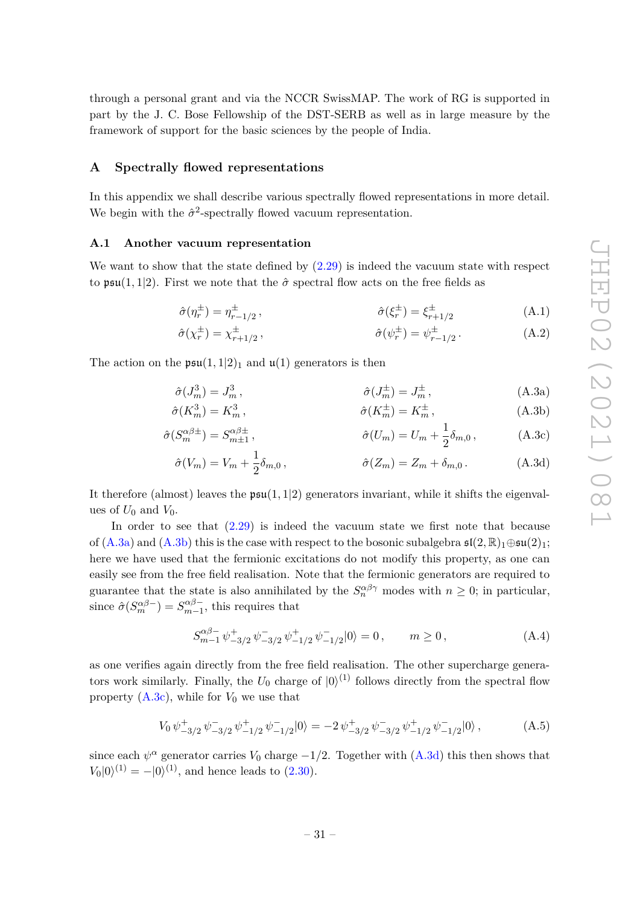through a personal grant and via the NCCR SwissMAP. The work of RG is supported in part by the J. C. Bose Fellowship of the DST-SERB as well as in large measure by the framework of support for the basic sciences by the people of India.

## A Spectrally flowed representations

In this appendix we shall describe various spectrally flowed representations in more detail. We begin with the $\hat{\sigma}^2$-spectrally flowed vacuum representation.

### A.1 Another vacuum representation

We want to show that the state defined by (2.29) is indeed the vacuum state with respect to $\mathfrak{psu}(1,1|2)$. First we note that the $\hat{\sigma}$ spectral flow acts on the free fields as

$$\hat{\sigma}(\eta^{\pm}_r) = \eta^{\pm}_{r-1/2}\,, \qquad \hat{\sigma}(\xi^{\pm}_r) = \xi^{\pm}_{r+1/2} \tag{A.1}$$

$$\hat{\sigma}(\chi^{\pm}_r) = \chi^{\pm}_{r+1/2}\,, \qquad \hat{\sigma}(\psi^{\pm}_r) = \psi^{\pm}_{r-1/2}\,. \tag{A.2}$$

The action on the $\mathfrak{psu}(1,1|2)_1$ and $\mathfrak{u}(1)$ generators is then

$$\hat{\sigma}(J^3_m) = J^3_m\,, \qquad \hat{\sigma}(J^{\pm}_m) = J^{\pm}_m\,, \tag{A.3a}$$

$$\hat{\sigma}(K^3_m) = K^3_m\,, \qquad \hat{\sigma}(K^{\pm}_m) = K^{\pm}_m\,, \tag{A.3b}$$

$$\hat{\sigma}(S^{\alpha\beta\pm}_m) = S^{\alpha\beta\pm}_{m\pm 1}\,, \qquad \hat{\sigma}(U_m) = U_m + \frac{1}{2}\delta_{m,0}\,, \tag{A.3c}$$

$$\hat{\sigma}(V_m) = V_m + \frac{1}{2}\delta_{m,0}\,, \qquad \hat{\sigma}(Z_m) = Z_m + \delta_{m,0}\,. \tag{A.3d}$$

It therefore (almost) leaves the $\mathfrak{psu}(1,1|2)$ generators invariant, while it shifts the eigenvalues of $U_0$ and $V_0$.

In order to see that (2.29) is indeed the vacuum state we first note that because of (A.3a) and (A.3b) this is the case with respect to the bosonic subalgebra $\mathfrak{sl}(2,\mathbb{R})_1 \oplus \mathfrak{su}(2)_1$; here we have used that the fermionic excitations do not modify this property, as one can easily see from the free field realisation. Note that the fermionic generators are required to guarantee that the state is also annihilated by the $S^{\alpha\beta\gamma}_n$ modes with $n \geq 0$; in particular, since $\hat{\sigma}(S^{\alpha\beta-}_m) = S^{\alpha\beta-}_{m-1}$, this requires that

$$S^{\alpha\beta-}_{m-1}\,\psi^{+}_{-3/2}\,\psi^{-}_{-3/2}\,\psi^{+}_{-1/2}\,\psi^{-}_{-1/2}|0\rangle = 0\,, \qquad m \geq 0\,, \tag{A.4}$$

as one verifies again directly from the free field realisation. The other supercharge generators work similarly. Finally, the $U_0$ charge of $|0\rangle^{(1)}$ follows directly from the spectral flow property (A.3c), while for $V_0$ we use that

$$V_0\,\psi^{+}_{-3/2}\,\psi^{-}_{-3/2}\,\psi^{+}_{-1/2}\,\psi^{-}_{-1/2}|0\rangle = -2\,\psi^{+}_{-3/2}\,\psi^{-}_{-3/2}\,\psi^{+}_{-1/2}\,\psi^{-}_{-1/2}|0\rangle\,, \tag{A.5}$$

since each $\psi^{\alpha}$ generator carries $V_0$ charge $-1/2$. Together with (A.3d) this then shows that $V_0|0\rangle^{(1)} = -|0\rangle^{(1)}$, and hence leads to (2.30).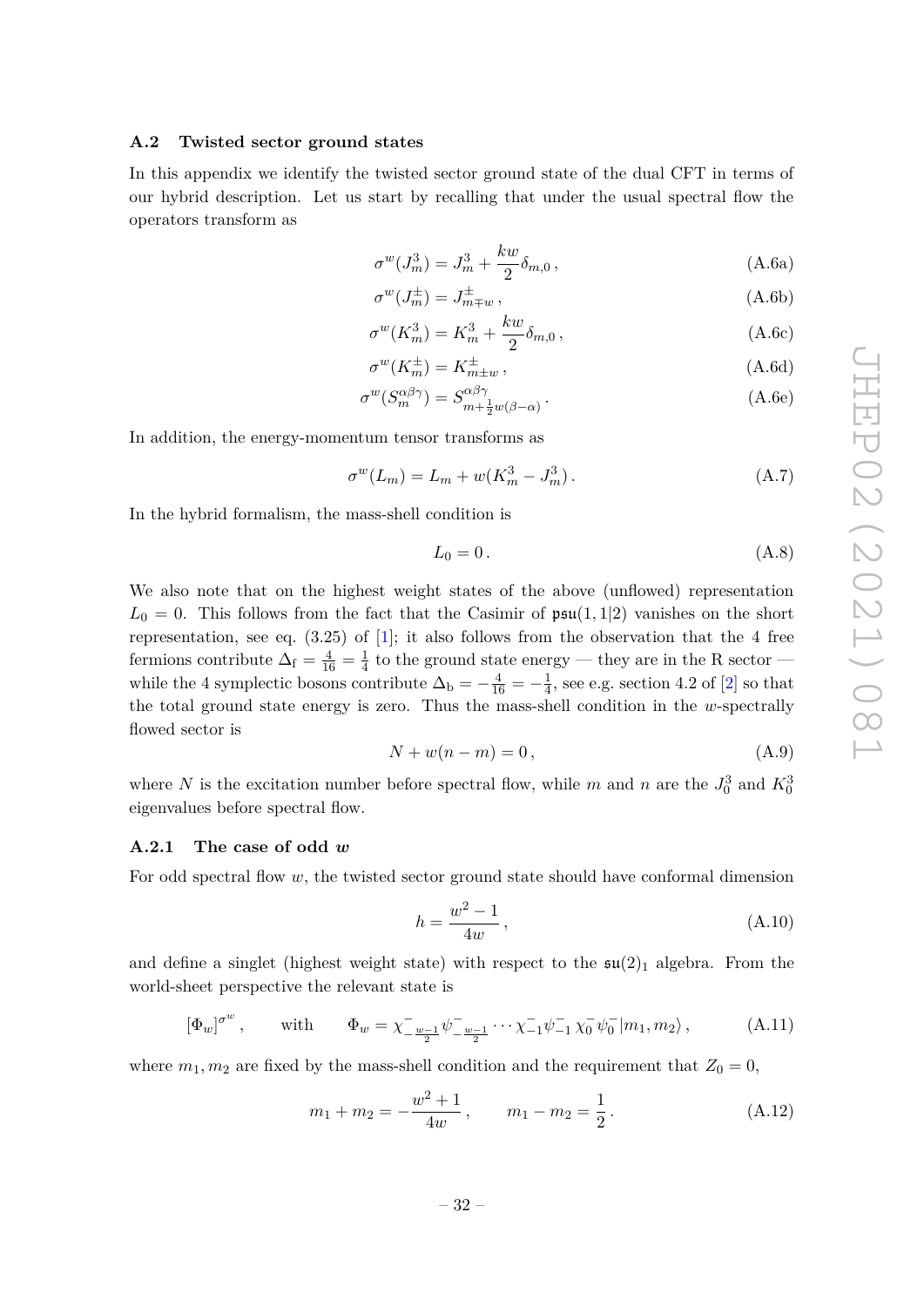### A.2 Twisted sector ground states

In this appendix we identify the twisted sector ground state of the dual CFT in terms of our hybrid description. Let us start by recalling that under the usual spectral flow the operators transform as

$$\sigma^w(J^3_m) = J^3_m + \frac{kw}{2}\delta_{m,0}\,, \tag{A.6a}$$

$$\sigma^w(J^\pm_m) = J^\pm_{m\mp w}\,, \tag{A.6b}$$

$$\sigma^w(K^3_m) = K^3_m + \frac{kw}{2}\delta_{m,0}\,, \tag{A.6c}$$

$$\sigma^w(K^\pm_m) = K^\pm_{m\pm w}\,, \tag{A.6d}$$

$$\sigma^w(S^{\alpha\beta\gamma}_m) = S^{\alpha\beta\gamma}_{m+\frac{1}{2}w(\beta-\alpha)}\,. \tag{A.6e}$$

In addition, the energy-momentum tensor transforms as

$$\sigma^w(L_m) = L_m + w(K^3_m - J^3_m)\,. \tag{A.7}$$

In the hybrid formalism, the mass-shell condition is

$$L_0 = 0\,. \tag{A.8}$$

We also note that on the highest weight states of the above (unflowed) representation $L_0 = 0$. This follows from the fact that the Casimir of $\mathfrak{psu}(1,1|2)$ vanishes on the short representation, see eq. (3.25) of [1]; it also follows from the observation that the 4 free fermions contribute $\Delta_{\rm f} = \frac{4}{16} = \frac{1}{4}$ to the ground state energy — they are in the R sector — while the 4 symplectic bosons contribute $\Delta_{\rm b} = -\frac{4}{16} = -\frac{1}{4}$, see e.g. section 4.2 of [2] so that the total ground state energy is zero. Thus the mass-shell condition in the $w$-spectrally flowed sector is

$$N + w(n-m) = 0\,, \tag{A.9}$$

where $N$ is the excitation number before spectral flow, while $m$ and $n$ are the $J^3_0$ and $K^3_0$ eigenvalues before spectral flow.

#### A.2.1 The case of odd $w$

For odd spectral flow $w$, the twisted sector ground state should have conformal dimension

$$h = \frac{w^2-1}{4w}\,, \tag{A.10}$$

and define a singlet (highest weight state) with respect to the $\mathfrak{su}(2)_1$ algebra. From the world-sheet perspective the relevant state is

$$[\Phi_w]^{\sigma^w}\,, \qquad \text{with} \qquad \Phi_w = \chi^-_{-\frac{w-1}{2}}\psi^-_{-\frac{w-1}{2}}\cdots\chi^-_{-1}\psi^-_{-1}\,\chi^-_0\,\psi^-_0\,|m_1,m_2\rangle\,, \tag{A.11}$$

where $m_1, m_2$ are fixed by the mass-shell condition and the requirement that $Z_0 = 0$,

$$m_1 + m_2 = -\frac{w^2+1}{4w}\,, \qquad m_1 - m_2 = \frac{1}{2}\,. \tag{A.12}$$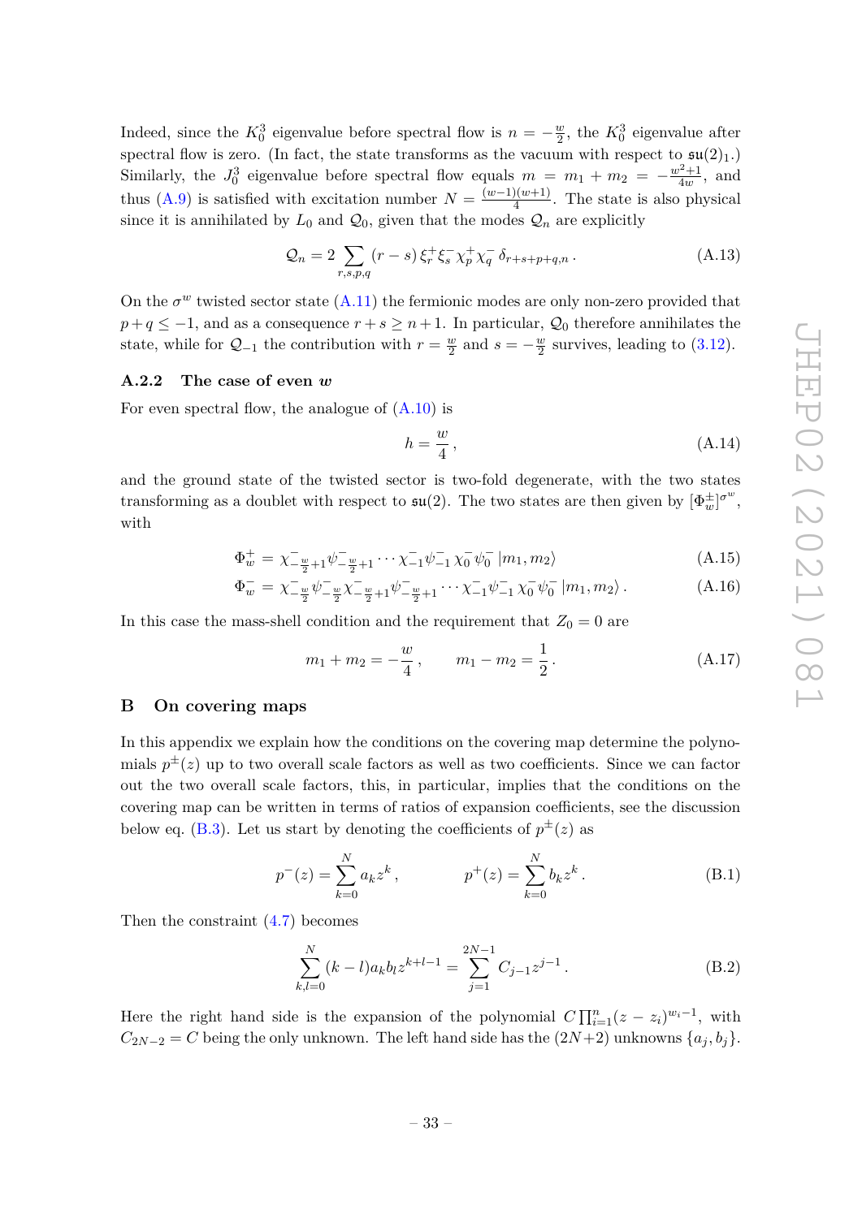Indeed, since the $K^3_0$ eigenvalue before spectral flow is $n = -\frac{w}{2}$, the $K^3_0$ eigenvalue after spectral flow is zero. (In fact, the state transforms as the vacuum with respect to $\mathfrak{su}(2)_1$.) Similarly, the $J^3_0$ eigenvalue before spectral flow equals $m = m_1 + m_2 = -\frac{w^2+1}{4w}$, and thus (A.9) is satisfied with excitation number $N = \frac{(w-1)(w+1)}{4}$. The state is also physical since it is annihilated by $L_0$ and $\mathcal{Q}_0$, given that the modes $\mathcal{Q}_n$ are explicitly

$$\mathcal{Q}_n = 2 \sum_{r,s,p,q} (r-s)\, \xi^+_r \xi^-_s \chi^+_p \chi^-_q \, \delta_{r+s+p+q,n} \,. \tag{A.13}$$

On the $\sigma^w$ twisted sector state (A.11) the fermionic modes are only non-zero provided that $p+q \leq -1$, and as a consequence $r+s \geq n+1$. In particular, $\mathcal{Q}_0$ therefore annihilates the state, while for $\mathcal{Q}_{-1}$ the contribution with $r = \frac{w}{2}$ and $s = -\frac{w}{2}$ survives, leading to (3.12).

### A.2.2 The case of even $w$

For even spectral flow, the analogue of (A.10) is

$$h = \frac{w}{4} \,, \tag{A.14}$$

and the ground state of the twisted sector is two-fold degenerate, with the two states transforming as a doublet with respect to $\mathfrak{su}(2)$. The two states are then given by $[\Phi^\pm_w]^{\sigma^w}$, with

$$\Phi^+_w = \chi^-_{-\frac{w}{2}+1} \psi^-_{-\frac{w}{2}+1} \cdots \chi^-_{-1} \psi^-_{-1} \, \chi^-_0 \psi^-_0 \, |m_1, m_2\rangle \tag{A.15}$$

$$\Phi^-_w = \chi^-_{-\frac{w}{2}} \psi^-_{-\frac{w}{2}} \chi^-_{-\frac{w}{2}+1} \psi^-_{-\frac{w}{2}+1} \cdots \chi^-_{-1} \psi^-_{-1} \, \chi^-_0 \psi^-_0 \, |m_1, m_2\rangle \,. \tag{A.16}$$

In this case the mass-shell condition and the requirement that $Z_0 = 0$ are

$$m_1 + m_2 = -\frac{w}{4} \,, \qquad m_1 - m_2 = \frac{1}{2} \,. \tag{A.17}$$

## B On covering maps

In this appendix we explain how the conditions on the covering map determine the polynomials $p^\pm(z)$ up to two overall scale factors as well as two coefficients. Since we can factor out the two overall scale factors, this, in particular, implies that the conditions on the covering map can be written in terms of ratios of expansion coefficients, see the discussion below eq. (B.3). Let us start by denoting the coefficients of $p^\pm(z)$ as

$$p^-(z) = \sum_{k=0}^{N} a_k z^k \,, \qquad p^+(z) = \sum_{k=0}^{N} b_k z^k \,. \tag{B.1}$$

Then the constraint (4.7) becomes

$$\sum_{k,l=0}^{N} (k-l) a_k b_l z^{k+l-1} = \sum_{j=1}^{2N-1} C_{j-1} z^{j-1} \,. \tag{B.2}$$

Here the right hand side is the expansion of the polynomial $C \prod_{i=1}^{n} (z - z_i)^{w_i - 1}$, with $C_{2N-2} = C$ being the only unknown. The left hand side has the $(2N+2)$ unknowns $\{a_j, b_j\}$.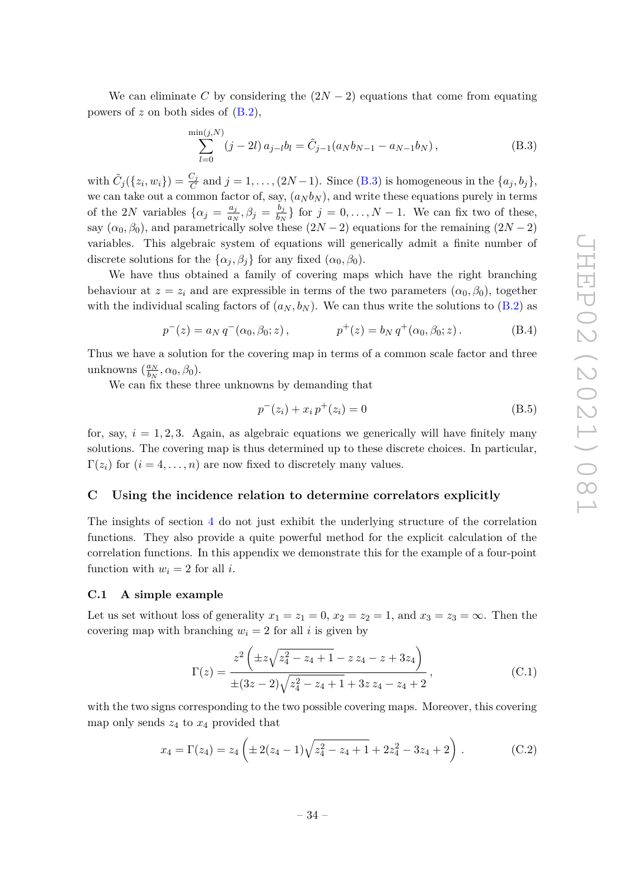We can eliminate $C$ by considering the $(2N-2)$ equations that come from equating powers of $z$ on both sides of (B.2),

$$\sum_{l=0}^{\min(j,N)} (j-2l)\, a_{j-l} b_l = \tilde{C}_{j-1}(a_N b_{N-1} - a_{N-1} b_N)\,, \tag{B.3}$$

with $\tilde{C}_j(\{z_i, w_i\}) = \frac{C_j}{C}$ and $j = 1, \ldots, (2N-1)$. Since (B.3) is homogeneous in the $\{a_j, b_j\}$, we can take out a common factor of, say, $(a_N b_N)$, and write these equations purely in terms of the $2N$ variables $\{\alpha_j = \frac{a_j}{a_N}, \beta_j = \frac{b_j}{b_N}\}$ for $j = 0, \ldots, N-1$. We can fix two of these, say $(\alpha_0, \beta_0)$, and parametrically solve these $(2N-2)$ equations for the remaining $(2N-2)$ variables. This algebraic system of equations will generically admit a finite number of discrete solutions for the $\{\alpha_j, \beta_j\}$ for any fixed $(\alpha_0, \beta_0)$.

We have thus obtained a family of covering maps which have the right branching behaviour at $z = z_i$ and are expressible in terms of the two parameters $(\alpha_0, \beta_0)$, together with the individual scaling factors of $(a_N, b_N)$. We can thus write the solutions to (B.2) as

$$p^-(z) = a_N\, q^-(\alpha_0, \beta_0; z)\,, \qquad\qquad p^+(z) = b_N\, q^+(\alpha_0, \beta_0; z)\,. \tag{B.4}$$

Thus we have a solution for the covering map in terms of a common scale factor and three unknowns $(\frac{a_N}{b_N}, \alpha_0, \beta_0)$.

We can fix these three unknowns by demanding that

$$p^-(z_i) + x_i\, p^+(z_i) = 0 \tag{B.5}$$

for, say, $i = 1, 2, 3$. Again, as algebraic equations we generically will have finitely many solutions. The covering map is thus determined up to these discrete choices. In particular, $\Gamma(z_i)$ for $(i = 4, \ldots, n)$ are now fixed to discretely many values.

## C Using the incidence relation to determine correlators explicitly

The insights of section 4 do not just exhibit the underlying structure of the correlation functions. They also provide a quite powerful method for the explicit calculation of the correlation functions. In this appendix we demonstrate this for the example of a four-point function with $w_i = 2$ for all $i$.

### C.1 A simple example

Let us set without loss of generality $x_1 = z_1 = 0$, $x_2 = z_2 = 1$, and $x_3 = z_3 = \infty$. Then the covering map with branching $w_i = 2$ for all $i$ is given by

$$\Gamma(z) = \frac{z^2\left(\pm z\sqrt{z_4^2 - z_4 + 1} - z\, z_4 - z + 3z_4\right)}{\pm(3z-2)\sqrt{z_4^2 - z_4 + 1} + 3z\, z_4 - z_4 + 2}\,, \tag{C.1}$$

with the two signs corresponding to the two possible covering maps. Moreover, this covering map only sends $z_4$ to $x_4$ provided that

$$x_4 = \Gamma(z_4) = z_4\left(\pm 2(z_4 - 1)\sqrt{z_4^2 - z_4 + 1} + 2z_4^2 - 3z_4 + 2\right). \tag{C.2}$$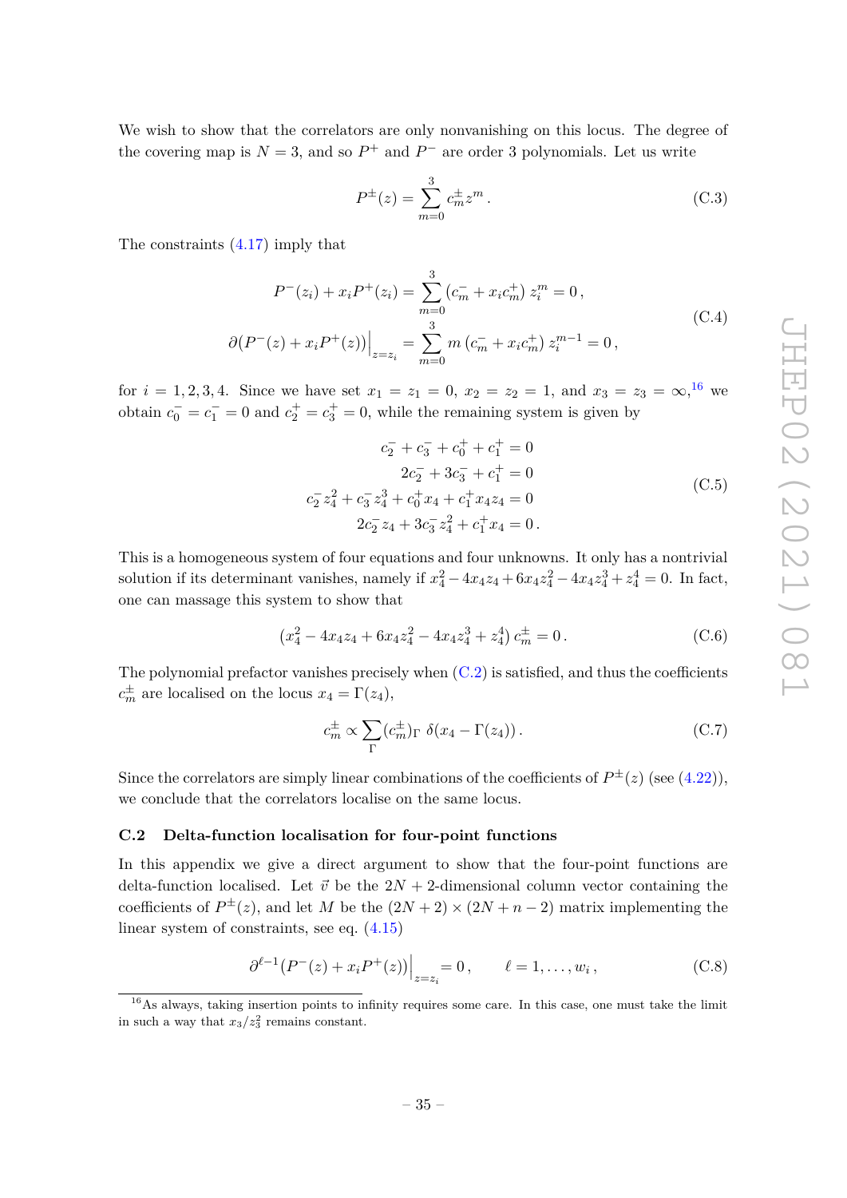We wish to show that the correlators are only nonvanishing on this locus. The degree of the covering map is $N = 3$, and so $P^+$ and $P^-$ are order 3 polynomials. Let us write

$$P^{\pm}(z) = \sum_{m=0}^{3} c_m^{\pm} z^m \,. \tag{C.3}$$

The constraints (4.17) imply that

$$\begin{aligned} P^-(z_i) + x_i P^+(z_i) &= \sum_{m=0}^{3} \left(c_m^- + x_i c_m^+\right) z_i^m = 0\,, \\ \partial\big(P^-(z) + x_i P^+(z)\big)\Big|_{z=z_i} &= \sum_{m=0}^{3} m\left(c_m^- + x_i c_m^+\right) z_i^{m-1} = 0\,, \end{aligned} \tag{C.4}$$

for $i = 1, 2, 3, 4$. Since we have set $x_1 = z_1 = 0$, $x_2 = z_2 = 1$, and $x_3 = z_3 = \infty$,[16] we obtain $c_0^- = c_1^- = 0$ and $c_2^+ = c_3^+ = 0$, while the remaining system is given by

$$\begin{aligned} c_2^- + c_3^- + c_0^+ + c_1^+ &= 0 \\ 2c_2^- + 3c_3^- + c_1^+ &= 0 \\ c_2^- z_4^2 + c_3^- z_4^3 + c_0^+ x_4 + c_1^+ x_4 z_4 &= 0 \\ 2c_2^- z_4 + 3c_3^- z_4^2 + c_1^+ x_4 &= 0\,. \end{aligned} \tag{C.5}$$

This is a homogeneous system of four equations and four unknowns. It only has a nontrivial solution if its determinant vanishes, namely if $x_4^2 - 4x_4 z_4 + 6x_4 z_4^2 - 4x_4 z_4^3 + z_4^4 = 0$. In fact, one can massage this system to show that

$$\left(x_4^2 - 4x_4 z_4 + 6x_4 z_4^2 - 4x_4 z_4^3 + z_4^4\right) c_m^{\pm} = 0\,. \tag{C.6}$$

The polynomial prefactor vanishes precisely when (C.2) is satisfied, and thus the coefficients $c_m^{\pm}$ are localised on the locus $x_4 = \Gamma(z_4)$,

$$c_m^{\pm} \propto \sum_{\Gamma} (c_m^{\pm})_{\Gamma}\ \delta(x_4 - \Gamma(z_4))\,. \tag{C.7}$$

Since the correlators are simply linear combinations of the coefficients of $P^{\pm}(z)$ (see (4.22)), we conclude that the correlators localise on the same locus.

### C.2 Delta-function localisation for four-point functions

In this appendix we give a direct argument to show that the four-point functions are delta-function localised. Let $\vec{v}$ be the $2N+2$-dimensional column vector containing the coefficients of $P^{\pm}(z)$, and let $M$ be the $(2N+2) \times (2N+n-2)$ matrix implementing the linear system of constraints, see eq. (4.15)

$$\partial^{\ell-1}\big(P^-(z) + x_i P^+(z)\big)\Big|_{z=z_i} = 0\,, \qquad \ell = 1, \ldots, w_i\,, \tag{C.8}$$

[16] As always, taking insertion points to infinity requires some care. In this case, one must take the limit in such a way that $x_3/z_3^2$ remains constant.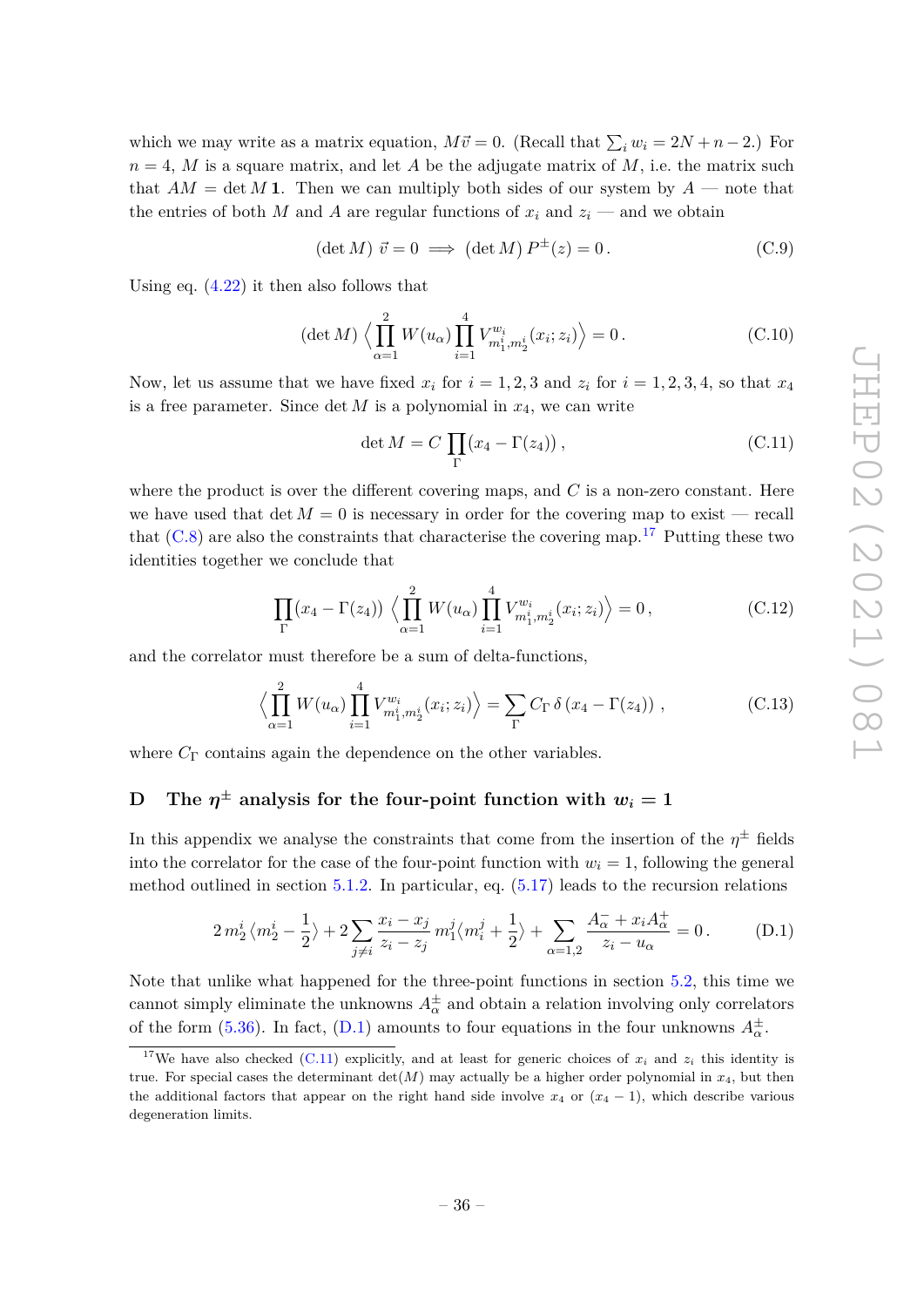which we may write as a matrix equation, $M\vec{v} = 0$. (Recall that $\sum_i w_i = 2N + n - 2$.) For $n = 4$, $M$ is a square matrix, and let $A$ be the adjugate matrix of $M$, i.e. the matrix such that $AM = \det M\,\mathbf{1}$. Then we can multiply both sides of our system by $A$ — note that the entries of both $M$ and $A$ are regular functions of $x_i$ and $z_i$ — and we obtain

$$(\det M)\;\vec{v} = 0 \implies (\det M)\,P^{\pm}(z) = 0\,. \tag{C.9}$$

Using eq. (4.22) it then also follows that

$$(\det M)\,\Big\langle \prod_{\alpha=1}^{2} W(u_\alpha) \prod_{i=1}^{4} V^{w_i}_{m_1^i, m_2^i}(x_i; z_i) \Big\rangle = 0\,. \tag{C.10}$$

Now, let us assume that we have fixed $x_i$ for $i = 1, 2, 3$ and $z_i$ for $i = 1, 2, 3, 4$, so that $x_4$ is a free parameter. Since $\det M$ is a polynomial in $x_4$, we can write

$$\det M = C \prod_{\Gamma} (x_4 - \Gamma(z_4))\,, \tag{C.11}$$

where the product is over the different covering maps, and $C$ is a non-zero constant. Here we have used that $\det M = 0$ is necessary in order for the covering map to exist — recall that (C.8) are also the constraints that characterise the covering map.[17] Putting these two identities together we conclude that

$$\prod_{\Gamma} (x_4 - \Gamma(z_4))\,\Big\langle \prod_{\alpha=1}^{2} W(u_\alpha) \prod_{i=1}^{4} V^{w_i}_{m_1^i, m_2^i}(x_i; z_i) \Big\rangle = 0\,, \tag{C.12}$$

and the correlator must therefore be a sum of delta-functions,

$$\Big\langle \prod_{\alpha=1}^{2} W(u_\alpha) \prod_{i=1}^{4} V^{w_i}_{m_1^i, m_2^i}(x_i; z_i) \Big\rangle = \sum_{\Gamma} C_\Gamma\, \delta\left(x_4 - \Gamma(z_4)\right)\,, \tag{C.13}$$

where $C_\Gamma$ contains again the dependence on the other variables.

## D The $\eta^{\pm}$ analysis for the four-point function with $w_i = 1$

In this appendix we analyse the constraints that come from the insertion of the $\eta^{\pm}$ fields into the correlator for the case of the four-point function with $w_i = 1$, following the general method outlined in section 5.1.2. In particular, eq. (5.17) leads to the recursion relations

$$2\,m_2^i\,\langle m_2^i - \tfrac{1}{2}\rangle + 2\sum_{j\neq i} \frac{x_i - x_j}{z_i - z_j}\, m_1^j \langle m_i^j + \tfrac{1}{2}\rangle + \sum_{\alpha=1,2} \frac{A_\alpha^- + x_i A_\alpha^+}{z_i - u_\alpha} = 0\,. \tag{D.1}$$

Note that unlike what happened for the three-point functions in section 5.2, this time we cannot simply eliminate the unknowns $A_\alpha^{\pm}$ and obtain a relation involving only correlators of the form (5.36). In fact, (D.1) amounts to four equations in the four unknowns $A_\alpha^{\pm}$.

---

[17] We have also checked (C.11) explicitly, and at least for generic choices of $x_i$ and $z_i$ this identity is true. For special cases the determinant $\det(M)$ may actually be a higher order polynomial in $x_4$, but then the additional factors that appear on the right hand side involve $x_4$ or $(x_4 - 1)$, which describe various degeneration limits.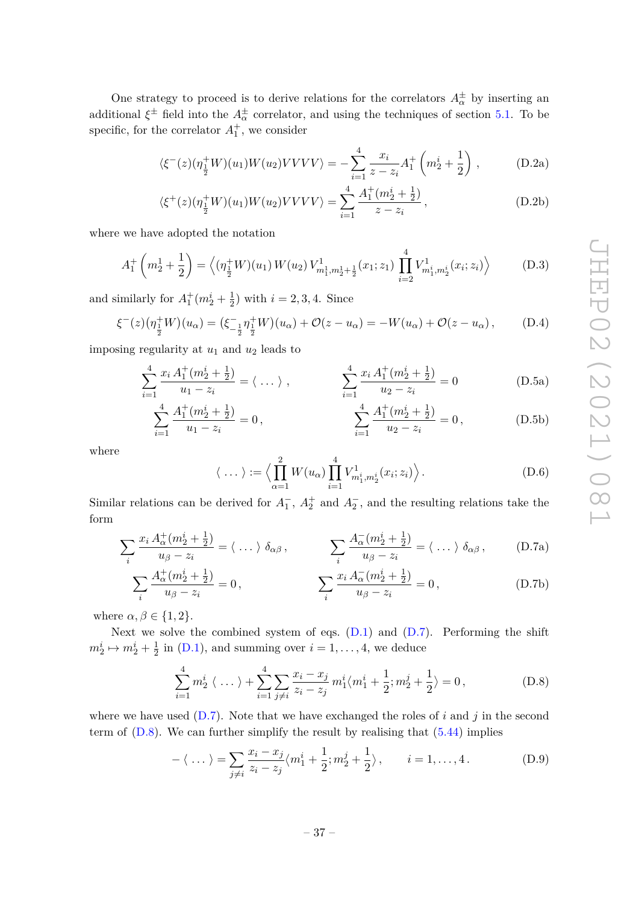One strategy to proceed is to derive relations for the correlators $A^{\pm}_{\alpha}$ by inserting an additional $\xi^{\pm}$ field into the $A^{\pm}_{\alpha}$ correlator, and using the techniques of section 5.1. To be specific, for the correlator $A^{+}_{1}$, we consider

$$\langle \xi^{-}(z)(\eta^{+}_{\frac{1}{2}}W)(u_1)W(u_2)VVVV\rangle = -\sum_{i=1}^{4}\frac{x_i}{z-z_i}A^{+}_{1}\left(m^i_2+\frac{1}{2}\right), \tag{D.2a}$$

$$\langle \xi^{+}(z)(\eta^{+}_{\frac{1}{2}}W)(u_1)W(u_2)VVVV\rangle = \sum_{i=1}^{4}\frac{A^{+}_{1}(m^i_2+\frac{1}{2})}{z-z_i}, \tag{D.2b}$$

where we have adopted the notation

$$A^{+}_{1}\left(m^1_2+\frac{1}{2}\right) = \left\langle (\eta^{+}_{\frac{1}{2}}W)(u_1)\, W(u_2)\, V^1_{m^1_1,m^1_2+\frac{1}{2}}(x_1;z_1)\prod_{i=2}^{4}V^1_{m^i_1,m^i_2}(x_i;z_i)\right\rangle \tag{D.3}$$

and similarly for $A^{+}_{1}(m^i_2+\frac{1}{2})$ with $i=2,3,4$. Since

$$\xi^{-}(z)(\eta^{+}_{\frac{1}{2}}W)(u_\alpha) = (\xi^{-}_{-\frac{1}{2}}\eta^{+}_{\frac{1}{2}}W)(u_\alpha) + \mathcal{O}(z-u_\alpha) = -W(u_\alpha) + \mathcal{O}(z-u_\alpha), \tag{D.4}$$

imposing regularity at $u_1$ and $u_2$ leads to

$$\sum_{i=1}^{4}\frac{x_i\, A^{+}_{1}(m^i_2+\frac{1}{2})}{u_1-z_i} = \langle\, \dots \,\rangle\,, \qquad\qquad \sum_{i=1}^{4}\frac{x_i\, A^{+}_{1}(m^i_2+\frac{1}{2})}{u_2-z_i} = 0 \tag{D.5a}$$

$$\sum_{i=1}^{4}\frac{A^{+}_{1}(m^i_2+\frac{1}{2})}{u_1-z_i} = 0\,, \qquad\qquad \sum_{i=1}^{4}\frac{A^{+}_{1}(m^i_2+\frac{1}{2})}{u_2-z_i} = 0\,, \tag{D.5b}$$

where

$$\langle\, \dots \,\rangle := \left\langle \prod_{\alpha=1}^{2}W(u_\alpha)\prod_{i=1}^{4}V^1_{m^i_1,m^i_2}(x_i;z_i)\right\rangle. \tag{D.6}$$

Similar relations can be derived for $A^{-}_{1}$, $A^{+}_{2}$ and $A^{-}_{2}$, and the resulting relations take the form

$$\sum_i \frac{x_i\, A^{+}_{\alpha}(m^i_2+\frac{1}{2})}{u_\beta - z_i} = \langle\, \dots \,\rangle\, \delta_{\alpha\beta}\,, \qquad\qquad \sum_i \frac{A^{-}_{\alpha}(m^i_2+\frac{1}{2})}{u_\beta - z_i} = \langle\, \dots \,\rangle\, \delta_{\alpha\beta}\,, \tag{D.7a}$$

$$\sum_i \frac{A^{+}_{\alpha}(m^i_2+\frac{1}{2})}{u_\beta - z_i} = 0\,, \qquad\qquad \sum_i \frac{x_i\, A^{-}_{\alpha}(m^i_2+\frac{1}{2})}{u_\beta - z_i} = 0\,, \tag{D.7b}$$

where $\alpha,\beta\in\{1,2\}$.

Next we solve the combined system of eqs. (D.1) and (D.7). Performing the shift $m^i_2 \mapsto m^i_2+\frac{1}{2}$ in (D.1), and summing over $i=1,\dots,4$, we deduce

$$\sum_{i=1}^{4} m^i_2\, \langle\, \dots \,\rangle + \sum_{i=1}^{4}\sum_{j\neq i}\frac{x_i-x_j}{z_i-z_j}\, m^i_1\langle m^i_1+\frac{1}{2}; m^j_2+\frac{1}{2}\rangle = 0\,, \tag{D.8}$$

where we have used (D.7). Note that we have exchanged the roles of $i$ and $j$ in the second term of (D.8). We can further simplify the result by realising that (5.44) implies

$$-\langle\, \dots \,\rangle = \sum_{j\neq i}\frac{x_i-x_j}{z_i-z_j}\langle m^i_1+\frac{1}{2}; m^j_2+\frac{1}{2}\rangle\,, \qquad i=1,\dots,4\,. \tag{D.9}$$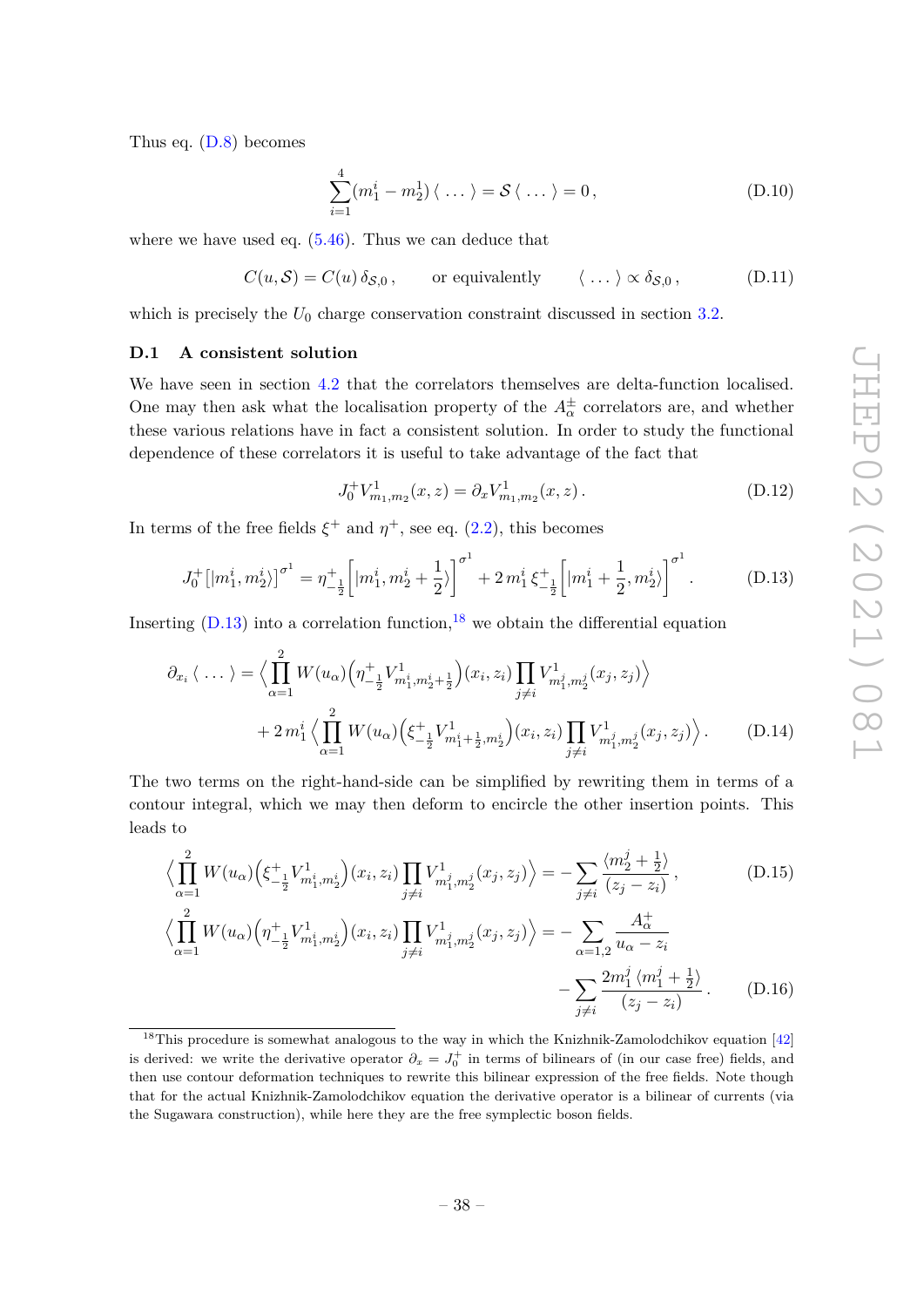Thus eq. (D.8) becomes

$$\sum_{i=1}^{4}(m_1^i - m_2^1)\,\langle\,\dots\,\rangle = \mathcal{S}\,\langle\,\dots\,\rangle = 0\,, \tag{D.10}$$

where we have used eq. (5.46). Thus we can deduce that

$$C(u,\mathcal{S}) = C(u)\,\delta_{\mathcal{S},0}\,, \qquad \text{or equivalently} \qquad \langle\,\dots\,\rangle \propto \delta_{\mathcal{S},0}\,, \tag{D.11}$$

which is precisely the $U_0$ charge conservation constraint discussed in section 3.2.

### D.1 A consistent solution

We have seen in section 4.2 that the correlators themselves are delta-function localised. One may then ask what the localisation property of the $A_\alpha^\pm$ correlators are, and whether these various relations have in fact a consistent solution. In order to study the functional dependence of these correlators it is useful to take advantage of the fact that

$$J_0^+ V^1_{m_1,m_2}(x,z) = \partial_x V^1_{m_1,m_2}(x,z)\,. \tag{D.12}$$

In terms of the free fields $\xi^+$ and $\eta^+$, see eq. (2.2), this becomes

$$J_0^+\left[|m_1^i,m_2^i\rangle\right]^{\sigma^1} = \eta^+_{-\frac{1}{2}}\left[|m_1^i,m_2^i+\frac{1}{2}\rangle\right]^{\sigma^1} + 2\,m_1^i\,\xi^+_{-\frac{1}{2}}\left[|m_1^i+\frac{1}{2},m_2^i\rangle\right]^{\sigma^1}. \tag{D.13}$$

Inserting (D.13) into a correlation function,[18] we obtain the differential equation

$$\begin{aligned}\partial_{x_i}\langle\,\dots\,\rangle = &\Big\langle \prod_{\alpha=1}^{2} W(u_\alpha)\Big(\eta^+_{-\frac{1}{2}}V^1_{m_1^i,m_2^i+\frac{1}{2}}\Big)(x_i,z_i)\prod_{j\neq i}V^1_{m_1^j,m_2^j}(x_j,z_j)\Big\rangle \\ &+ 2\,m_1^i\,\Big\langle \prod_{\alpha=1}^{2} W(u_\alpha)\Big(\xi^+_{-\frac{1}{2}}V^1_{m_1^i+\frac{1}{2},m_2^i}\Big)(x_i,z_i)\prod_{j\neq i}V^1_{m_1^j,m_2^j}(x_j,z_j)\Big\rangle\,. \end{aligned}\tag{D.14}$$

The two terms on the right-hand-side can be simplified by rewriting them in terms of a contour integral, which we may then deform to encircle the other insertion points. This leads to

$$\Big\langle \prod_{\alpha=1}^{2} W(u_\alpha)\Big(\xi^+_{-\frac{1}{2}}V^1_{m_1^i,m_2^i}\Big)(x_i,z_i)\prod_{j\neq i}V^1_{m_1^j,m_2^j}(x_j,z_j)\Big\rangle = -\sum_{j\neq i}\frac{\langle m_2^j+\frac{1}{2}\rangle}{(z_j-z_i)}\,, \tag{D.15}$$

$$\begin{aligned}\Big\langle \prod_{\alpha=1}^{2} W(u_\alpha)\Big(\eta^+_{-\frac{1}{2}}V^1_{m_1^i,m_2^i}\Big)(x_i,z_i)\prod_{j\neq i}V^1_{m_1^j,m_2^j}(x_j,z_j)\Big\rangle = &-\sum_{\alpha=1,2}\frac{A_\alpha^+}{u_\alpha - z_i} \\ &-\sum_{j\neq i}\frac{2m_1^j\,\langle m_1^j+\frac{1}{2}\rangle}{(z_j-z_i)}\,. \end{aligned}\tag{D.16}$$

---

[18] This procedure is somewhat analogous to the way in which the Knizhnik-Zamolodchikov equation [42] is derived: we write the derivative operator $\partial_x = J_0^+$ in terms of bilinears of (in our case free) fields, and then use contour deformation techniques to rewrite this bilinear expression of the free fields. Note though that for the actual Knizhnik-Zamolodchikov equation the derivative operator is a bilinear of currents (via the Sugawara construction), while here they are the free symplectic boson fields.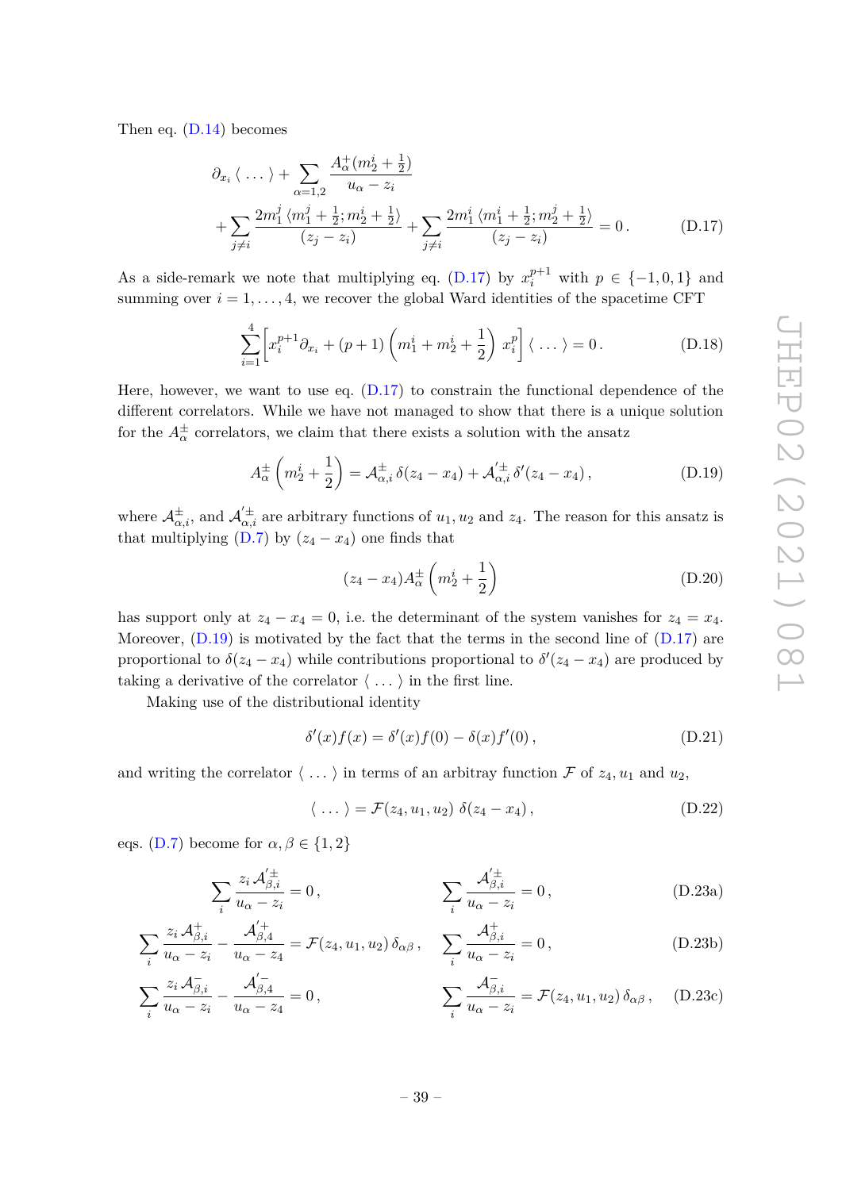Then eq. (D.14) becomes

$$\partial_{x_i} \langle \dots \rangle + \sum_{\alpha=1,2} \frac{A_\alpha^+(m_2^i + \frac{1}{2})}{u_\alpha - z_i} + \sum_{j \neq i} \frac{2m_1^j \langle m_1^j + \frac{1}{2}; m_2^i + \frac{1}{2} \rangle}{(z_j - z_i)} + \sum_{j \neq i} \frac{2m_1^i \langle m_1^i + \frac{1}{2}; m_2^j + \frac{1}{2} \rangle}{(z_j - z_i)} = 0 \,. \tag{D.17}$$

As a side-remark we note that multiplying eq. (D.17) by $x_i^{p+1}$ with $p \in \{-1, 0, 1\}$ and summing over $i = 1, \dots, 4$, we recover the global Ward identities of the spacetime CFT

$$\sum_{i=1}^{4} \left[ x_i^{p+1} \partial_{x_i} + (p+1) \left( m_1^i + m_2^i + \frac{1}{2} \right) x_i^p \right] \langle \dots \rangle = 0 \,. \tag{D.18}$$

Here, however, we want to use eq. (D.17) to constrain the functional dependence of the different correlators. While we have not managed to show that there is a unique solution for the $A_\alpha^\pm$ correlators, we claim that there exists a solution with the ansatz

$$A_\alpha^\pm \left( m_2^i + \frac{1}{2} \right) = \mathcal{A}_{\alpha,i}^\pm \, \delta(z_4 - x_4) + \mathcal{A}_{\alpha,i}^{\prime\pm} \, \delta'(z_4 - x_4) \,, \tag{D.19}$$

where $\mathcal{A}_{\alpha,i}^\pm$, and $\mathcal{A}_{\alpha,i}^{\prime\pm}$ are arbitrary functions of $u_1, u_2$ and $z_4$. The reason for this ansatz is that multiplying (D.7) by $(z_4 - x_4)$ one finds that

$$(z_4 - x_4) A_\alpha^\pm \left( m_2^i + \frac{1}{2} \right) \tag{D.20}$$

has support only at $z_4 - x_4 = 0$, i.e. the determinant of the system vanishes for $z_4 = x_4$. Moreover, (D.19) is motivated by the fact that the terms in the second line of (D.17) are proportional to $\delta(z_4 - x_4)$ while contributions proportional to $\delta'(z_4 - x_4)$ are produced by taking a derivative of the correlator $\langle \dots \rangle$ in the first line.

Making use of the distributional identity

$$\delta'(x) f(x) = \delta'(x) f(0) - \delta(x) f'(0) \,, \tag{D.21}$$

and writing the correlator $\langle \dots \rangle$ in terms of an arbitray function $\mathcal{F}$ of $z_4, u_1$ and $u_2$,

$$\langle \dots \rangle = \mathcal{F}(z_4, u_1, u_2) \; \delta(z_4 - x_4) \,, \tag{D.22}$$

eqs. (D.7) become for $\alpha, \beta \in \{1, 2\}$

$$\sum_i \frac{z_i \, \mathcal{A}_{\beta,i}^{\prime\pm}}{u_\alpha - z_i} = 0 \,, \qquad \sum_i \frac{\mathcal{A}_{\beta,i}^{\prime\pm}}{u_\alpha - z_i} = 0 \,, \tag{D.23a}$$

$$\sum_i \frac{z_i \, \mathcal{A}_{\beta,i}^{+}}{u_\alpha - z_i} - \frac{\mathcal{A}_{\beta,4}^{\prime +}}{u_\alpha - z_4} = \mathcal{F}(z_4, u_1, u_2) \, \delta_{\alpha\beta} \,, \qquad \sum_i \frac{\mathcal{A}_{\beta,i}^{+}}{u_\alpha - z_i} = 0 \,, \tag{D.23b}$$

$$\sum_i \frac{z_i \, \mathcal{A}_{\beta,i}^{-}}{u_\alpha - z_i} - \frac{\mathcal{A}_{\beta,4}^{\prime -}}{u_\alpha - z_4} = 0 \,, \qquad \sum_i \frac{\mathcal{A}_{\beta,i}^{-}}{u_\alpha - z_i} = \mathcal{F}(z_4, u_1, u_2) \, \delta_{\alpha\beta} \,, \tag{D.23c}$$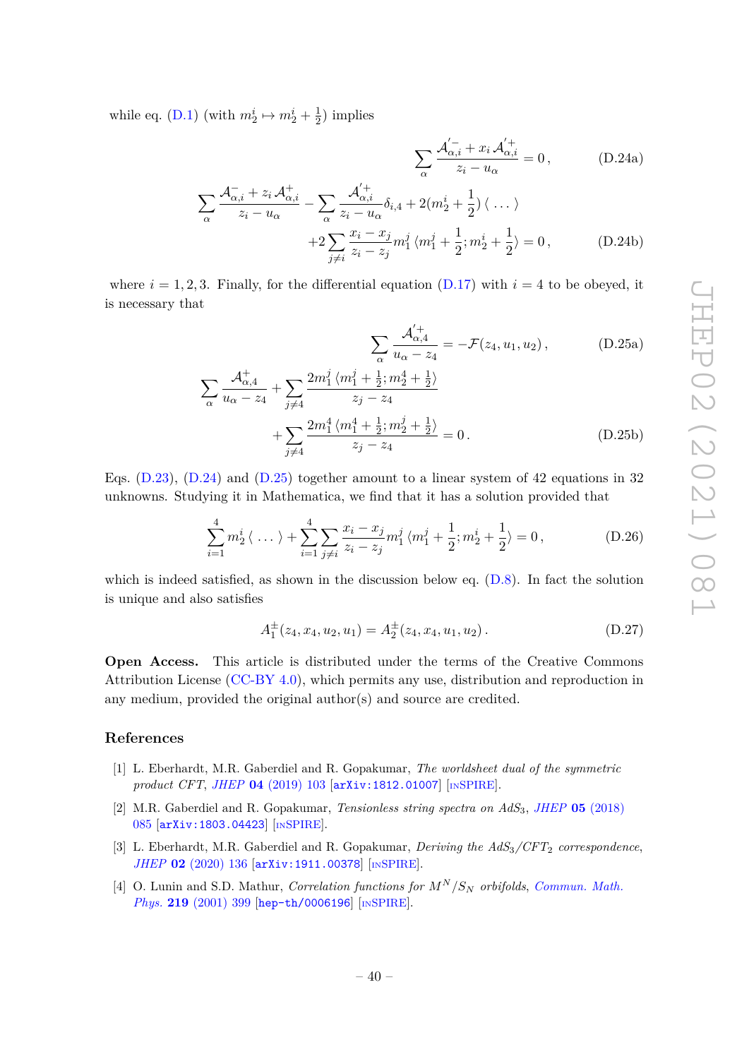while eq. (D.1) (with $m_2^i \mapsto m_2^i + \frac{1}{2}$) implies

$$\sum_\alpha \frac{\mathcal{A}'^{-}_{\alpha,i} + x_i\,\mathcal{A}'^{+}_{\alpha,i}}{z_i - u_\alpha} = 0\,, \tag{D.24a}$$

$$\sum_\alpha \frac{\mathcal{A}^{-}_{\alpha,i} + z_i\,\mathcal{A}^{+}_{\alpha,i}}{z_i - u_\alpha} - \sum_\alpha \frac{\mathcal{A}'^{+}_{\alpha,i}}{z_i - u_\alpha}\delta_{i,4} + 2(m_2^i + \frac{1}{2})\,\langle\,\dots\,\rangle$$
$$+2\sum_{j\neq i}\frac{x_i - x_j}{z_i - z_j} m_1^j\,\langle m_1^j + \frac{1}{2}; m_2^i + \frac{1}{2}\rangle = 0\,, \tag{D.24b}$$

where $i = 1, 2, 3$. Finally, for the differential equation (D.17) with $i = 4$ to be obeyed, it is necessary that

$$\sum_\alpha \frac{\mathcal{A}'^{+}_{\alpha,4}}{u_\alpha - z_4} = -\mathcal{F}(z_4, u_1, u_2)\,, \tag{D.25a}$$

$$\sum_\alpha \frac{\mathcal{A}^{+}_{\alpha,4}}{u_\alpha - z_4} + \sum_{j\neq 4}\frac{2m_1^j\,\langle m_1^j + \frac{1}{2}; m_2^4 + \frac{1}{2}\rangle}{z_j - z_4}$$
$$+\sum_{j\neq 4}\frac{2m_1^4\,\langle m_1^4 + \frac{1}{2}; m_2^j + \frac{1}{2}\rangle}{z_j - z_4} = 0\,. \tag{D.25b}$$

Eqs. (D.23), (D.24) and (D.25) together amount to a linear system of 42 equations in 32 unknowns. Studying it in Mathematica, we find that it has a solution provided that

$$\sum_{i=1}^{4} m_2^i\,\langle\,\dots\,\rangle + \sum_{i=1}^{4}\sum_{j\neq i}\frac{x_i - x_j}{z_i - z_j} m_1^j\,\langle m_1^j + \frac{1}{2}; m_2^i + \frac{1}{2}\rangle = 0\,, \tag{D.26}$$

which is indeed satisfied, as shown in the discussion below eq. (D.8). In fact the solution is unique and also satisfies

$$A_1^{\pm}(z_4, x_4, u_2, u_1) = A_2^{\pm}(z_4, x_4, u_1, u_2)\,. \tag{D.27}$$

**Open Access.** This article is distributed under the terms of the Creative Commons Attribution License (CC-BY 4.0), which permits any use, distribution and reproduction in any medium, provided the original author(s) and source are credited.

## References

[1] L. Eberhardt, M.R. Gaberdiel and R. Gopakumar, *The worldsheet dual of the symmetric product CFT*, JHEP **04** (2019) 103 [arXiv:1812.01007] [INSPIRE].

[2] M.R. Gaberdiel and R. Gopakumar, *Tensionless string spectra on AdS$_3$*, JHEP **05** (2018) 085 [arXiv:1803.04423] [INSPIRE].

[3] L. Eberhardt, M.R. Gaberdiel and R. Gopakumar, *Deriving the AdS$_3$/CFT$_2$ correspondence*, JHEP **02** (2020) 136 [arXiv:1911.00378] [INSPIRE].

[4] O. Lunin and S.D. Mathur, *Correlation functions for $M^N/S_N$ orbifolds*, Commun. Math. Phys. **219** (2001) 399 [hep-th/0006196] [INSPIRE].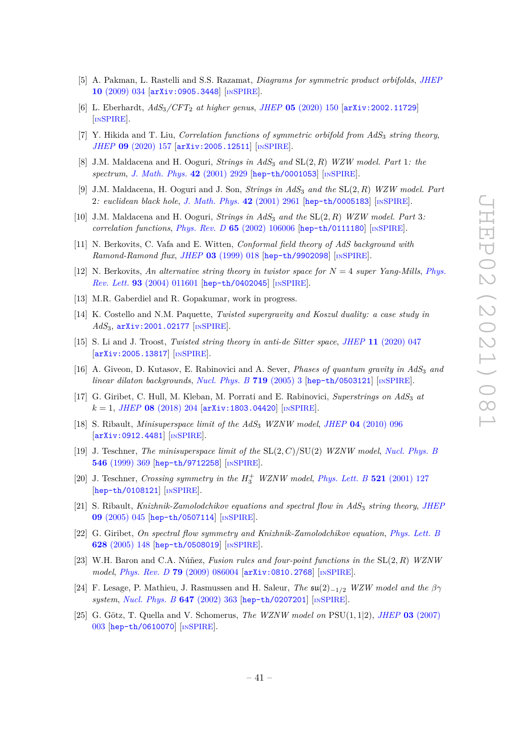- [5] A. Pakman, L. Rastelli and S.S. Razamat, *Diagrams for symmetric product orbifolds*, JHEP **10** (2009) 034 [arXiv:0905.3448] [INSPIRE].
- [6] L. Eberhardt, *$AdS_3/CFT_2$ at higher genus*, JHEP **05** (2020) 150 [arXiv:2002.11729] [INSPIRE].
- [7] Y. Hikida and T. Liu, *Correlation functions of symmetric orbifold from $AdS_3$ string theory*, JHEP **09** (2020) 157 [arXiv:2005.12511] [INSPIRE].
- [8] J.M. Maldacena and H. Ooguri, *Strings in $AdS_3$ and $SL(2,R)$ WZW model. Part 1: the spectrum*, J. Math. Phys. **42** (2001) 2929 [hep-th/0001053] [INSPIRE].
- [9] J.M. Maldacena, H. Ooguri and J. Son, *Strings in $AdS_3$ and the $SL(2,R)$ WZW model. Part 2: euclidean black hole*, J. Math. Phys. **42** (2001) 2961 [hep-th/0005183] [INSPIRE].
- [10] J.M. Maldacena and H. Ooguri, *Strings in $AdS_3$ and the $SL(2,R)$ WZW model. Part 3: correlation functions*, Phys. Rev. D **65** (2002) 106006 [hep-th/0111180] [INSPIRE].
- [11] N. Berkovits, C. Vafa and E. Witten, *Conformal field theory of AdS background with Ramond-Ramond flux*, JHEP **03** (1999) 018 [hep-th/9902098] [INSPIRE].
- [12] N. Berkovits, *An alternative string theory in twistor space for $N = 4$ super Yang-Mills*, Phys. Rev. Lett. **93** (2004) 011601 [hep-th/0402045] [INSPIRE].
- [13] M.R. Gaberdiel and R. Gopakumar, work in progress.
- [14] K. Costello and N.M. Paquette, *Twisted supergravity and Koszul duality: a case study in $AdS_3$*, arXiv:2001.02177 [INSPIRE].
- [15] S. Li and J. Troost, *Twisted string theory in anti-de Sitter space*, JHEP **11** (2020) 047 [arXiv:2005.13817] [INSPIRE].
- [16] A. Giveon, D. Kutasov, E. Rabinovici and A. Sever, *Phases of quantum gravity in $AdS_3$ and linear dilaton backgrounds*, Nucl. Phys. B **719** (2005) 3 [hep-th/0503121] [INSPIRE].
- [17] G. Giribet, C. Hull, M. Kleban, M. Porrati and E. Rabinovici, *Superstrings on $AdS_3$ at $k = 1$*, JHEP **08** (2018) 204 [arXiv:1803.04420] [INSPIRE].
- [18] S. Ribault, *Minisuperspace limit of the $AdS_3$ WZNW model*, JHEP **04** (2010) 096 [arXiv:0912.4481] [INSPIRE].
- [19] J. Teschner, *The minisuperspace limit of the $SL(2,C)/SU(2)$ WZNW model*, Nucl. Phys. B **546** (1999) 369 [hep-th/9712258] [INSPIRE].
- [20] J. Teschner, *Crossing symmetry in the $H_3^+$ WZNW model*, Phys. Lett. B **521** (2001) 127 [hep-th/0108121] [INSPIRE].
- [21] S. Ribault, *Knizhnik-Zamolodchikov equations and spectral flow in $AdS_3$ string theory*, JHEP **09** (2005) 045 [hep-th/0507114] [INSPIRE].
- [22] G. Giribet, *On spectral flow symmetry and Knizhnik-Zamolodchikov equation*, Phys. Lett. B **628** (2005) 148 [hep-th/0508019] [INSPIRE].
- [23] W.H. Baron and C.A. Núñez, *Fusion rules and four-point functions in the $SL(2,R)$ WZNW model*, Phys. Rev. D **79** (2009) 086004 [arXiv:0810.2768] [INSPIRE].
- [24] F. Lesage, P. Mathieu, J. Rasmussen and H. Saleur, *The $\mathfrak{su}(2)_{-1/2}$ WZW model and the $\beta\gamma$ system*, Nucl. Phys. B **647** (2002) 363 [hep-th/0207201] [INSPIRE].
- [25] G. Götz, T. Quella and V. Schomerus, *The WZNW model on $PSU(1,1|2)$*, JHEP **03** (2007) 003 [hep-th/0610070] [INSPIRE].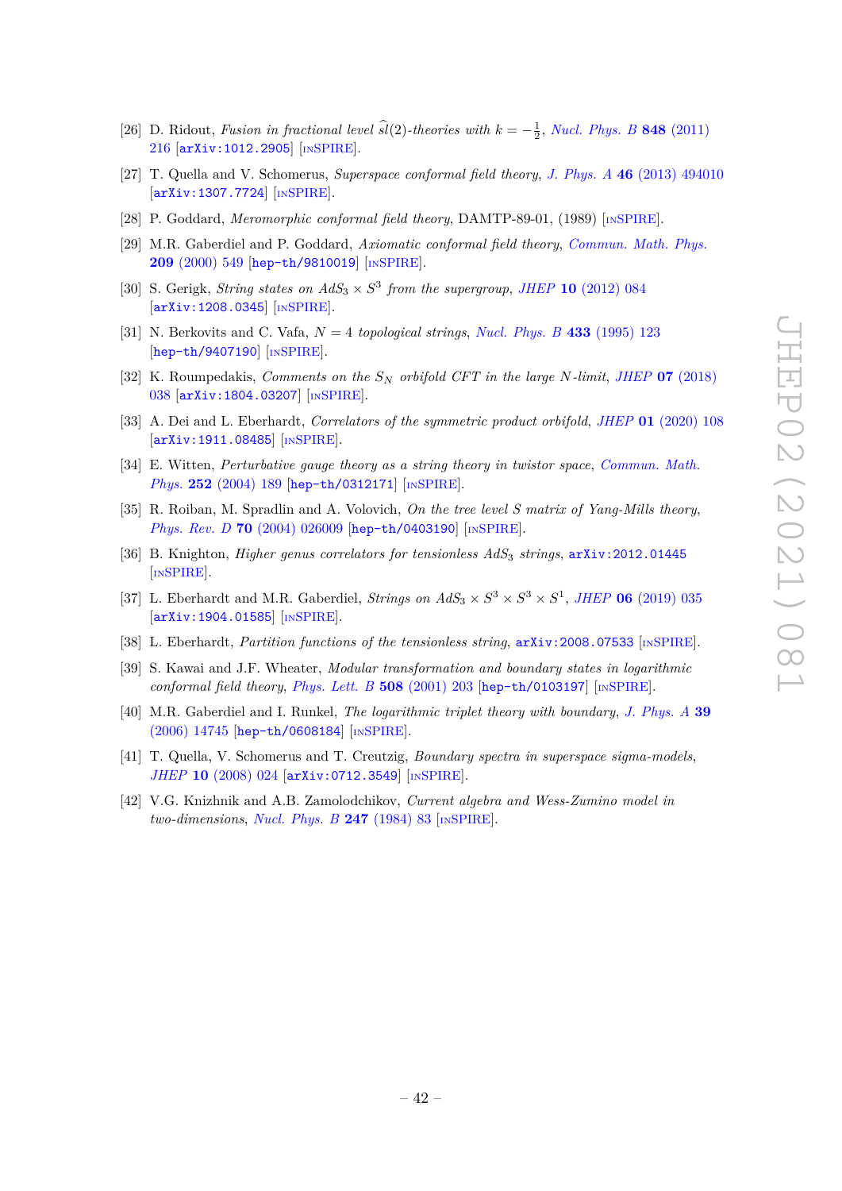[26] D. Ridout, *Fusion in fractional level* $\widehat{sl}(2)$*-theories with* $k = -\frac{1}{2}$, Nucl. Phys. B **848** (2011) 216 [arXiv:1012.2905] [INSPIRE].

[27] T. Quella and V. Schomerus, *Superspace conformal field theory*, J. Phys. A **46** (2013) 494010 [arXiv:1307.7724] [INSPIRE].

[28] P. Goddard, *Meromorphic conformal field theory*, DAMTP-89-01, (1989) [INSPIRE].

[29] M.R. Gaberdiel and P. Goddard, *Axiomatic conformal field theory*, Commun. Math. Phys. **209** (2000) 549 [hep-th/9810019] [INSPIRE].

[30] S. Gerigk, *String states on* $AdS_3 \times S^3$ *from the supergroup*, JHEP **10** (2012) 084 [arXiv:1208.0345] [INSPIRE].

[31] N. Berkovits and C. Vafa, $N = 4$ *topological strings*, Nucl. Phys. B **433** (1995) 123 [hep-th/9407190] [INSPIRE].

[32] K. Roumpedakis, *Comments on the* $S_N$ *orbifold CFT in the large* $N$*-limit*, JHEP **07** (2018) 038 [arXiv:1804.03207] [INSPIRE].

[33] A. Dei and L. Eberhardt, *Correlators of the symmetric product orbifold*, JHEP **01** (2020) 108 [arXiv:1911.08485] [INSPIRE].

[34] E. Witten, *Perturbative gauge theory as a string theory in twistor space*, Commun. Math. Phys. **252** (2004) 189 [hep-th/0312171] [INSPIRE].

[35] R. Roiban, M. Spradlin and A. Volovich, *On the tree level S matrix of Yang-Mills theory*, Phys. Rev. D **70** (2004) 026009 [hep-th/0403190] [INSPIRE].

[36] B. Knighton, *Higher genus correlators for tensionless* $AdS_3$ *strings*, arXiv:2012.01445 [INSPIRE].

[37] L. Eberhardt and M.R. Gaberdiel, *Strings on* $AdS_3 \times S^3 \times S^3 \times S^1$, JHEP **06** (2019) 035 [arXiv:1904.01585] [INSPIRE].

[38] L. Eberhardt, *Partition functions of the tensionless string*, arXiv:2008.07533 [INSPIRE].

[39] S. Kawai and J.F. Wheater, *Modular transformation and boundary states in logarithmic conformal field theory*, Phys. Lett. B **508** (2001) 203 [hep-th/0103197] [INSPIRE].

[40] M.R. Gaberdiel and I. Runkel, *The logarithmic triplet theory with boundary*, J. Phys. A **39** (2006) 14745 [hep-th/0608184] [INSPIRE].

[41] T. Quella, V. Schomerus and T. Creutzig, *Boundary spectra in superspace sigma-models*, JHEP **10** (2008) 024 [arXiv:0712.3549] [INSPIRE].

[42] V.G. Knizhnik and A.B. Zamolodchikov, *Current algebra and Wess-Zumino model in two-dimensions*, Nucl. Phys. B **247** (1984) 83 [INSPIRE].